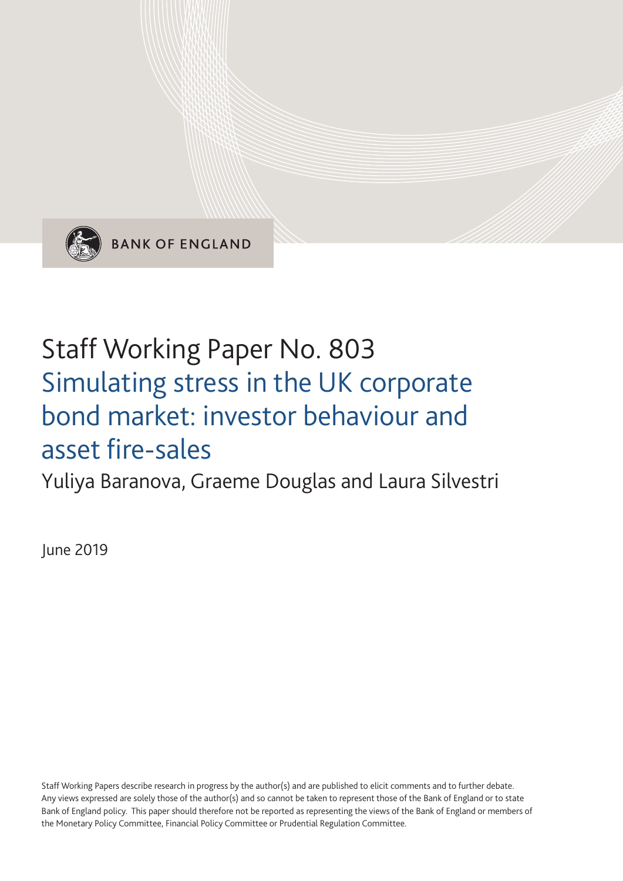BANK OF ENGLAND

# Staff Working Paper No. 803
## Simulating stress in the UK corporate bond market: investor behaviour and asset fire-sales

Yuliya Baranova, Graeme Douglas and Laura Silvestri

June 2019

Staff Working Papers describe research in progress by the author(s) and are published to elicit comments and to further debate. Any views expressed are solely those of the author(s) and so cannot be taken to represent those of the Bank of England or to state Bank of England policy. This paper should therefore not be reported as representing the views of the Bank of England or members of the Monetary Policy Committee, Financial Policy Committee or Prudential Regulation Committee.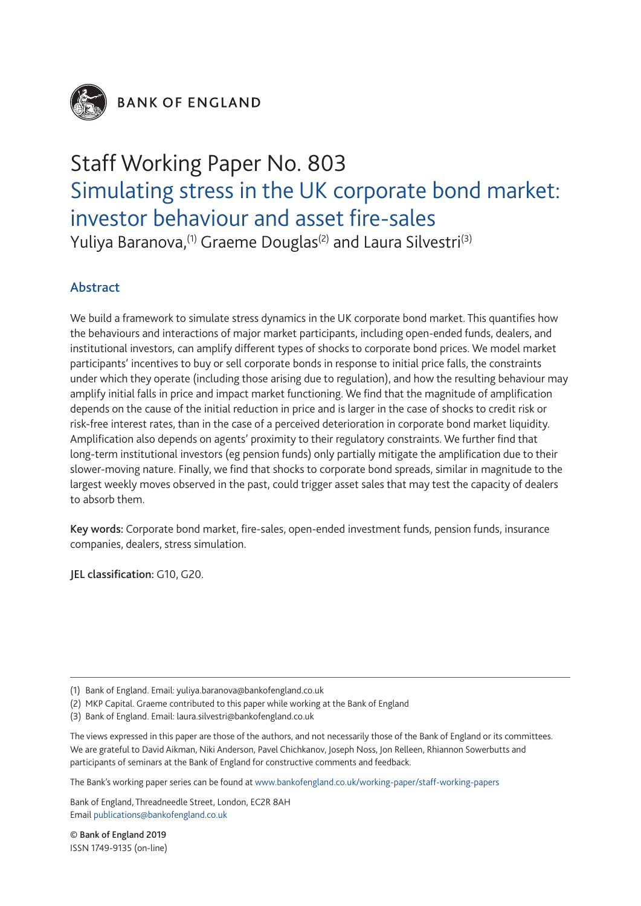BANK OF ENGLAND

# Staff Working Paper No. 803
# Simulating stress in the UK corporate bond market: investor behaviour and asset fire-sales

Yuliya Baranova,[1] Graeme Douglas[2] and Laura Silvestri[3]

## Abstract

We build a framework to simulate stress dynamics in the UK corporate bond market. This quantifies how the behaviours and interactions of major market participants, including open-ended funds, dealers, and institutional investors, can amplify different types of shocks to corporate bond prices. We model market participants' incentives to buy or sell corporate bonds in response to initial price falls, the constraints under which they operate (including those arising due to regulation), and how the resulting behaviour may amplify initial falls in price and impact market functioning. We find that the magnitude of amplification depends on the cause of the initial reduction in price and is larger in the case of shocks to credit risk or risk-free interest rates, than in the case of a perceived deterioration in corporate bond market liquidity. Amplification also depends on agents' proximity to their regulatory constraints. We further find that long-term institutional investors (eg pension funds) only partially mitigate the amplification due to their slower-moving nature. Finally, we find that shocks to corporate bond spreads, similar in magnitude to the largest weekly moves observed in the past, could trigger asset sales that may test the capacity of dealers to absorb them.

**Key words:** Corporate bond market, fire-sales, open-ended investment funds, pension funds, insurance companies, dealers, stress simulation.

**JEL classification:** G10, G20.

---

(1) Bank of England. Email: yuliya.baranova@bankofengland.co.uk

(2) MKP Capital. Graeme contributed to this paper while working at the Bank of England

(3) Bank of England. Email: laura.silvestri@bankofengland.co.uk

The views expressed in this paper are those of the authors, and not necessarily those of the Bank of England or its committees. We are grateful to David Aikman, Niki Anderson, Pavel Chichkanov, Joseph Noss, Jon Relleen, Rhiannon Sowerbutts and participants of seminars at the Bank of England for constructive comments and feedback.

The Bank's working paper series can be found at www.bankofengland.co.uk/working-paper/staff-working-papers

Bank of England, Threadneedle Street, London, EC2R 8AH
Email publications@bankofengland.co.uk

**© Bank of England 2019**
ISSN 1749-9135 (on-line)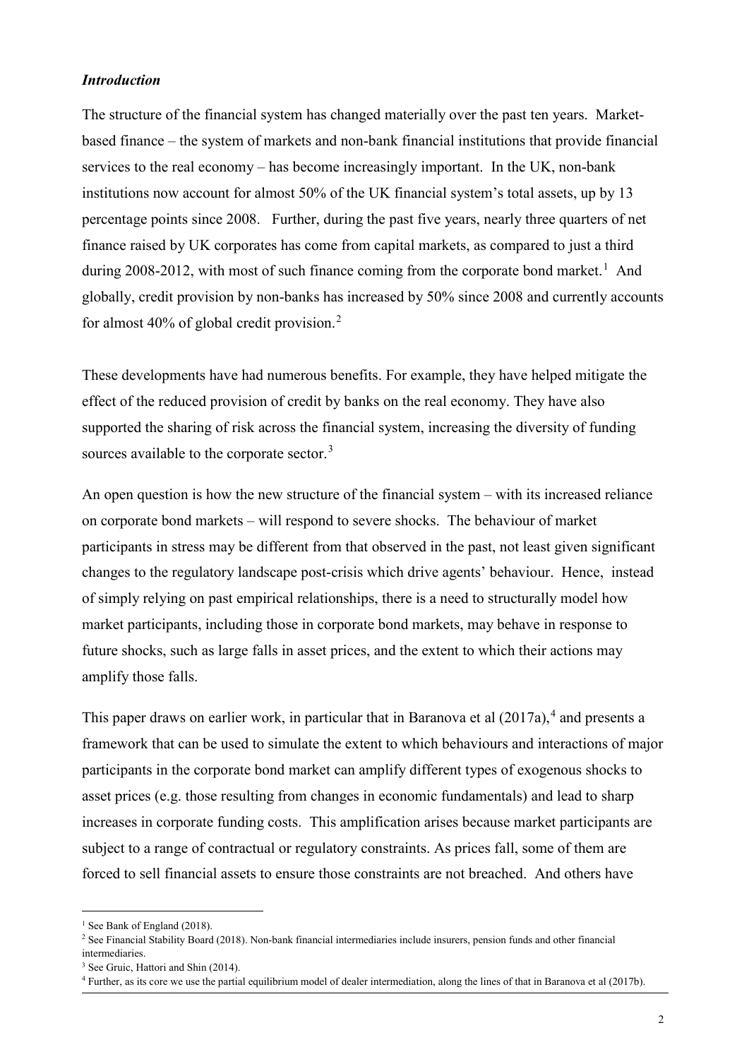### *Introduction*

The structure of the financial system has changed materially over the past ten years. Market-based finance – the system of markets and non-bank financial institutions that provide financial services to the real economy – has become increasingly important. In the UK, non-bank institutions now account for almost 50% of the UK financial system's total assets, up by 13 percentage points since 2008. Further, during the past five years, nearly three quarters of net finance raised by UK corporates has come from capital markets, as compared to just a third during 2008-2012, with most of such finance coming from the corporate bond market.[1] And globally, credit provision by non-banks has increased by 50% since 2008 and currently accounts for almost 40% of global credit provision.[2]

These developments have had numerous benefits. For example, they have helped mitigate the effect of the reduced provision of credit by banks on the real economy. They have also supported the sharing of risk across the financial system, increasing the diversity of funding sources available to the corporate sector.[3]

An open question is how the new structure of the financial system – with its increased reliance on corporate bond markets – will respond to severe shocks. The behaviour of market participants in stress may be different from that observed in the past, not least given significant changes to the regulatory landscape post-crisis which drive agents' behaviour. Hence, instead of simply relying on past empirical relationships, there is a need to structurally model how market participants, including those in corporate bond markets, may behave in response to future shocks, such as large falls in asset prices, and the extent to which their actions may amplify those falls.

This paper draws on earlier work, in particular that in Baranova et al (2017a),[4] and presents a framework that can be used to simulate the extent to which behaviours and interactions of major participants in the corporate bond market can amplify different types of exogenous shocks to asset prices (e.g. those resulting from changes in economic fundamentals) and lead to sharp increases in corporate funding costs. This amplification arises because market participants are subject to a range of contractual or regulatory constraints. As prices fall, some of them are forced to sell financial assets to ensure those constraints are not breached. And others have

---

[1] See Bank of England (2018).

[2] See Financial Stability Board (2018). Non-bank financial intermediaries include insurers, pension funds and other financial intermediaries.

[3] See Gruic, Hattori and Shin (2014).

[4] Further, as its core we use the partial equilibrium model of dealer intermediation, along the lines of that in Baranova et al (2017b).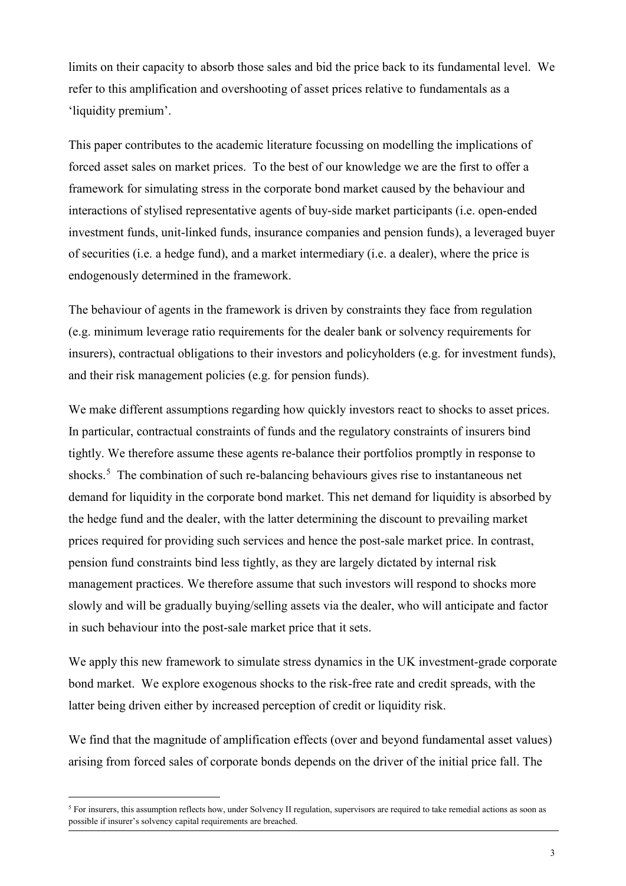limits on their capacity to absorb those sales and bid the price back to its fundamental level. We refer to this amplification and overshooting of asset prices relative to fundamentals as a 'liquidity premium'.

This paper contributes to the academic literature focussing on modelling the implications of forced asset sales on market prices. To the best of our knowledge we are the first to offer a framework for simulating stress in the corporate bond market caused by the behaviour and interactions of stylised representative agents of buy-side market participants (i.e. open-ended investment funds, unit-linked funds, insurance companies and pension funds), a leveraged buyer of securities (i.e. a hedge fund), and a market intermediary (i.e. a dealer), where the price is endogenously determined in the framework.

The behaviour of agents in the framework is driven by constraints they face from regulation (e.g. minimum leverage ratio requirements for the dealer bank or solvency requirements for insurers), contractual obligations to their investors and policyholders (e.g. for investment funds), and their risk management policies (e.g. for pension funds).

We make different assumptions regarding how quickly investors react to shocks to asset prices. In particular, contractual constraints of funds and the regulatory constraints of insurers bind tightly. We therefore assume these agents re-balance their portfolios promptly in response to shocks.[5] The combination of such re-balancing behaviours gives rise to instantaneous net demand for liquidity in the corporate bond market. This net demand for liquidity is absorbed by the hedge fund and the dealer, with the latter determining the discount to prevailing market prices required for providing such services and hence the post-sale market price. In contrast, pension fund constraints bind less tightly, as they are largely dictated by internal risk management practices. We therefore assume that such investors will respond to shocks more slowly and will be gradually buying/selling assets via the dealer, who will anticipate and factor in such behaviour into the post-sale market price that it sets.

We apply this new framework to simulate stress dynamics in the UK investment-grade corporate bond market. We explore exogenous shocks to the risk-free rate and credit spreads, with the latter being driven either by increased perception of credit or liquidity risk.

We find that the magnitude of amplification effects (over and beyond fundamental asset values) arising from forced sales of corporate bonds depends on the driver of the initial price fall. The

[5] For insurers, this assumption reflects how, under Solvency II regulation, supervisors are required to take remedial actions as soon as possible if insurer's solvency capital requirements are breached.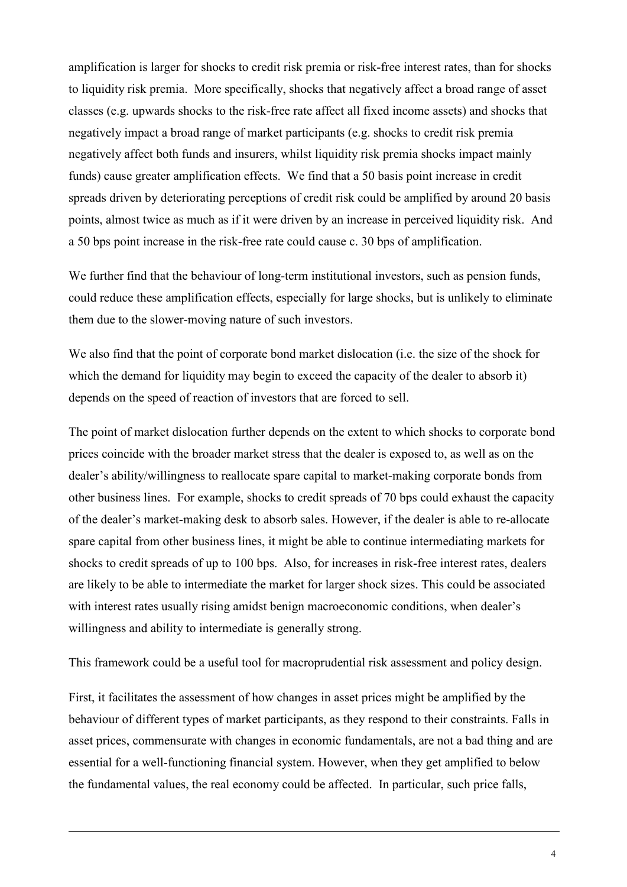amplification is larger for shocks to credit risk premia or risk-free interest rates, than for shocks to liquidity risk premia. More specifically, shocks that negatively affect a broad range of asset classes (e.g. upwards shocks to the risk-free rate affect all fixed income assets) and shocks that negatively impact a broad range of market participants (e.g. shocks to credit risk premia negatively affect both funds and insurers, whilst liquidity risk premia shocks impact mainly funds) cause greater amplification effects. We find that a 50 basis point increase in credit spreads driven by deteriorating perceptions of credit risk could be amplified by around 20 basis points, almost twice as much as if it were driven by an increase in perceived liquidity risk. And a 50 bps point increase in the risk-free rate could cause c. 30 bps of amplification.

We further find that the behaviour of long-term institutional investors, such as pension funds, could reduce these amplification effects, especially for large shocks, but is unlikely to eliminate them due to the slower-moving nature of such investors.

We also find that the point of corporate bond market dislocation (i.e. the size of the shock for which the demand for liquidity may begin to exceed the capacity of the dealer to absorb it) depends on the speed of reaction of investors that are forced to sell.

The point of market dislocation further depends on the extent to which shocks to corporate bond prices coincide with the broader market stress that the dealer is exposed to, as well as on the dealer's ability/willingness to reallocate spare capital to market-making corporate bonds from other business lines. For example, shocks to credit spreads of 70 bps could exhaust the capacity of the dealer's market-making desk to absorb sales. However, if the dealer is able to re-allocate spare capital from other business lines, it might be able to continue intermediating markets for shocks to credit spreads of up to 100 bps. Also, for increases in risk-free interest rates, dealers are likely to be able to intermediate the market for larger shock sizes. This could be associated with interest rates usually rising amidst benign macroeconomic conditions, when dealer's willingness and ability to intermediate is generally strong.

This framework could be a useful tool for macroprudential risk assessment and policy design.

First, it facilitates the assessment of how changes in asset prices might be amplified by the behaviour of different types of market participants, as they respond to their constraints. Falls in asset prices, commensurate with changes in economic fundamentals, are not a bad thing and are essential for a well-functioning financial system. However, when they get amplified to below the fundamental values, the real economy could be affected. In particular, such price falls,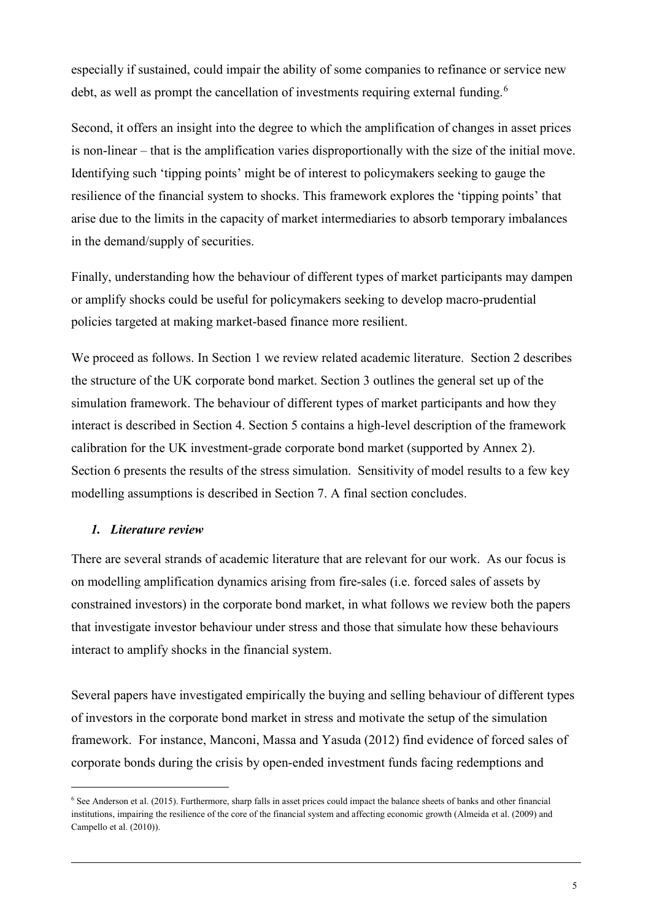especially if sustained, could impair the ability of some companies to refinance or service new debt, as well as prompt the cancellation of investments requiring external funding.[6]

Second, it offers an insight into the degree to which the amplification of changes in asset prices is non-linear – that is the amplification varies disproportionally with the size of the initial move. Identifying such 'tipping points' might be of interest to policymakers seeking to gauge the resilience of the financial system to shocks. This framework explores the 'tipping points' that arise due to the limits in the capacity of market intermediaries to absorb temporary imbalances in the demand/supply of securities.

Finally, understanding how the behaviour of different types of market participants may dampen or amplify shocks could be useful for policymakers seeking to develop macro-prudential policies targeted at making market-based finance more resilient.

We proceed as follows. In Section 1 we review related academic literature. Section 2 describes the structure of the UK corporate bond market. Section 3 outlines the general set up of the simulation framework. The behaviour of different types of market participants and how they interact is described in Section 4. Section 5 contains a high-level description of the framework calibration for the UK investment-grade corporate bond market (supported by Annex 2). Section 6 presents the results of the stress simulation. Sensitivity of model results to a few key modelling assumptions is described in Section 7. A final section concludes.

## *1. Literature review*

There are several strands of academic literature that are relevant for our work. As our focus is on modelling amplification dynamics arising from fire-sales (i.e. forced sales of assets by constrained investors) in the corporate bond market, in what follows we review both the papers that investigate investor behaviour under stress and those that simulate how these behaviours interact to amplify shocks in the financial system.

Several papers have investigated empirically the buying and selling behaviour of different types of investors in the corporate bond market in stress and motivate the setup of the simulation framework. For instance, Manconi, Massa and Yasuda (2012) find evidence of forced sales of corporate bonds during the crisis by open-ended investment funds facing redemptions and

---

[6] See Anderson et al. (2015). Furthermore, sharp falls in asset prices could impact the balance sheets of banks and other financial institutions, impairing the resilience of the core of the financial system and affecting economic growth (Almeida et al. (2009) and Campello et al. (2010)).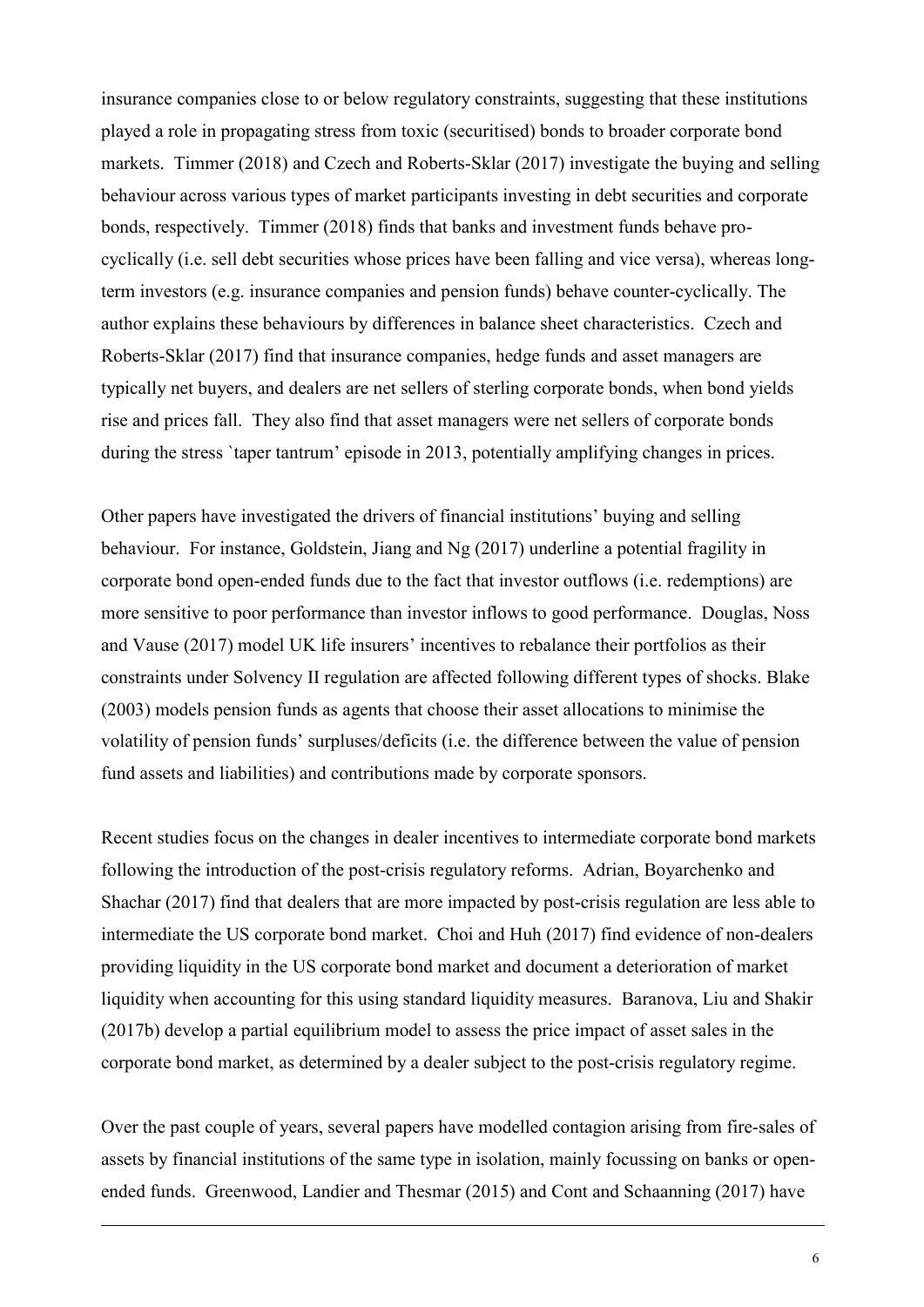insurance companies close to or below regulatory constraints, suggesting that these institutions played a role in propagating stress from toxic (securitised) bonds to broader corporate bond markets. Timmer (2018) and Czech and Roberts-Sklar (2017) investigate the buying and selling behaviour across various types of market participants investing in debt securities and corporate bonds, respectively. Timmer (2018) finds that banks and investment funds behave pro-cyclically (i.e. sell debt securities whose prices have been falling and vice versa), whereas long-term investors (e.g. insurance companies and pension funds) behave counter-cyclically. The author explains these behaviours by differences in balance sheet characteristics. Czech and Roberts-Sklar (2017) find that insurance companies, hedge funds and asset managers are typically net buyers, and dealers are net sellers of sterling corporate bonds, when bond yields rise and prices fall. They also find that asset managers were net sellers of corporate bonds during the stress `taper tantrum' episode in 2013, potentially amplifying changes in prices.

Other papers have investigated the drivers of financial institutions' buying and selling behaviour. For instance, Goldstein, Jiang and Ng (2017) underline a potential fragility in corporate bond open-ended funds due to the fact that investor outflows (i.e. redemptions) are more sensitive to poor performance than investor inflows to good performance. Douglas, Noss and Vause (2017) model UK life insurers' incentives to rebalance their portfolios as their constraints under Solvency II regulation are affected following different types of shocks. Blake (2003) models pension funds as agents that choose their asset allocations to minimise the volatility of pension funds' surpluses/deficits (i.e. the difference between the value of pension fund assets and liabilities) and contributions made by corporate sponsors.

Recent studies focus on the changes in dealer incentives to intermediate corporate bond markets following the introduction of the post-crisis regulatory reforms. Adrian, Boyarchenko and Shachar (2017) find that dealers that are more impacted by post-crisis regulation are less able to intermediate the US corporate bond market. Choi and Huh (2017) find evidence of non-dealers providing liquidity in the US corporate bond market and document a deterioration of market liquidity when accounting for this using standard liquidity measures. Baranova, Liu and Shakir (2017b) develop a partial equilibrium model to assess the price impact of asset sales in the corporate bond market, as determined by a dealer subject to the post-crisis regulatory regime.

Over the past couple of years, several papers have modelled contagion arising from fire-sales of assets by financial institutions of the same type in isolation, mainly focussing on banks or open-ended funds. Greenwood, Landier and Thesmar (2015) and Cont and Schaanning (2017) have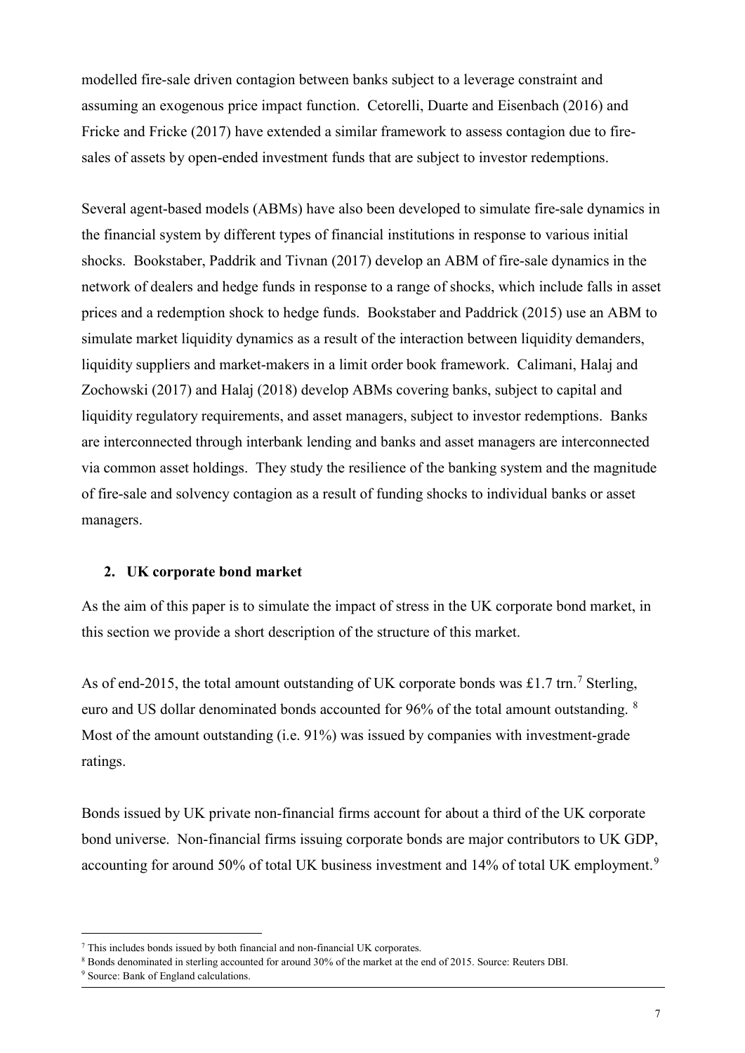modelled fire-sale driven contagion between banks subject to a leverage constraint and assuming an exogenous price impact function. Cetorelli, Duarte and Eisenbach (2016) and Fricke and Fricke (2017) have extended a similar framework to assess contagion due to fire-sales of assets by open-ended investment funds that are subject to investor redemptions.

Several agent-based models (ABMs) have also been developed to simulate fire-sale dynamics in the financial system by different types of financial institutions in response to various initial shocks. Bookstaber, Paddrik and Tivnan (2017) develop an ABM of fire-sale dynamics in the network of dealers and hedge funds in response to a range of shocks, which include falls in asset prices and a redemption shock to hedge funds. Bookstaber and Paddrick (2015) use an ABM to simulate market liquidity dynamics as a result of the interaction between liquidity demanders, liquidity suppliers and market-makers in a limit order book framework. Calimani, Halaj and Zochowski (2017) and Halaj (2018) develop ABMs covering banks, subject to capital and liquidity regulatory requirements, and asset managers, subject to investor redemptions. Banks are interconnected through interbank lending and banks and asset managers are interconnected via common asset holdings. They study the resilience of the banking system and the magnitude of fire-sale and solvency contagion as a result of funding shocks to individual banks or asset managers.

## 2. UK corporate bond market

As the aim of this paper is to simulate the impact of stress in the UK corporate bond market, in this section we provide a short description of the structure of this market.

As of end-2015, the total amount outstanding of UK corporate bonds was £1.7 trn.[7] Sterling, euro and US dollar denominated bonds accounted for 96% of the total amount outstanding. [8] Most of the amount outstanding (i.e. 91%) was issued by companies with investment-grade ratings.

Bonds issued by UK private non-financial firms account for about a third of the UK corporate bond universe. Non-financial firms issuing corporate bonds are major contributors to UK GDP, accounting for around 50% of total UK business investment and 14% of total UK employment.[9]

---

[7] This includes bonds issued by both financial and non-financial UK corporates.

[8] Bonds denominated in sterling accounted for around 30% of the market at the end of 2015. Source: Reuters DBI.

[9] Source: Bank of England calculations.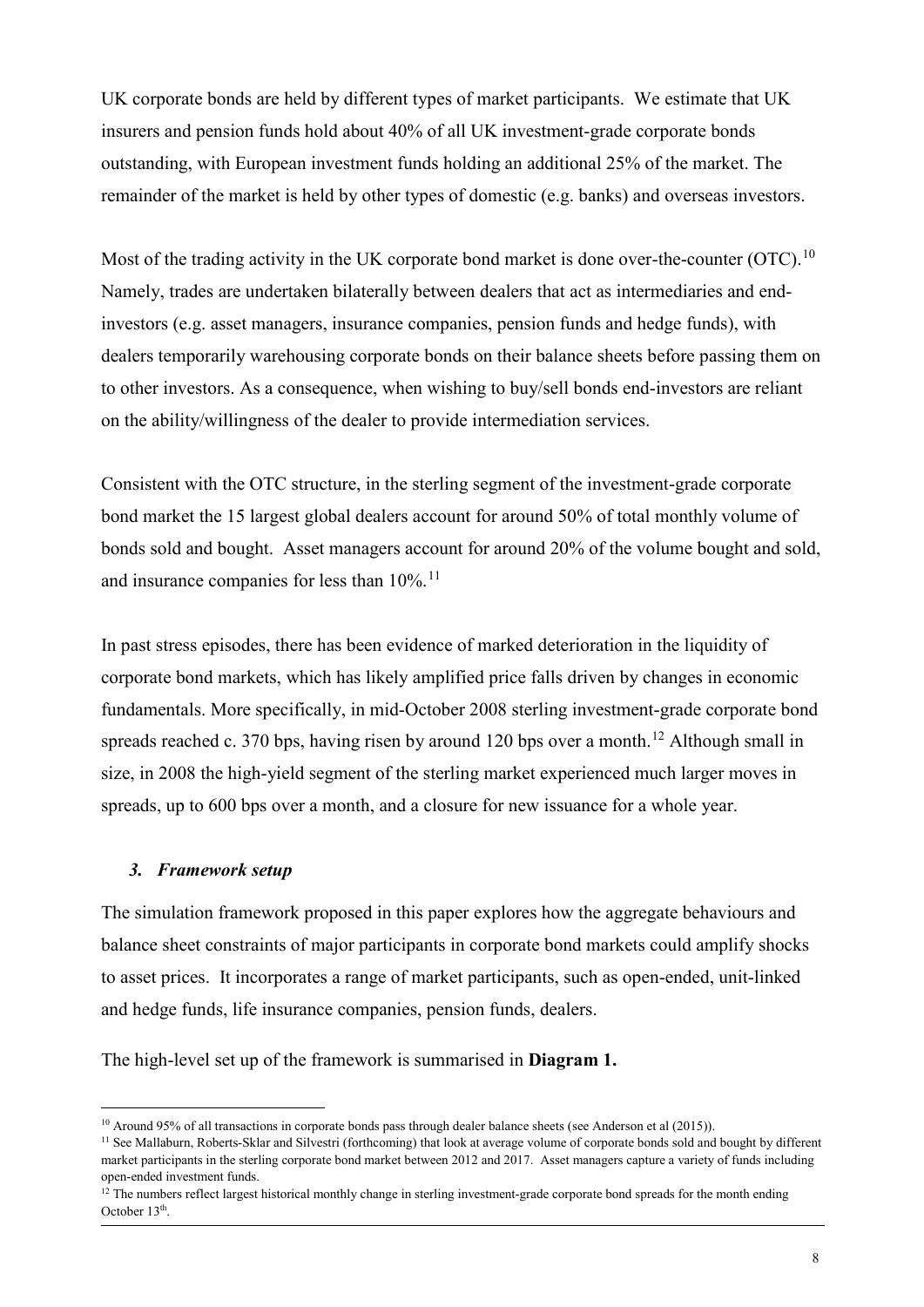UK corporate bonds are held by different types of market participants. We estimate that UK insurers and pension funds hold about 40% of all UK investment-grade corporate bonds outstanding, with European investment funds holding an additional 25% of the market. The remainder of the market is held by other types of domestic (e.g. banks) and overseas investors.

Most of the trading activity in the UK corporate bond market is done over-the-counter (OTC).[10] Namely, trades are undertaken bilaterally between dealers that act as intermediaries and end-investors (e.g. asset managers, insurance companies, pension funds and hedge funds), with dealers temporarily warehousing corporate bonds on their balance sheets before passing them on to other investors. As a consequence, when wishing to buy/sell bonds end-investors are reliant on the ability/willingness of the dealer to provide intermediation services.

Consistent with the OTC structure, in the sterling segment of the investment-grade corporate bond market the 15 largest global dealers account for around 50% of total monthly volume of bonds sold and bought. Asset managers account for around 20% of the volume bought and sold, and insurance companies for less than 10%.[11]

In past stress episodes, there has been evidence of marked deterioration in the liquidity of corporate bond markets, which has likely amplified price falls driven by changes in economic fundamentals. More specifically, in mid-October 2008 sterling investment-grade corporate bond spreads reached c. 370 bps, having risen by around 120 bps over a month.[12] Although small in size, in 2008 the high-yield segment of the sterling market experienced much larger moves in spreads, up to 600 bps over a month, and a closure for new issuance for a whole year.

### *3. Framework setup*

The simulation framework proposed in this paper explores how the aggregate behaviours and balance sheet constraints of major participants in corporate bond markets could amplify shocks to asset prices. It incorporates a range of market participants, such as open-ended, unit-linked and hedge funds, life insurance companies, pension funds, dealers.

The high-level set up of the framework is summarised in **Diagram 1.**

---

[10] Around 95% of all transactions in corporate bonds pass through dealer balance sheets (see Anderson et al (2015)).

[11] See Mallaburn, Roberts-Sklar and Silvestri (forthcoming) that look at average volume of corporate bonds sold and bought by different market participants in the sterling corporate bond market between 2012 and 2017. Asset managers capture a variety of funds including open-ended investment funds.

[12] The numbers reflect largest historical monthly change in sterling investment-grade corporate bond spreads for the month ending October 13th.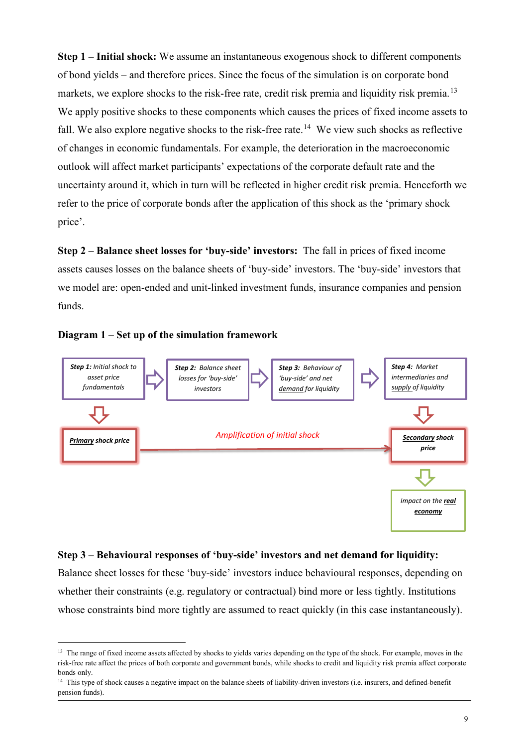**Step 1 – Initial shock:** We assume an instantaneous exogenous shock to different components of bond yields – and therefore prices. Since the focus of the simulation is on corporate bond markets, we explore shocks to the risk-free rate, credit risk premia and liquidity risk premia.[13] We apply positive shocks to these components which causes the prices of fixed income assets to fall. We also explore negative shocks to the risk-free rate.[14] We view such shocks as reflective of changes in economic fundamentals. For example, the deterioration in the macroeconomic outlook will affect market participants' expectations of the corporate default rate and the uncertainty around it, which in turn will be reflected in higher credit risk premia. Henceforth we refer to the price of corporate bonds after the application of this shock as the 'primary shock price'.

**Step 2 – Balance sheet losses for 'buy-side' investors:** The fall in prices of fixed income assets causes losses on the balance sheets of 'buy-side' investors. The 'buy-side' investors that we model are: open-ended and unit-linked investment funds, insurance companies and pension funds.

**Diagram 1 – Set up of the simulation framework**

*Step 1: Initial shock to asset price fundamentals* → *Step 2: Balance sheet losses for 'buy-side' investors* → *Step 3: Behaviour of 'buy-side' and net demand for liquidity* → *Step 4: Market intermediaries and supply of liquidity*

*Step 1* ↓ ***Primary shock price*** — *Amplification of initial shock* → ***Secondary shock price*** (from *Step 4* ↓)

***Secondary shock price*** ↓ *Impact on the **real economy***

**Step 3 – Behavioural responses of 'buy-side' investors and net demand for liquidity:** Balance sheet losses for these 'buy-side' investors induce behavioural responses, depending on whether their constraints (e.g. regulatory or contractual) bind more or less tightly. Institutions whose constraints bind more tightly are assumed to react quickly (in this case instantaneously).

[13] The range of fixed income assets affected by shocks to yields varies depending on the type of the shock. For example, moves in the risk-free rate affect the prices of both corporate and government bonds, while shocks to credit and liquidity risk premia affect corporate bonds only.

[14] This type of shock causes a negative impact on the balance sheets of liability-driven investors (i.e. insurers, and defined-benefit pension funds).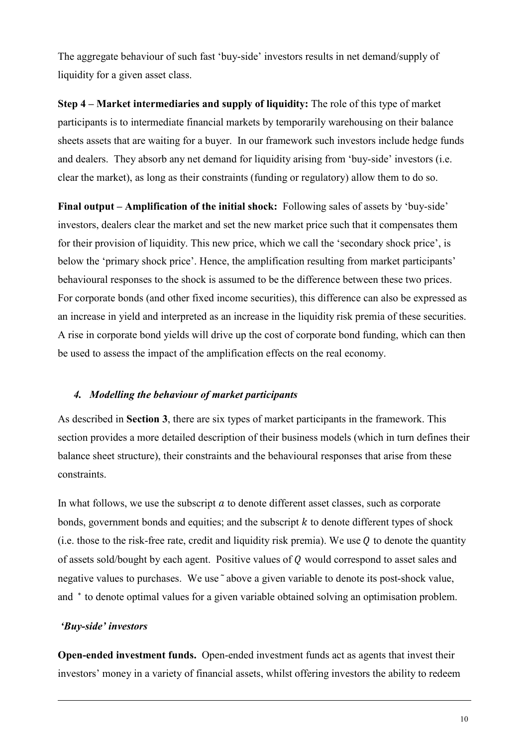The aggregate behaviour of such fast 'buy-side' investors results in net demand/supply of liquidity for a given asset class.

**Step 4 – Market intermediaries and supply of liquidity:** The role of this type of market participants is to intermediate financial markets by temporarily warehousing on their balance sheets assets that are waiting for a buyer. In our framework such investors include hedge funds and dealers. They absorb any net demand for liquidity arising from 'buy-side' investors (i.e. clear the market), as long as their constraints (funding or regulatory) allow them to do so.

**Final output – Amplification of the initial shock:** Following sales of assets by 'buy-side' investors, dealers clear the market and set the new market price such that it compensates them for their provision of liquidity. This new price, which we call the 'secondary shock price', is below the 'primary shock price'. Hence, the amplification resulting from market participants' behavioural responses to the shock is assumed to be the difference between these two prices. For corporate bonds (and other fixed income securities), this difference can also be expressed as an increase in yield and interpreted as an increase in the liquidity risk premia of these securities. A rise in corporate bond yields will drive up the cost of corporate bond funding, which can then be used to assess the impact of the amplification effects on the real economy.

### *4. Modelling the behaviour of market participants*

As described in **Section 3**, there are six types of market participants in the framework. This section provides a more detailed description of their business models (which in turn defines their balance sheet structure), their constraints and the behavioural responses that arise from these constraints.

In what follows, we use the subscript $a$ to denote different asset classes, such as corporate bonds, government bonds and equities; and the subscript $k$ to denote different types of shock (i.e. those to the risk-free rate, credit and liquidity risk premia). We use $Q$ to denote the quantity of assets sold/bought by each agent. Positive values of $Q$ would correspond to asset sales and negative values to purchases. We use $\tilde{}$ above a given variable to denote its post-shock value, and $^*$ to denote optimal values for a given variable obtained solving an optimisation problem.

***'Buy-side' investors***

**Open-ended investment funds.** Open-ended investment funds act as agents that invest their investors' money in a variety of financial assets, whilst offering investors the ability to redeem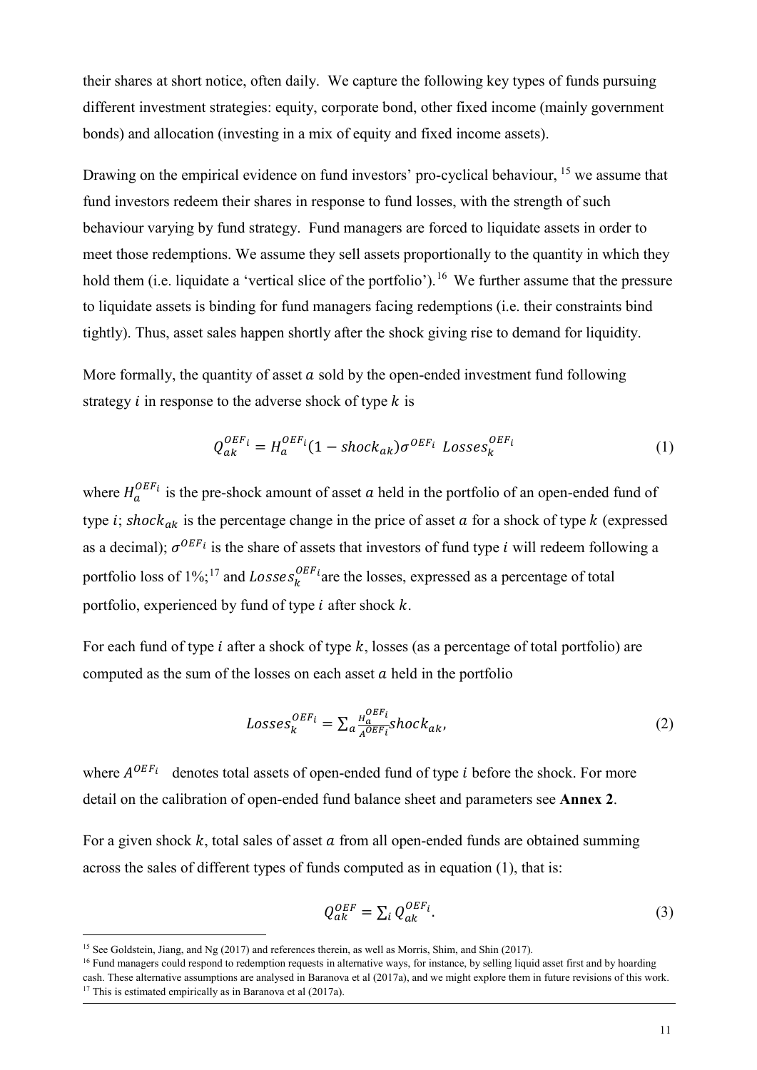their shares at short notice, often daily. We capture the following key types of funds pursuing different investment strategies: equity, corporate bond, other fixed income (mainly government bonds) and allocation (investing in a mix of equity and fixed income assets).

Drawing on the empirical evidence on fund investors' pro-cyclical behaviour, [15] we assume that fund investors redeem their shares in response to fund losses, with the strength of such behaviour varying by fund strategy. Fund managers are forced to liquidate assets in order to meet those redemptions. We assume they sell assets proportionally to the quantity in which they hold them (i.e. liquidate a 'vertical slice of the portfolio').[16] We further assume that the pressure to liquidate assets is binding for fund managers facing redemptions (i.e. their constraints bind tightly). Thus, asset sales happen shortly after the shock giving rise to demand for liquidity.

More formally, the quantity of asset $a$ sold by the open-ended investment fund following strategy $i$ in response to the adverse shock of type $k$ is

$$Q_{ak}^{OEF_i} = H_a^{OEF_i}(1 - shock_{ak})\sigma^{OEF_i}\ Losses_k^{OEF_i} \tag{1}$$

where $H_a^{OEF_i}$ is the pre-shock amount of asset $a$ held in the portfolio of an open-ended fund of type $i$; $shock_{ak}$ is the percentage change in the price of asset $a$ for a shock of type $k$ (expressed as a decimal); $\sigma^{OEF_i}$ is the share of assets that investors of fund type $i$ will redeem following a portfolio loss of 1%;[17] and $Losses_k^{OEF_i}$are the losses, expressed as a percentage of total portfolio, experienced by fund of type $i$ after shock $k$.

For each fund of type $i$ after a shock of type $k$, losses (as a percentage of total portfolio) are computed as the sum of the losses on each asset $a$ held in the portfolio

$$Losses_k^{OEF_i} = \sum_a \frac{H_a^{OEF_i}}{A^{OEF_i}} shock_{ak}, \tag{2}$$

where $A^{OEF_i}$ denotes total assets of open-ended fund of type $i$ before the shock. For more detail on the calibration of open-ended fund balance sheet and parameters see **Annex 2**.

For a given shock $k$, total sales of asset $a$ from all open-ended funds are obtained summing across the sales of different types of funds computed as in equation (1), that is:

$$Q_{ak}^{OEF} = \sum_i Q_{ak}^{OEF_i}. \tag{3}$$

---

[15] See Goldstein, Jiang, and Ng (2017) and references therein, as well as Morris, Shim, and Shin (2017).

[16] Fund managers could respond to redemption requests in alternative ways, for instance, by selling liquid asset first and by hoarding cash. These alternative assumptions are analysed in Baranova et al (2017a), and we might explore them in future revisions of this work.

[17] This is estimated empirically as in Baranova et al (2017a).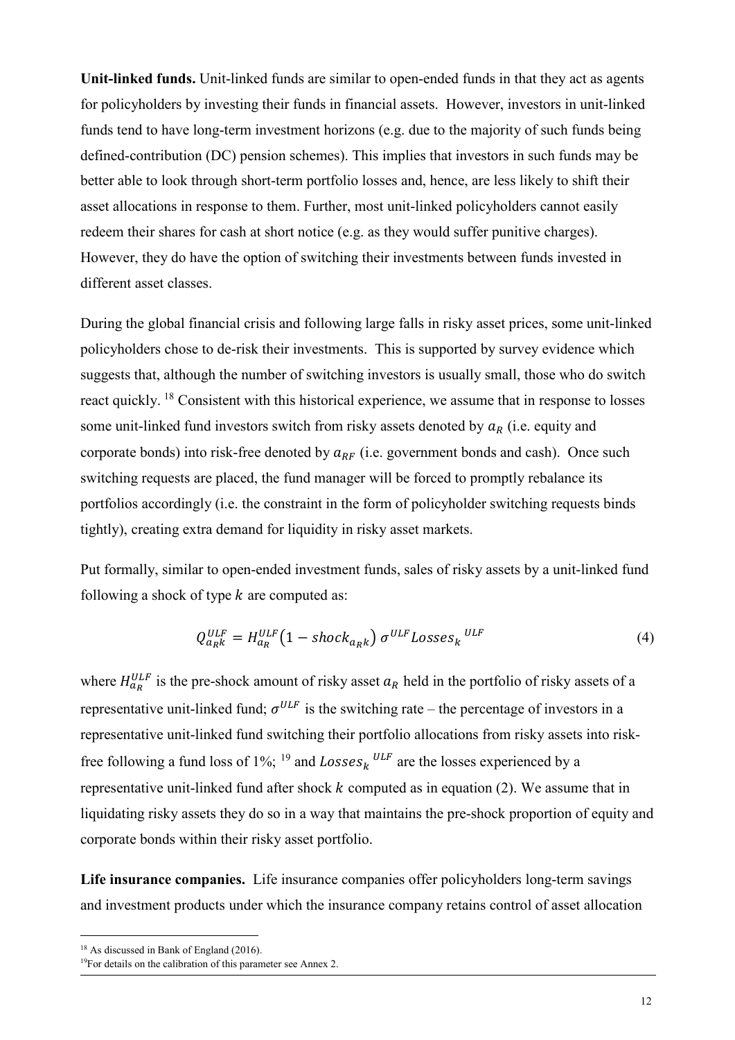**Unit-linked funds.** Unit-linked funds are similar to open-ended funds in that they act as agents for policyholders by investing their funds in financial assets. However, investors in unit-linked funds tend to have long-term investment horizons (e.g. due to the majority of such funds being defined-contribution (DC) pension schemes). This implies that investors in such funds may be better able to look through short-term portfolio losses and, hence, are less likely to shift their asset allocations in response to them. Further, most unit-linked policyholders cannot easily redeem their shares for cash at short notice (e.g. as they would suffer punitive charges). However, they do have the option of switching their investments between funds invested in different asset classes.

During the global financial crisis and following large falls in risky asset prices, some unit-linked policyholders chose to de-risk their investments. This is supported by survey evidence which suggests that, although the number of switching investors is usually small, those who do switch react quickly. [18] Consistent with this historical experience, we assume that in response to losses some unit-linked fund investors switch from risky assets denoted by $a_R$ (i.e. equity and corporate bonds) into risk-free denoted by $a_{RF}$ (i.e. government bonds and cash). Once such switching requests are placed, the fund manager will be forced to promptly rebalance its portfolios accordingly (i.e. the constraint in the form of policyholder switching requests binds tightly), creating extra demand for liquidity in risky asset markets.

Put formally, similar to open-ended investment funds, sales of risky assets by a unit-linked fund following a shock of type $k$ are computed as:

$$Q_{a_R k}^{ULF} = H_{a_R}^{ULF}\left(1 - shock_{a_R k}\right) \sigma^{ULF} Losses_k{}^{ULF} \tag{4}$$

where $H_{a_R}^{ULF}$ is the pre-shock amount of risky asset $a_R$ held in the portfolio of risky assets of a representative unit-linked fund; $\sigma^{ULF}$ is the switching rate – the percentage of investors in a representative unit-linked fund switching their portfolio allocations from risky assets into risk-free following a fund loss of 1%; [19] and $Losses_k{}^{ULF}$ are the losses experienced by a representative unit-linked fund after shock $k$ computed as in equation (2). We assume that in liquidating risky assets they do so in a way that maintains the pre-shock proportion of equity and corporate bonds within their risky asset portfolio.

**Life insurance companies.** Life insurance companies offer policyholders long-term savings and investment products under which the insurance company retains control of asset allocation

[18] As discussed in Bank of England (2016).

[19] For details on the calibration of this parameter see Annex 2.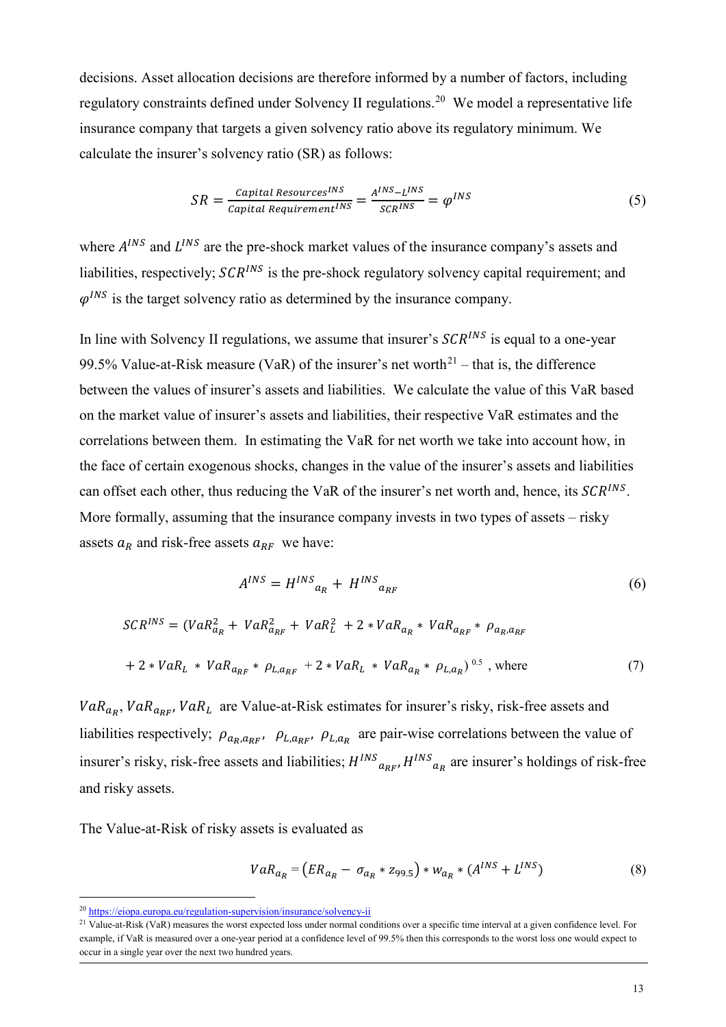decisions. Asset allocation decisions are therefore informed by a number of factors, including regulatory constraints defined under Solvency II regulations.[20] We model a representative life insurance company that targets a given solvency ratio above its regulatory minimum. We calculate the insurer's solvency ratio (SR) as follows:

$$SR = \frac{Capital\ Resources^{INS}}{Capital\ Requirement^{INS}} = \frac{A^{INS} - L^{INS}}{SCR^{INS}} = \varphi^{INS} \tag{5}$$

where $A^{INS}$ and $L^{INS}$ are the pre-shock market values of the insurance company's assets and liabilities, respectively; $SCR^{INS}$ is the pre-shock regulatory solvency capital requirement; and $\varphi^{INS}$ is the target solvency ratio as determined by the insurance company.

In line with Solvency II regulations, we assume that insurer's $SCR^{INS}$ is equal to a one-year 99.5% Value-at-Risk measure (VaR) of the insurer's net worth[21] – that is, the difference between the values of insurer's assets and liabilities. We calculate the value of this VaR based on the market value of insurer's assets and liabilities, their respective VaR estimates and the correlations between them. In estimating the VaR for net worth we take into account how, in the face of certain exogenous shocks, changes in the value of the insurer's assets and liabilities can offset each other, thus reducing the VaR of the insurer's net worth and, hence, its $SCR^{INS}$. More formally, assuming that the insurance company invests in two types of assets – risky assets $a_R$ and risk-free assets $a_{RF}$ we have:

$$A^{INS} = H^{INS}{}_{a_R} + H^{INS}{}_{a_{RF}} \tag{6}$$

$$SCR^{INS} = (VaR_{a_R}^2 + VaR_{a_{RF}}^2 + VaR_L^2 + 2 * VaR_{a_R} * VaR_{a_{RF}} * \rho_{a_R, a_{RF}} + 2 * VaR_L * VaR_{a_{RF}} * \rho_{L, a_{RF}} + 2 * VaR_L * VaR_{a_R} * \rho_{L, a_R})^{0.5} \text{, where} \tag{7}$$

$VaR_{a_R}$, $VaR_{a_{RF}}$, $VaR_L$ are Value-at-Risk estimates for insurer's risky, risk-free assets and liabilities respectively; $\rho_{a_R, a_{RF}}$, $\rho_{L, a_{RF}}$, $\rho_{L, a_R}$ are pair-wise correlations between the value of insurer's risky, risk-free assets and liabilities; $H^{INS}{}_{a_{RF}}$, $H^{INS}{}_{a_R}$ are insurer's holdings of risk-free and risky assets.

The Value-at-Risk of risky assets is evaluated as

$$VaR_{a_R} = (ER_{a_R} - \sigma_{a_R} * z_{99.5}) * w_{a_R} * (A^{INS} + L^{INS}) \tag{8}$$

[20] https://eiopa.europa.eu/regulation-supervision/insurance/solvency-ii

[21] Value-at-Risk (VaR) measures the worst expected loss under normal conditions over a specific time interval at a given confidence level. For example, if VaR is measured over a one-year period at a confidence level of 99.5% then this corresponds to the worst loss one would expect to occur in a single year over the next two hundred years.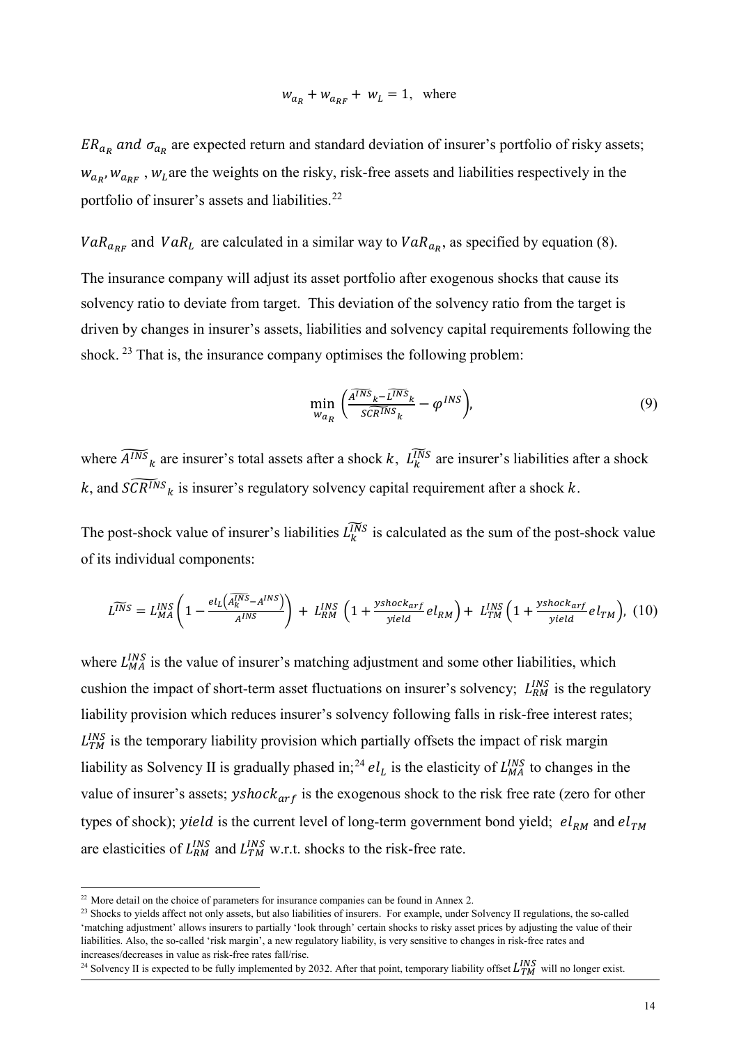$$w_{a_R} + w_{a_{RF}} + w_L = 1, \text{ where}$$

$ER_{a_R}$ *and* $\sigma_{a_R}$ are expected return and standard deviation of insurer's portfolio of risky assets; $w_{a_R}, w_{a_{RF}}$, $w_L$ are the weights on the risky, risk-free assets and liabilities respectively in the portfolio of insurer's assets and liabilities.[22]

$VaR_{a_{RF}}$ and $VaR_L$ are calculated in a similar way to $VaR_{a_R}$, as specified by equation (8).

The insurance company will adjust its asset portfolio after exogenous shocks that cause its solvency ratio to deviate from target. This deviation of the solvency ratio from the target is driven by changes in insurer's assets, liabilities and solvency capital requirements following the shock.[23] That is, the insurance company optimises the following problem:

$$\min_{w_{a_R}} \left( \frac{\widetilde{A^{INS}}_k - \widetilde{L^{INS}}_k}{\widetilde{SCR^{INS}}_k} - \varphi^{INS} \right), \tag{9}$$

where $\widetilde{A^{INS}}_k$ are insurer's total assets after a shock $k$, $\widetilde{L_k^{INS}}$ are insurer's liabilities after a shock $k$, and $\widetilde{SCR^{INS}}_k$ is insurer's regulatory solvency capital requirement after a shock $k$.

The post-shock value of insurer's liabilities $\widetilde{L_k^{INS}}$ is calculated as the sum of the post-shock value of its individual components:

$$\widetilde{L^{INS}} = L_{MA}^{INS} \left( 1 - \frac{el_L \left( \widetilde{A_k^{INS}} - A^{INS} \right)}{A^{INS}} \right) + L_{RM}^{INS} \left( 1 + \frac{yshock_{arf}}{yield} el_{RM} \right) + L_{TM}^{INS} \left( 1 + \frac{yshock_{arf}}{yield} el_{TM} \right), \tag{10}$$

where $L_{MA}^{INS}$ is the value of insurer's matching adjustment and some other liabilities, which cushion the impact of short-term asset fluctuations on insurer's solvency; $L_{RM}^{INS}$ is the regulatory liability provision which reduces insurer's solvency following falls in risk-free interest rates; $L_{TM}^{INS}$ is the temporary liability provision which partially offsets the impact of risk margin liability as Solvency II is gradually phased in;[24] $el_L$ is the elasticity of $L_{MA}^{INS}$ to changes in the value of insurer's assets; $yshock_{arf}$ is the exogenous shock to the risk free rate (zero for other types of shock); $yield$ is the current level of long-term government bond yield; $el_{RM}$ and $el_{TM}$ are elasticities of $L_{RM}^{INS}$ and $L_{TM}^{INS}$ w.r.t. shocks to the risk-free rate.

---

[22] More detail on the choice of parameters for insurance companies can be found in Annex 2.

[23] Shocks to yields affect not only assets, but also liabilities of insurers. For example, under Solvency II regulations, the so-called 'matching adjustment' allows insurers to partially 'look through' certain shocks to risky asset prices by adjusting the value of their liabilities. Also, the so-called 'risk margin', a new regulatory liability, is very sensitive to changes in risk-free rates and increases/decreases in value as risk-free rates fall/rise.

[24] Solvency II is expected to be fully implemented by 2032. After that point, temporary liability offset $L_{TM}^{INS}$ will no longer exist.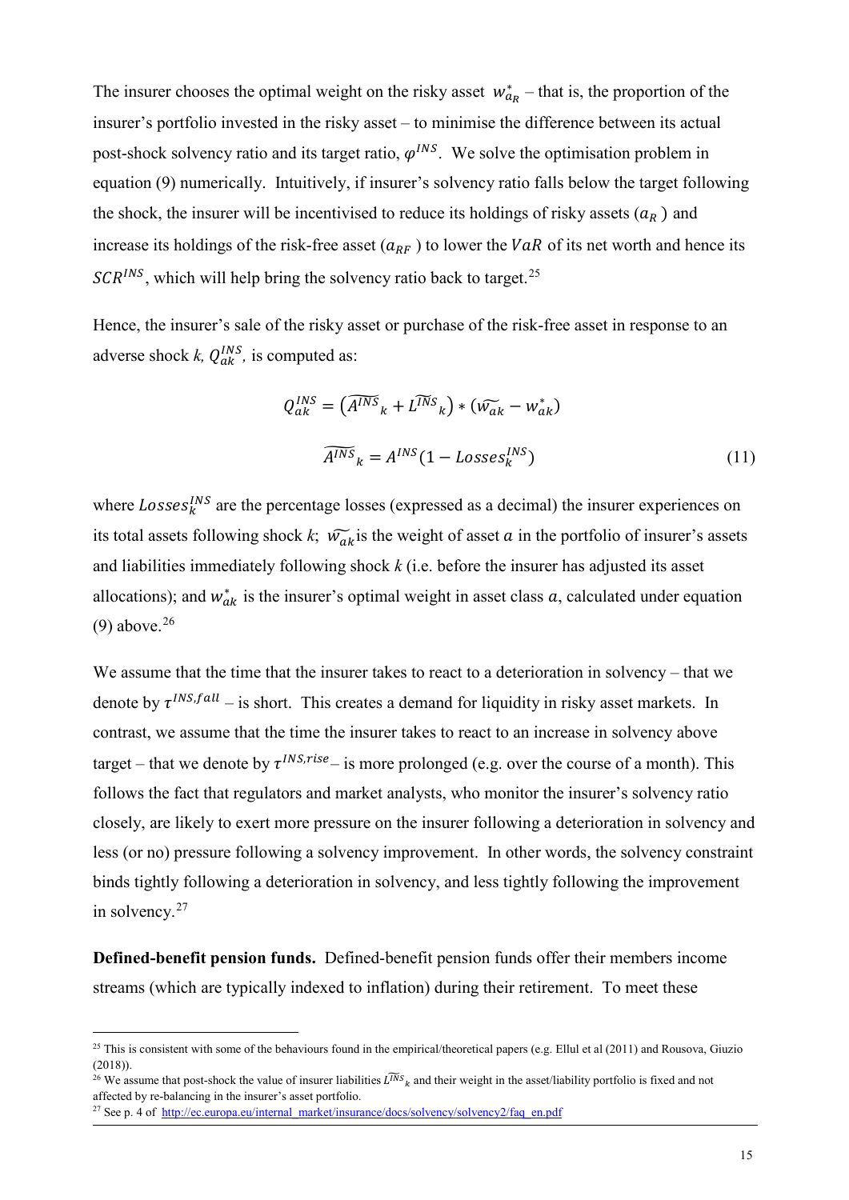The insurer chooses the optimal weight on the risky asset $w^*_{a_R}$ – that is, the proportion of the insurer's portfolio invested in the risky asset – to minimise the difference between its actual post-shock solvency ratio and its target ratio, $\varphi^{INS}$. We solve the optimisation problem in equation (9) numerically. Intuitively, if insurer's solvency ratio falls below the target following the shock, the insurer will be incentivised to reduce its holdings of risky assets ($a_R$) and increase its holdings of the risk-free asset ($a_{RF}$) to lower the $VaR$ of its net worth and hence its $SCR^{INS}$, which will help bring the solvency ratio back to target.[25]

Hence, the insurer's sale of the risky asset or purchase of the risk-free asset in response to an adverse shock $k$, $Q^{INS}_{ak}$, is computed as:

$$Q^{INS}_{ak} = \left(\widetilde{A^{INS}}_k + \widetilde{L^{INS}}_k\right) * \left(\widetilde{w_{ak}} - w^*_{ak}\right)$$

$$\widetilde{A^{INS}}_k = A^{INS}(1 - Losses^{INS}_k) \tag{11}$$

where $Losses^{INS}_k$ are the percentage losses (expressed as a decimal) the insurer experiences on its total assets following shock $k$; $\widetilde{w_{ak}}$ is the weight of asset $a$ in the portfolio of insurer's assets and liabilities immediately following shock $k$ (i.e. before the insurer has adjusted its asset allocations); and $w^*_{ak}$ is the insurer's optimal weight in asset class $a$, calculated under equation (9) above.[26]

We assume that the time that the insurer takes to react to a deterioration in solvency – that we denote by $\tau^{INS,fall}$ – is short. This creates a demand for liquidity in risky asset markets. In contrast, we assume that the time the insurer takes to react to an increase in solvency above target – that we denote by $\tau^{INS,rise}$ – is more prolonged (e.g. over the course of a month). This follows the fact that regulators and market analysts, who monitor the insurer's solvency ratio closely, are likely to exert more pressure on the insurer following a deterioration in solvency and less (or no) pressure following a solvency improvement. In other words, the solvency constraint binds tightly following a deterioration in solvency, and less tightly following the improvement in solvency.[27]

**Defined-benefit pension funds.** Defined-benefit pension funds offer their members income streams (which are typically indexed to inflation) during their retirement. To meet these

---

[25] This is consistent with some of the behaviours found in the empirical/theoretical papers (e.g. Ellul et al (2011) and Rousova, Giuzio (2018)).

[26] We assume that post-shock the value of insurer liabilities $\widetilde{L^{INS}}_k$ and their weight in the asset/liability portfolio is fixed and not affected by re-balancing in the insurer's asset portfolio.

[27] See p. 4 of http://ec.europa.eu/internal_market/insurance/docs/solvency/solvency2/faq_en.pdf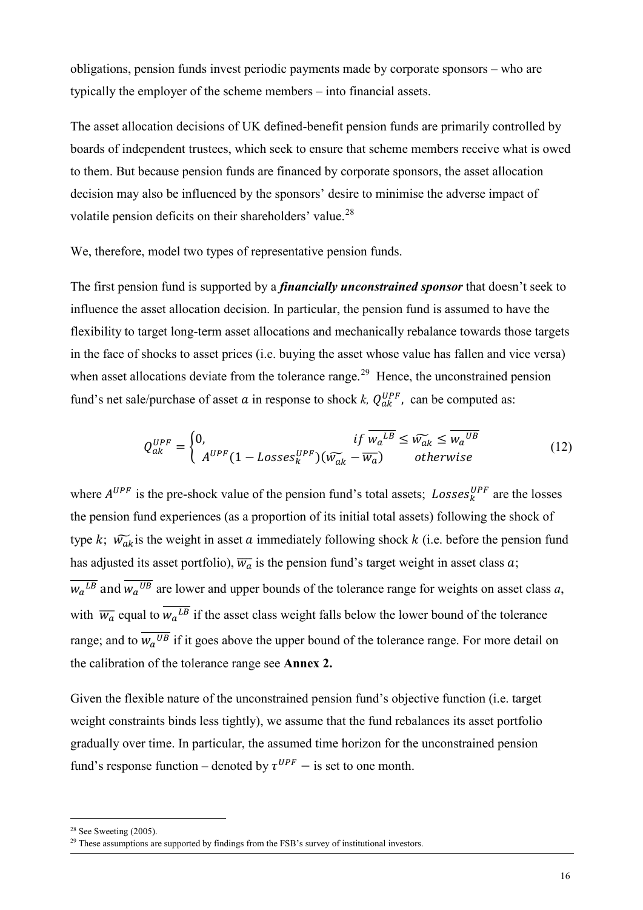obligations, pension funds invest periodic payments made by corporate sponsors – who are typically the employer of the scheme members – into financial assets.

The asset allocation decisions of UK defined-benefit pension funds are primarily controlled by boards of independent trustees, which seek to ensure that scheme members receive what is owed to them. But because pension funds are financed by corporate sponsors, the asset allocation decision may also be influenced by the sponsors' desire to minimise the adverse impact of volatile pension deficits on their shareholders' value.[28]

We, therefore, model two types of representative pension funds.

The first pension fund is supported by a ***financially unconstrained sponsor*** that doesn't seek to influence the asset allocation decision. In particular, the pension fund is assumed to have the flexibility to target long-term asset allocations and mechanically rebalance towards those targets in the face of shocks to asset prices (i.e. buying the asset whose value has fallen and vice versa) when asset allocations deviate from the tolerance range.[29] Hence, the unconstrained pension fund's net sale/purchase of asset $a$ in response to shock $k$, $Q_{ak}^{UPF}$, can be computed as:

$$Q_{ak}^{UPF} = \begin{cases} 0, & if\ \overline{w_a{}^{LB}} \leq \widetilde{w_{ak}} \leq \overline{w_a{}^{UB}} \\ A^{UPF}(1 - Losses_k^{UPF})(\widetilde{w_{ak}} - \overline{w_a}) & otherwise \end{cases} \tag{12}$$

where $A^{UPF}$ is the pre-shock value of the pension fund's total assets; $Losses_k^{UPF}$ are the losses the pension fund experiences (as a proportion of its initial total assets) following the shock of type $k$; $\widetilde{w_{ak}}$ is the weight in asset $a$ immediately following shock $k$ (i.e. before the pension fund has adjusted its asset portfolio), $\overline{w_a}$ is the pension fund's target weight in asset class $a$; $\overline{w_a{}^{LB}}$ and $\overline{w_a{}^{UB}}$ are lower and upper bounds of the tolerance range for weights on asset class $a$, with $\overline{w_a}$ equal to $\overline{w_a{}^{LB}}$ if the asset class weight falls below the lower bound of the tolerance range; and to $\overline{w_a{}^{UB}}$ if it goes above the upper bound of the tolerance range. For more detail on the calibration of the tolerance range see **Annex 2.**

Given the flexible nature of the unconstrained pension fund's objective function (i.e. target weight constraints binds less tightly), we assume that the fund rebalances its asset portfolio gradually over time. In particular, the assumed time horizon for the unconstrained pension fund's response function – denoted by $\tau^{UPF}$ – is set to one month.

[28] See Sweeting (2005).

[29] These assumptions are supported by findings from the FSB's survey of institutional investors.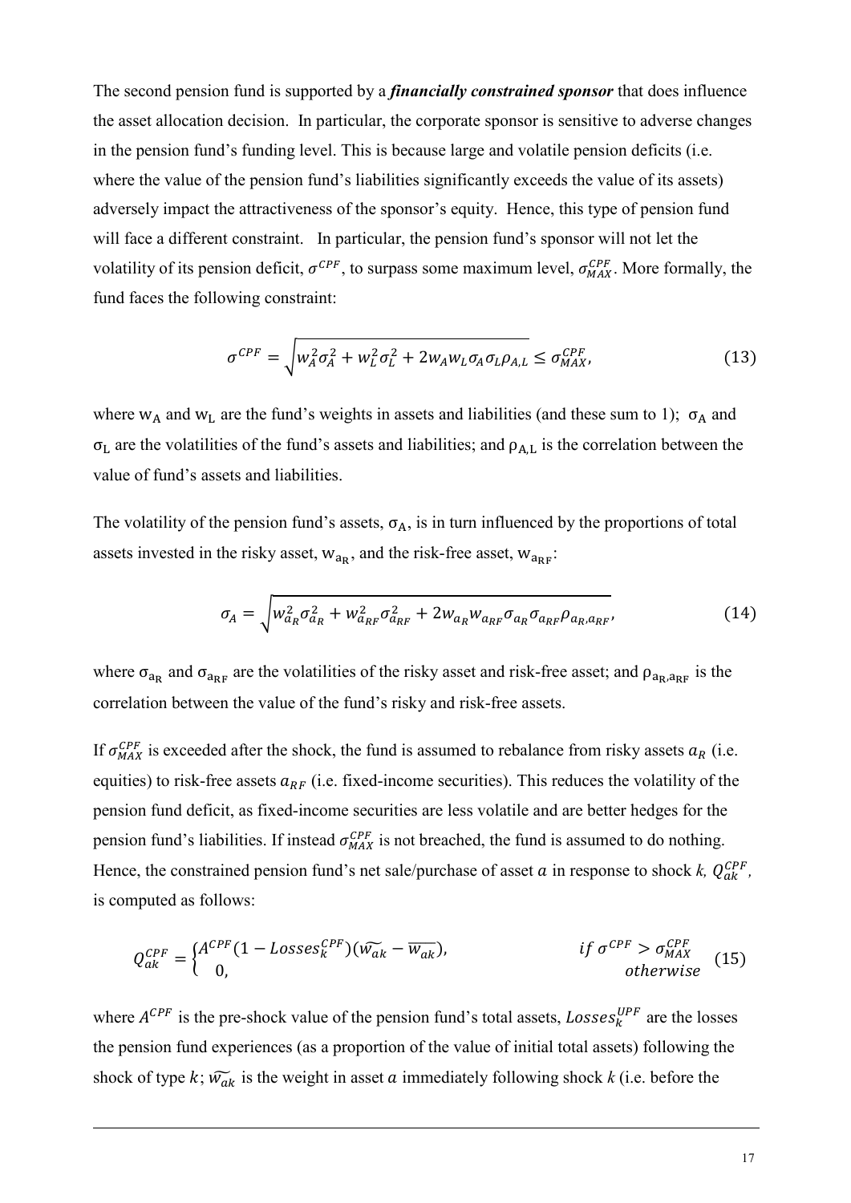The second pension fund is supported by a ***financially constrained sponsor*** that does influence the asset allocation decision. In particular, the corporate sponsor is sensitive to adverse changes in the pension fund's funding level. This is because large and volatile pension deficits (i.e. where the value of the pension fund's liabilities significantly exceeds the value of its assets) adversely impact the attractiveness of the sponsor's equity. Hence, this type of pension fund will face a different constraint. In particular, the pension fund's sponsor will not let the volatility of its pension deficit, $\sigma^{CPF}$, to surpass some maximum level, $\sigma_{MAX}^{CPF}$. More formally, the fund faces the following constraint:

$$\sigma^{CPF} = \sqrt{w_A^2\sigma_A^2 + w_L^2\sigma_L^2 + 2w_A w_L \sigma_A \sigma_L \rho_{A,L}} \leq \sigma_{MAX}^{CPF}, \tag{13}$$

where $w_A$ and $w_L$ are the fund's weights in assets and liabilities (and these sum to 1); $\sigma_A$ and $\sigma_L$ are the volatilities of the fund's assets and liabilities; and $\rho_{A,L}$ is the correlation between the value of fund's assets and liabilities.

The volatility of the pension fund's assets, $\sigma_A$, is in turn influenced by the proportions of total assets invested in the risky asset, $w_{a_R}$, and the risk-free asset, $w_{a_{RF}}$:

$$\sigma_A = \sqrt{w_{a_R}^2\sigma_{a_R}^2 + w_{a_{RF}}^2\sigma_{a_{RF}}^2 + 2w_{a_R} w_{a_{RF}} \sigma_{a_R} \sigma_{a_{RF}} \rho_{a_R,a_{RF}}}, \tag{14}$$

where $\sigma_{a_R}$ and $\sigma_{a_{RF}}$ are the volatilities of the risky asset and risk-free asset; and $\rho_{a_R,a_{RF}}$ is the correlation between the value of the fund's risky and risk-free assets.

If $\sigma_{MAX}^{CPF}$ is exceeded after the shock, the fund is assumed to rebalance from risky assets $a_R$ (i.e. equities) to risk-free assets $a_{RF}$ (i.e. fixed-income securities). This reduces the volatility of the pension fund deficit, as fixed-income securities are less volatile and are better hedges for the pension fund's liabilities. If instead $\sigma_{MAX}^{CPF}$ is not breached, the fund is assumed to do nothing. Hence, the constrained pension fund's net sale/purchase of asset $a$ in response to shock $k$, $Q_{ak}^{CPF}$, is computed as follows:

$$Q_{ak}^{CPF} = \begin{cases} A^{CPF}(1 - Losses_k^{CPF})(\widetilde{w_{ak}} - \overline{w_{ak}}), & if\ \sigma^{CPF} > \sigma_{MAX}^{CPF} \\ 0, & otherwise \end{cases} \tag{15}$$

where $A^{CPF}$ is the pre-shock value of the pension fund's total assets, $Losses_k^{UPF}$ are the losses the pension fund experiences (as a proportion of the value of initial total assets) following the shock of type $k$; $\widetilde{w_{ak}}$ is the weight in asset $a$ immediately following shock $k$ (i.e. before the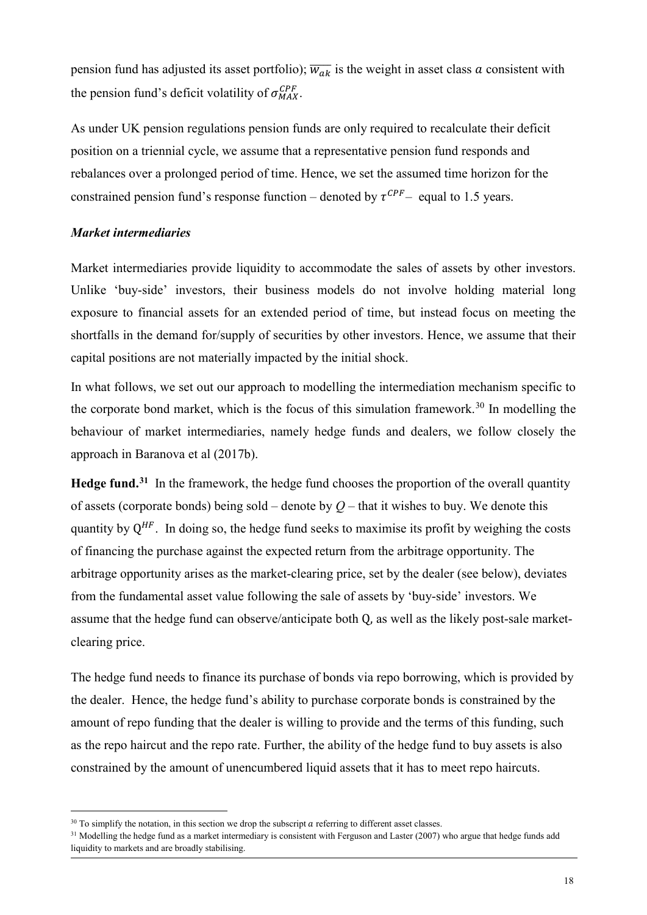pension fund has adjusted its asset portfolio); $\overline{w_{ak}}$ is the weight in asset class $a$ consistent with the pension fund's deficit volatility of $\sigma_{MAX}^{CPF}$.

As under UK pension regulations pension funds are only required to recalculate their deficit position on a triennial cycle, we assume that a representative pension fund responds and rebalances over a prolonged period of time. Hence, we set the assumed time horizon for the constrained pension fund's response function – denoted by $\tau^{CPF}$ – equal to 1.5 years.

***Market intermediaries***

Market intermediaries provide liquidity to accommodate the sales of assets by other investors. Unlike 'buy-side' investors, their business models do not involve holding material long exposure to financial assets for an extended period of time, but instead focus on meeting the shortfalls in the demand for/supply of securities by other investors. Hence, we assume that their capital positions are not materially impacted by the initial shock.

In what follows, we set out our approach to modelling the intermediation mechanism specific to the corporate bond market, which is the focus of this simulation framework.[30] In modelling the behaviour of market intermediaries, namely hedge funds and dealers, we follow closely the approach in Baranova et al (2017b).

**Hedge fund.[31]** In the framework, the hedge fund chooses the proportion of the overall quantity of assets (corporate bonds) being sold – denote by $Q$ – that it wishes to buy. We denote this quantity by $Q^{HF}$. In doing so, the hedge fund seeks to maximise its profit by weighing the costs of financing the purchase against the expected return from the arbitrage opportunity. The arbitrage opportunity arises as the market-clearing price, set by the dealer (see below), deviates from the fundamental asset value following the sale of assets by 'buy-side' investors. We assume that the hedge fund can observe/anticipate both $Q$, as well as the likely post-sale market-clearing price.

The hedge fund needs to finance its purchase of bonds via repo borrowing, which is provided by the dealer. Hence, the hedge fund's ability to purchase corporate bonds is constrained by the amount of repo funding that the dealer is willing to provide and the terms of this funding, such as the repo haircut and the repo rate. Further, the ability of the hedge fund to buy assets is also constrained by the amount of unencumbered liquid assets that it has to meet repo haircuts.

---

[30] To simplify the notation, in this section we drop the subscript $a$ referring to different asset classes.

[31] Modelling the hedge fund as a market intermediary is consistent with Ferguson and Laster (2007) who argue that hedge funds add liquidity to markets and are broadly stabilising.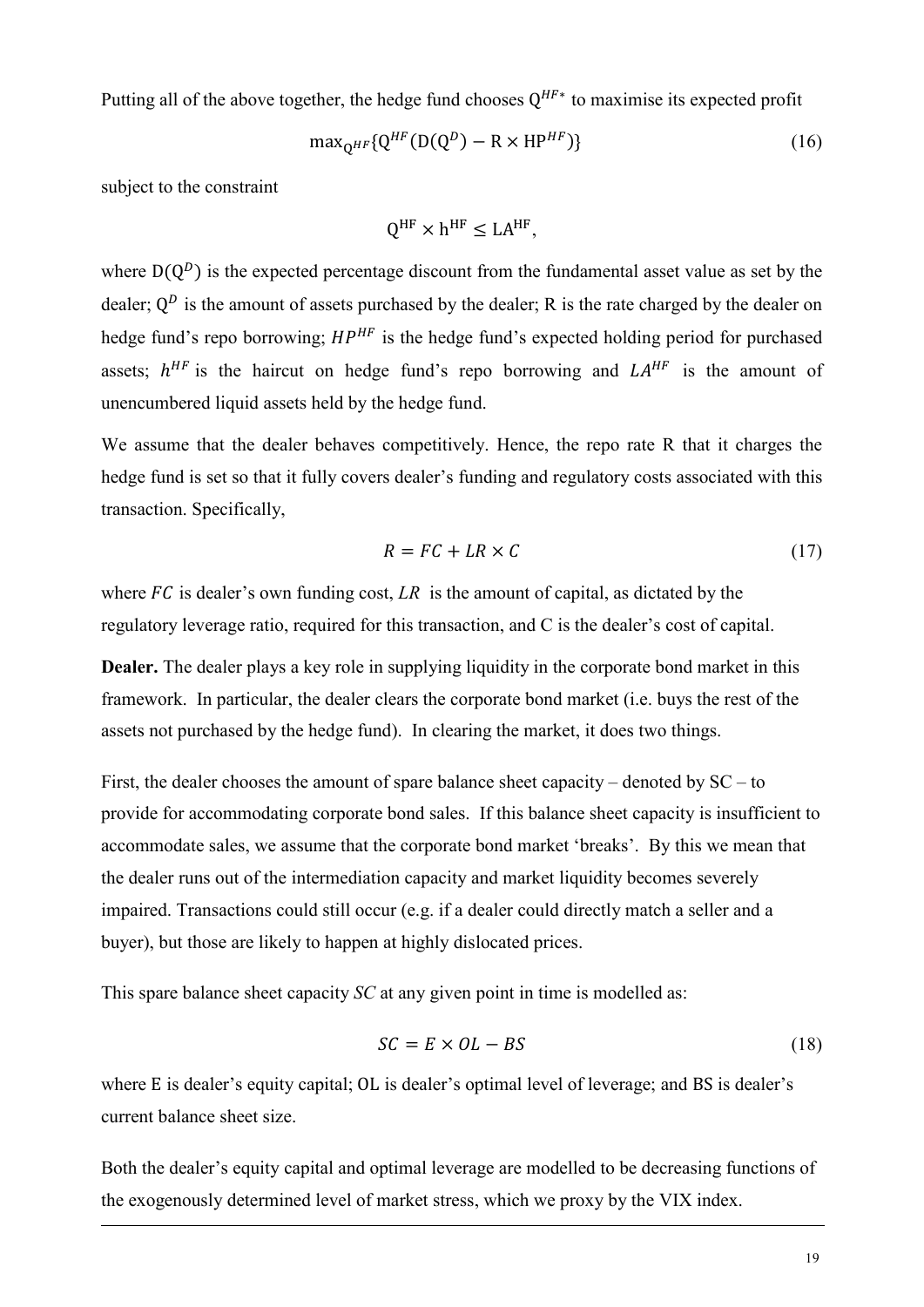Putting all of the above together, the hedge fund chooses $Q^{HF*}$ to maximise its expected profit

$$\max_{Q^{HF}}\{Q^{HF}(D(Q^{D}) - R \times HP^{HF})\} \tag{16}$$

subject to the constraint

$$Q^{HF} \times h^{HF} \leq LA^{HF},$$

where $D(Q^{D})$ is the expected percentage discount from the fundamental asset value as set by the dealer; $Q^{D}$ is the amount of assets purchased by the dealer; R is the rate charged by the dealer on hedge fund's repo borrowing; $HP^{HF}$ is the hedge fund's expected holding period for purchased assets; $h^{HF}$ is the haircut on hedge fund's repo borrowing and $LA^{HF}$ is the amount of unencumbered liquid assets held by the hedge fund.

We assume that the dealer behaves competitively. Hence, the repo rate R that it charges the hedge fund is set so that it fully covers dealer's funding and regulatory costs associated with this transaction. Specifically,

$$R = FC + LR \times C \tag{17}$$

where $FC$ is dealer's own funding cost, $LR$ is the amount of capital, as dictated by the regulatory leverage ratio, required for this transaction, and C is the dealer's cost of capital.

**Dealer.** The dealer plays a key role in supplying liquidity in the corporate bond market in this framework. In particular, the dealer clears the corporate bond market (i.e. buys the rest of the assets not purchased by the hedge fund). In clearing the market, it does two things.

First, the dealer chooses the amount of spare balance sheet capacity – denoted by SC – to provide for accommodating corporate bond sales. If this balance sheet capacity is insufficient to accommodate sales, we assume that the corporate bond market 'breaks'. By this we mean that the dealer runs out of the intermediation capacity and market liquidity becomes severely impaired. Transactions could still occur (e.g. if a dealer could directly match a seller and a buyer), but those are likely to happen at highly dislocated prices.

This spare balance sheet capacity *SC* at any given point in time is modelled as:

$$SC = E \times OL - BS \tag{18}$$

where E is dealer's equity capital; OL is dealer's optimal level of leverage; and BS is dealer's current balance sheet size.

Both the dealer's equity capital and optimal leverage are modelled to be decreasing functions of the exogenously determined level of market stress, which we proxy by the VIX index.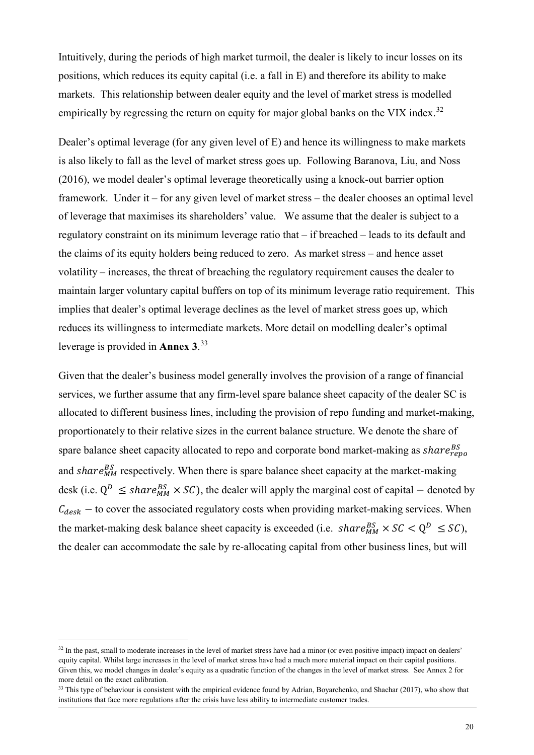Intuitively, during the periods of high market turmoil, the dealer is likely to incur losses on its positions, which reduces its equity capital (i.e. a fall in E) and therefore its ability to make markets. This relationship between dealer equity and the level of market stress is modelled empirically by regressing the return on equity for major global banks on the VIX index.[32]

Dealer's optimal leverage (for any given level of E) and hence its willingness to make markets is also likely to fall as the level of market stress goes up. Following Baranova, Liu, and Noss (2016), we model dealer's optimal leverage theoretically using a knock-out barrier option framework. Under it – for any given level of market stress – the dealer chooses an optimal level of leverage that maximises its shareholders' value. We assume that the dealer is subject to a regulatory constraint on its minimum leverage ratio that – if breached – leads to its default and the claims of its equity holders being reduced to zero. As market stress – and hence asset volatility – increases, the threat of breaching the regulatory requirement causes the dealer to maintain larger voluntary capital buffers on top of its minimum leverage ratio requirement. This implies that dealer's optimal leverage declines as the level of market stress goes up, which reduces its willingness to intermediate markets. More detail on modelling dealer's optimal leverage is provided in **Annex 3**.[33]

Given that the dealer's business model generally involves the provision of a range of financial services, we further assume that any firm-level spare balance sheet capacity of the dealer SC is allocated to different business lines, including the provision of repo funding and market-making, proportionately to their relative sizes in the current balance structure. We denote the share of spare balance sheet capacity allocated to repo and corporate bond market-making as $share_{repo}^{BS}$ and $share_{MM}^{BS}$ respectively. When there is spare balance sheet capacity at the market-making desk (i.e. $Q^D \leq share_{MM}^{BS} \times SC$), the dealer will apply the marginal cost of capital − denoted by $C_{desk}$ − to cover the associated regulatory costs when providing market-making services. When the market-making desk balance sheet capacity is exceeded (i.e. $share_{MM}^{BS} \times SC < Q^D \leq SC$), the dealer can accommodate the sale by re-allocating capital from other business lines, but will

[32] In the past, small to moderate increases in the level of market stress have had a minor (or even positive impact) impact on dealers' equity capital. Whilst large increases in the level of market stress have had a much more material impact on their capital positions. Given this, we model changes in dealer's equity as a quadratic function of the changes in the level of market stress. See Annex 2 for more detail on the exact calibration.

[33] This type of behaviour is consistent with the empirical evidence found by Adrian, Boyarchenko, and Shachar (2017), who show that institutions that face more regulations after the crisis have less ability to intermediate customer trades.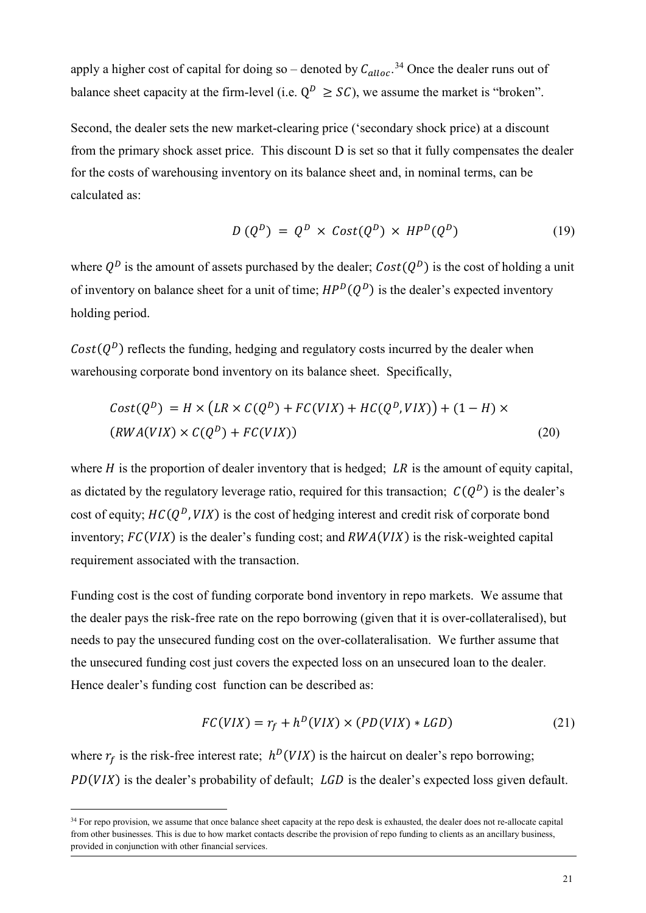apply a higher cost of capital for doing so – denoted by $C_{alloc}$.[34] Once the dealer runs out of balance sheet capacity at the firm-level (i.e. $Q^D \geq SC$), we assume the market is "broken".

Second, the dealer sets the new market-clearing price ('secondary shock price) at a discount from the primary shock asset price. This discount D is set so that it fully compensates the dealer for the costs of warehousing inventory on its balance sheet and, in nominal terms, can be calculated as:

$$D\,(Q^D) = Q^D \times Cost(Q^D) \times HP^D(Q^D) \tag{19}$$

where $Q^D$ is the amount of assets purchased by the dealer; $Cost(Q^D)$ is the cost of holding a unit of inventory on balance sheet for a unit of time; $HP^D(Q^D)$ is the dealer's expected inventory holding period.

$Cost(Q^D)$ reflects the funding, hedging and regulatory costs incurred by the dealer when warehousing corporate bond inventory on its balance sheet. Specifically,

$$Cost(Q^D) = H \times \left(LR \times C(Q^D) + FC(VIX) + HC(Q^D, VIX)\right) + (1 - H) \times (RWA(VIX) \times C(Q^D) + FC(VIX)) \tag{20}$$

where $H$ is the proportion of dealer inventory that is hedged; $LR$ is the amount of equity capital, as dictated by the regulatory leverage ratio, required for this transaction; $C(Q^D)$ is the dealer's cost of equity; $HC(Q^D, VIX)$ is the cost of hedging interest and credit risk of corporate bond inventory; $FC(VIX)$ is the dealer's funding cost; and $RWA(VIX)$ is the risk-weighted capital requirement associated with the transaction.

Funding cost is the cost of funding corporate bond inventory in repo markets. We assume that the dealer pays the risk-free rate on the repo borrowing (given that it is over-collateralised), but needs to pay the unsecured funding cost on the over-collateralisation. We further assume that the unsecured funding cost just covers the expected loss on an unsecured loan to the dealer. Hence dealer's funding cost function can be described as:

$$FC(VIX) = r_f + h^D(VIX) \times (PD(VIX) * LGD) \tag{21}$$

where $r_f$ is the risk-free interest rate; $h^D(VIX)$ is the haircut on dealer's repo borrowing; $PD(VIX)$ is the dealer's probability of default; $LGD$ is the dealer's expected loss given default.

[34] For repo provision, we assume that once balance sheet capacity at the repo desk is exhausted, the dealer does not re-allocate capital from other businesses. This is due to how market contacts describe the provision of repo funding to clients as an ancillary business, provided in conjunction with other financial services.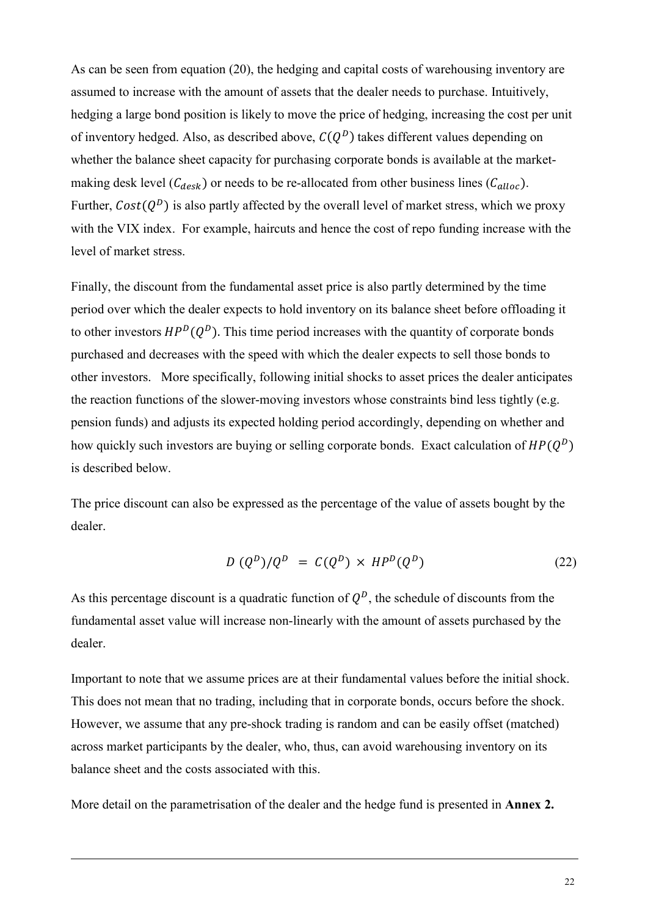As can be seen from equation (20), the hedging and capital costs of warehousing inventory are assumed to increase with the amount of assets that the dealer needs to purchase. Intuitively, hedging a large bond position is likely to move the price of hedging, increasing the cost per unit of inventory hedged. Also, as described above, $C(Q^D)$ takes different values depending on whether the balance sheet capacity for purchasing corporate bonds is available at the market-making desk level ($C_{desk}$) or needs to be re-allocated from other business lines ($C_{alloc}$). Further, $Cost(Q^D)$ is also partly affected by the overall level of market stress, which we proxy with the VIX index. For example, haircuts and hence the cost of repo funding increase with the level of market stress.

Finally, the discount from the fundamental asset price is also partly determined by the time period over which the dealer expects to hold inventory on its balance sheet before offloading it to other investors $HP^D(Q^D)$. This time period increases with the quantity of corporate bonds purchased and decreases with the speed with which the dealer expects to sell those bonds to other investors. More specifically, following initial shocks to asset prices the dealer anticipates the reaction functions of the slower-moving investors whose constraints bind less tightly (e.g. pension funds) and adjusts its expected holding period accordingly, depending on whether and how quickly such investors are buying or selling corporate bonds. Exact calculation of $HP(Q^D)$ is described below.

The price discount can also be expressed as the percentage of the value of assets bought by the dealer.

$$D\,(Q^D)/Q^D \;=\; C(Q^D) \times HP^D(Q^D) \tag{22}$$

As this percentage discount is a quadratic function of $Q^D$, the schedule of discounts from the fundamental asset value will increase non-linearly with the amount of assets purchased by the dealer.

Important to note that we assume prices are at their fundamental values before the initial shock. This does not mean that no trading, including that in corporate bonds, occurs before the shock. However, we assume that any pre-shock trading is random and can be easily offset (matched) across market participants by the dealer, who, thus, can avoid warehousing inventory on its balance sheet and the costs associated with this.

More detail on the parametrisation of the dealer and the hedge fund is presented in **Annex 2.**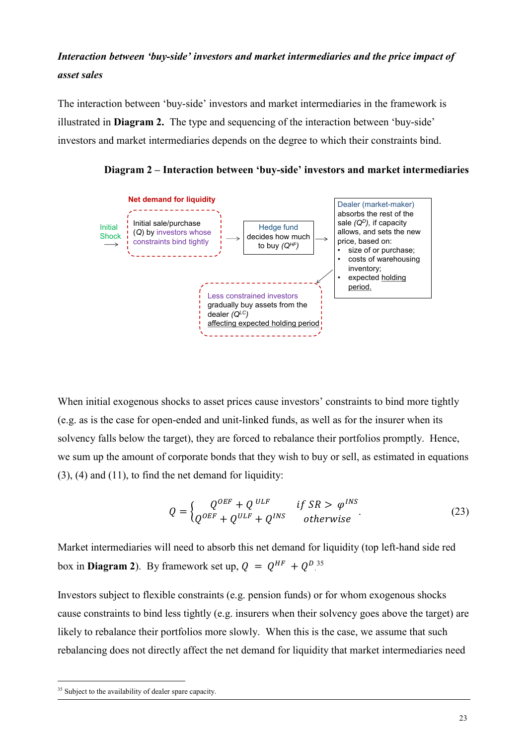***Interaction between 'buy-side' investors and market intermediaries and the price impact of asset sales***

The interaction between 'buy-side' investors and market intermediaries in the framework is illustrated in **Diagram 2.** The type and sequencing of the interaction between 'buy-side' investors and market intermediaries depends on the degree to which their constraints bind.

**Diagram 2 – Interaction between 'buy-side' investors and market intermediaries**

Net demand for liquidity

Initial Shock →

Initial sale/purchase ($Q$) by investors whose constraints bind tightly →

Hedge fund decides how much to buy ($Q^{HF}$) →

Dealer (market-maker) absorbs the rest of the sale ($Q^{D}$), if capacity allows, and sets the new price, based on:

- size of or purchase;
- costs of warehousing inventory;
- expected holding period.

Less constrained investors gradually buy assets from the dealer ($Q^{LC}$) affecting expected holding period

When initial exogenous shocks to asset prices cause investors' constraints to bind more tightly (e.g. as is the case for open-ended and unit-linked funds, as well as for the insurer when its solvency falls below the target), they are forced to rebalance their portfolios promptly. Hence, we sum up the amount of corporate bonds that they wish to buy or sell, as estimated in equations (3), (4) and (11), to find the net demand for liquidity:

$$Q = \begin{cases} Q^{OEF} + Q^{ULF} & if\ SR > \varphi^{INS} \\ Q^{OEF} + Q^{ULF} + Q^{INS} & otherwise \end{cases}. \tag{23}$$

Market intermediaries will need to absorb this net demand for liquidity (top left-hand side red box in **Diagram 2**). By framework set up, $Q = Q^{HF} + Q^{D}$.[35]

Investors subject to flexible constraints (e.g. pension funds) or for whom exogenous shocks cause constraints to bind less tightly (e.g. insurers when their solvency goes above the target) are likely to rebalance their portfolios more slowly. When this is the case, we assume that such rebalancing does not directly affect the net demand for liquidity that market intermediaries need

[35] Subject to the availability of dealer spare capacity.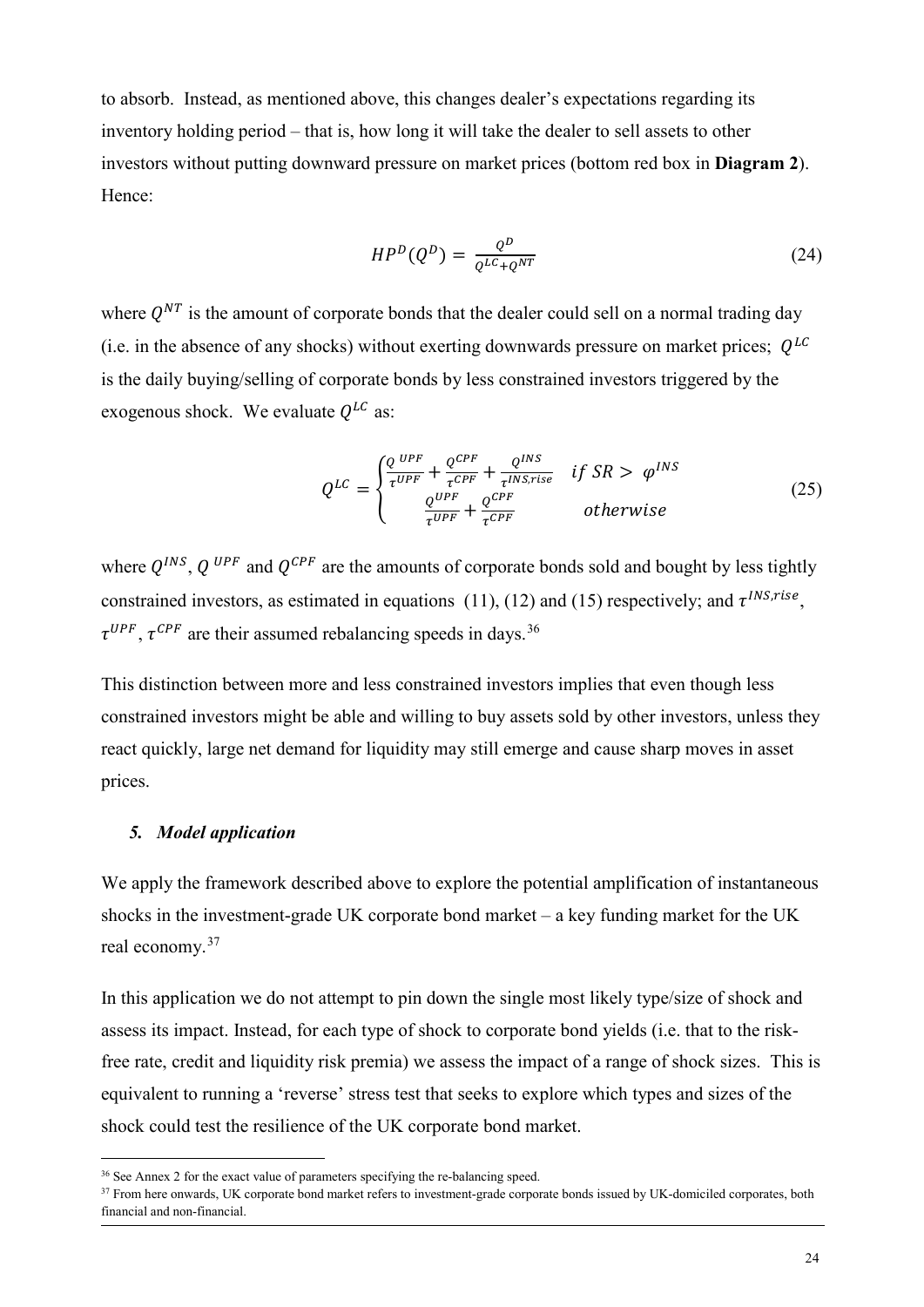to absorb. Instead, as mentioned above, this changes dealer's expectations regarding its inventory holding period – that is, how long it will take the dealer to sell assets to other investors without putting downward pressure on market prices (bottom red box in **Diagram 2**). Hence:

$$HP^D(Q^D) = \frac{Q^D}{Q^{LC} + Q^{NT}} \tag{24}$$

where $Q^{NT}$ is the amount of corporate bonds that the dealer could sell on a normal trading day (i.e. in the absence of any shocks) without exerting downwards pressure on market prices; $Q^{LC}$ is the daily buying/selling of corporate bonds by less constrained investors triggered by the exogenous shock. We evaluate $Q^{LC}$ as:

$$Q^{LC} = \begin{cases} \frac{Q^{UPF}}{\tau^{UPF}} + \frac{Q^{CPF}}{\tau^{CPF}} + \frac{Q^{INS}}{\tau^{INS,rise}} & if\ SR > \varphi^{INS} \\ \frac{Q^{UPF}}{\tau^{UPF}} + \frac{Q^{CPF}}{\tau^{CPF}} & otherwise \end{cases} \tag{25}$$

where $Q^{INS}$, $Q^{UPF}$ and $Q^{CPF}$ are the amounts of corporate bonds sold and bought by less tightly constrained investors, as estimated in equations (11), (12) and (15) respectively; and $\tau^{INS,rise}$, $\tau^{UPF}$, $\tau^{CPF}$ are their assumed rebalancing speeds in days.[36]

This distinction between more and less constrained investors implies that even though less constrained investors might be able and willing to buy assets sold by other investors, unless they react quickly, large net demand for liquidity may still emerge and cause sharp moves in asset prices.

### *5. Model application*

We apply the framework described above to explore the potential amplification of instantaneous shocks in the investment-grade UK corporate bond market – a key funding market for the UK real economy.[37]

In this application we do not attempt to pin down the single most likely type/size of shock and assess its impact. Instead, for each type of shock to corporate bond yields (i.e. that to the risk-free rate, credit and liquidity risk premia) we assess the impact of a range of shock sizes. This is equivalent to running a 'reverse' stress test that seeks to explore which types and sizes of the shock could test the resilience of the UK corporate bond market.

[36] See Annex 2 for the exact value of parameters specifying the re-balancing speed.

[37] From here onwards, UK corporate bond market refers to investment-grade corporate bonds issued by UK-domiciled corporates, both financial and non-financial.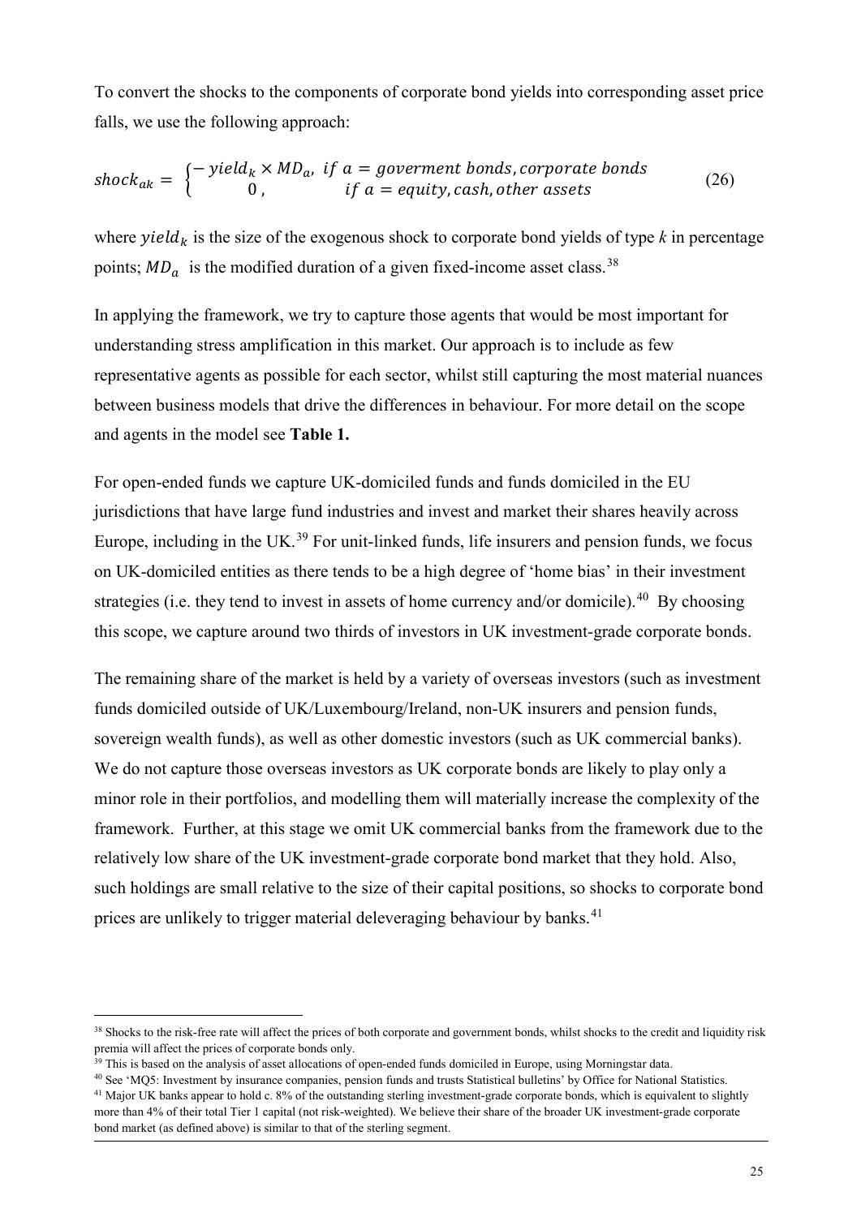To convert the shocks to the components of corporate bond yields into corresponding asset price falls, we use the following approach:

$$shock_{ak} = \begin{cases} -\,yield_k \times MD_a, & if\ a = goverment\ bonds, corporate\ bonds \\ 0\,, & if\ a = equity, cash, other\ assets \end{cases} \quad (26)$$

where $yield_k$ is the size of the exogenous shock to corporate bond yields of type *k* in percentage points; $MD_a$ is the modified duration of a given fixed-income asset class.[38]

In applying the framework, we try to capture those agents that would be most important for understanding stress amplification in this market. Our approach is to include as few representative agents as possible for each sector, whilst still capturing the most material nuances between business models that drive the differences in behaviour. For more detail on the scope and agents in the model see **Table 1.**

For open-ended funds we capture UK-domiciled funds and funds domiciled in the EU jurisdictions that have large fund industries and invest and market their shares heavily across Europe, including in the UK.[39] For unit-linked funds, life insurers and pension funds, we focus on UK-domiciled entities as there tends to be a high degree of 'home bias' in their investment strategies (i.e. they tend to invest in assets of home currency and/or domicile).[40] By choosing this scope, we capture around two thirds of investors in UK investment-grade corporate bonds.

The remaining share of the market is held by a variety of overseas investors (such as investment funds domiciled outside of UK/Luxembourg/Ireland, non-UK insurers and pension funds, sovereign wealth funds), as well as other domestic investors (such as UK commercial banks). We do not capture those overseas investors as UK corporate bonds are likely to play only a minor role in their portfolios, and modelling them will materially increase the complexity of the framework. Further, at this stage we omit UK commercial banks from the framework due to the relatively low share of the UK investment-grade corporate bond market that they hold. Also, such holdings are small relative to the size of their capital positions, so shocks to corporate bond prices are unlikely to trigger material deleveraging behaviour by banks.[41]

---

[38] Shocks to the risk-free rate will affect the prices of both corporate and government bonds, whilst shocks to the credit and liquidity risk premia will affect the prices of corporate bonds only.

[39] This is based on the analysis of asset allocations of open-ended funds domiciled in Europe, using Morningstar data.

[40] See 'MQ5: Investment by insurance companies, pension funds and trusts Statistical bulletins' by Office for National Statistics.

[41] Major UK banks appear to hold c. 8% of the outstanding sterling investment-grade corporate bonds, which is equivalent to slightly more than 4% of their total Tier 1 capital (not risk-weighted). We believe their share of the broader UK investment-grade corporate bond market (as defined above) is similar to that of the sterling segment.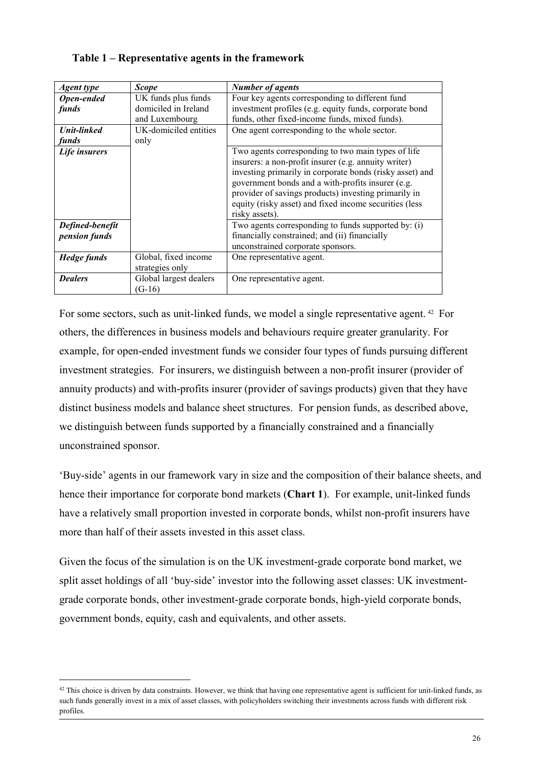**Table 1 – Representative agents in the framework**

| *Agent type* | *Scope* | *Number of agents* |
|---|---|---|
| ***Open-ended funds*** | UK funds plus funds domiciled in Ireland and Luxembourg | Four key agents corresponding to different fund investment profiles (e.g. equity funds, corporate bond funds, other fixed-income funds, mixed funds). |
| ***Unit-linked funds*** | UK-domiciled entities only | One agent corresponding to the whole sector. |
| ***Life insurers*** | | Two agents corresponding to two main types of life insurers: a non-profit insurer (e.g. annuity writer) investing primarily in corporate bonds (risky asset) and government bonds and a with-profits insurer (e.g. provider of savings products) investing primarily in equity (risky asset) and fixed income securities (less risky assets). |
| ***Defined-benefit pension funds*** | | Two agents corresponding to funds supported by: (i) financially constrained; and (ii) financially unconstrained corporate sponsors. |
| ***Hedge funds*** | Global, fixed income strategies only | One representative agent. |
| ***Dealers*** | Global largest dealers (G-16) | One representative agent. |

For some sectors, such as unit-linked funds, we model a single representative agent.[42] For others, the differences in business models and behaviours require greater granularity. For example, for open-ended investment funds we consider four types of funds pursuing different investment strategies. For insurers, we distinguish between a non-profit insurer (provider of annuity products) and with-profits insurer (provider of savings products) given that they have distinct business models and balance sheet structures. For pension funds, as described above, we distinguish between funds supported by a financially constrained and a financially unconstrained sponsor.

'Buy-side' agents in our framework vary in size and the composition of their balance sheets, and hence their importance for corporate bond markets (**Chart 1**). For example, unit-linked funds have a relatively small proportion invested in corporate bonds, whilst non-profit insurers have more than half of their assets invested in this asset class.

Given the focus of the simulation is on the UK investment-grade corporate bond market, we split asset holdings of all 'buy-side' investor into the following asset classes: UK investment-grade corporate bonds, other investment-grade corporate bonds, high-yield corporate bonds, government bonds, equity, cash and equivalents, and other assets.

[42] This choice is driven by data constraints. However, we think that having one representative agent is sufficient for unit-linked funds, as such funds generally invest in a mix of asset classes, with policyholders switching their investments across funds with different risk profiles.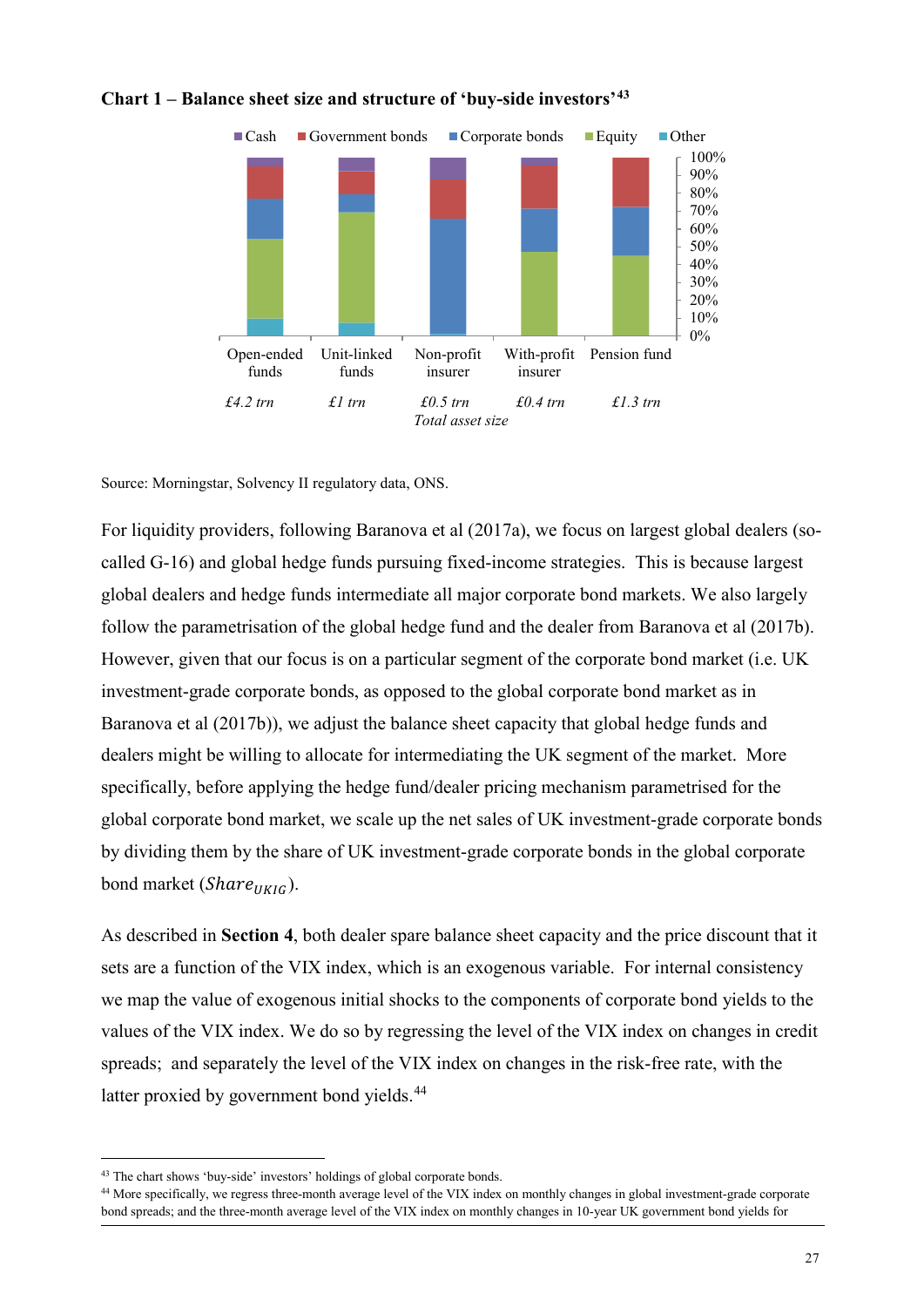**Chart 1 – Balance sheet size and structure of 'buy-side investors'[43]**

Cash | Government bonds | Corporate bonds | Equity | Other

| | Open-ended funds | Unit-linked funds | Non-profit insurer | With-profit insurer | Pension fund |
|---|---|---|---|---|---|
| Total asset size | £4.2 trn | £1 trn | £0.5 trn | £0.4 trn | £1.3 trn |

Source: Morningstar, Solvency II regulatory data, ONS.

For liquidity providers, following Baranova et al (2017a), we focus on largest global dealers (so-called G-16) and global hedge funds pursuing fixed-income strategies. This is because largest global dealers and hedge funds intermediate all major corporate bond markets. We also largely follow the parametrisation of the global hedge fund and the dealer from Baranova et al (2017b). However, given that our focus is on a particular segment of the corporate bond market (i.e. UK investment-grade corporate bonds, as opposed to the global corporate bond market as in Baranova et al (2017b)), we adjust the balance sheet capacity that global hedge funds and dealers might be willing to allocate for intermediating the UK segment of the market. More specifically, before applying the hedge fund/dealer pricing mechanism parametrised for the global corporate bond market, we scale up the net sales of UK investment-grade corporate bonds by dividing them by the share of UK investment-grade corporate bonds in the global corporate bond market ($Share_{UKIG}$).

As described in **Section 4**, both dealer spare balance sheet capacity and the price discount that it sets are a function of the VIX index, which is an exogenous variable. For internal consistency we map the value of exogenous initial shocks to the components of corporate bond yields to the values of the VIX index. We do so by regressing the level of the VIX index on changes in credit spreads; and separately the level of the VIX index on changes in the risk-free rate, with the latter proxied by government bond yields.[44]

[43] The chart shows 'buy-side' investors' holdings of global corporate bonds.

[44] More specifically, we regress three-month average level of the VIX index on monthly changes in global investment-grade corporate bond spreads; and the three-month average level of the VIX index on monthly changes in 10-year UK government bond yields for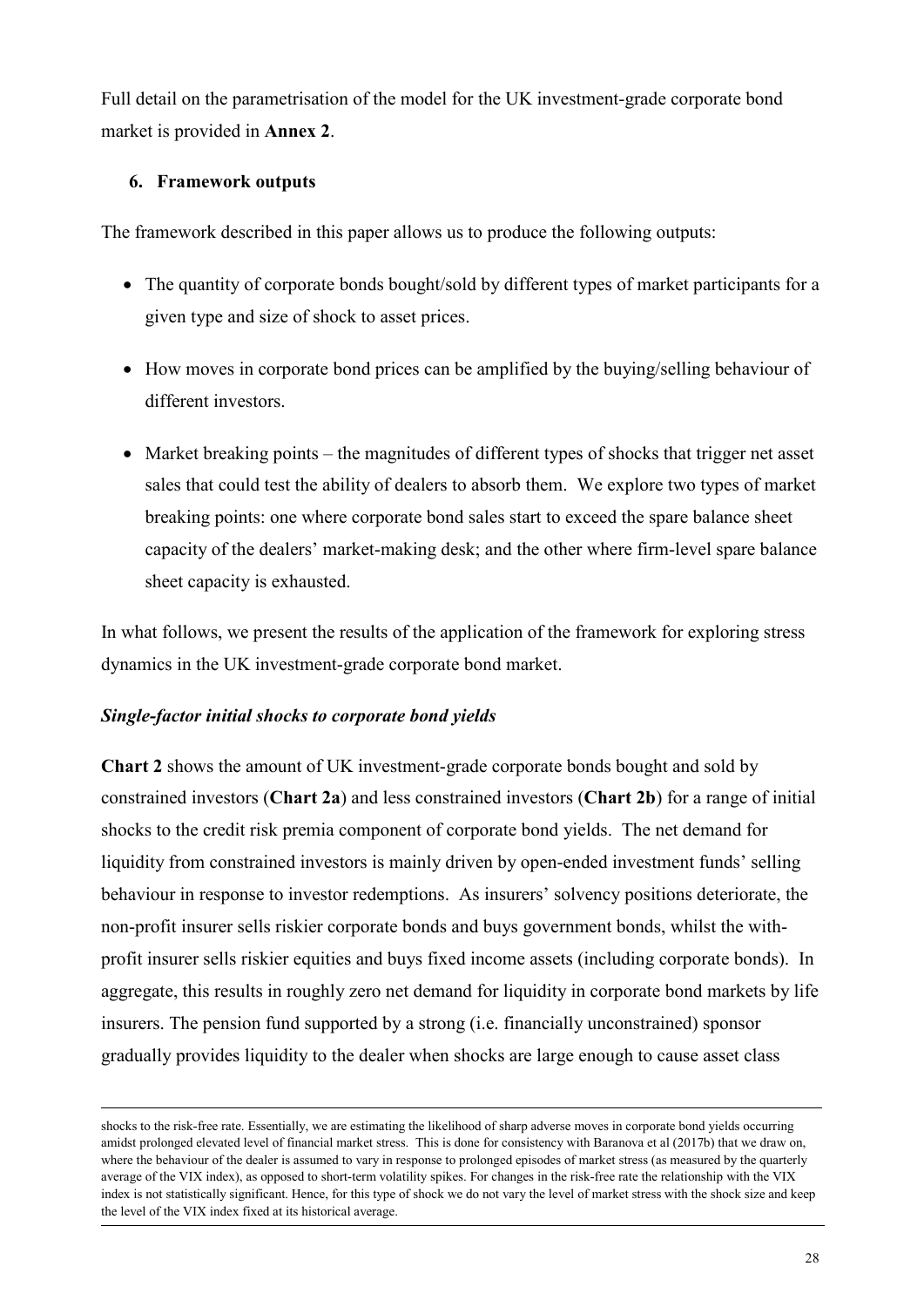Full detail on the parametrisation of the model for the UK investment-grade corporate bond market is provided in **Annex 2**.

## 6. Framework outputs

The framework described in this paper allows us to produce the following outputs:

- The quantity of corporate bonds bought/sold by different types of market participants for a given type and size of shock to asset prices.
- How moves in corporate bond prices can be amplified by the buying/selling behaviour of different investors.
- Market breaking points – the magnitudes of different types of shocks that trigger net asset sales that could test the ability of dealers to absorb them. We explore two types of market breaking points: one where corporate bond sales start to exceed the spare balance sheet capacity of the dealers' market-making desk; and the other where firm-level spare balance sheet capacity is exhausted.

In what follows, we present the results of the application of the framework for exploring stress dynamics in the UK investment-grade corporate bond market.

### *Single-factor initial shocks to corporate bond yields*

**Chart 2** shows the amount of UK investment-grade corporate bonds bought and sold by constrained investors (**Chart 2a**) and less constrained investors (**Chart 2b**) for a range of initial shocks to the credit risk premia component of corporate bond yields. The net demand for liquidity from constrained investors is mainly driven by open-ended investment funds' selling behaviour in response to investor redemptions. As insurers' solvency positions deteriorate, the non-profit insurer sells riskier corporate bonds and buys government bonds, whilst the with-profit insurer sells riskier equities and buys fixed income assets (including corporate bonds). In aggregate, this results in roughly zero net demand for liquidity in corporate bond markets by life insurers. The pension fund supported by a strong (i.e. financially unconstrained) sponsor gradually provides liquidity to the dealer when shocks are large enough to cause asset class

---

shocks to the risk-free rate. Essentially, we are estimating the likelihood of sharp adverse moves in corporate bond yields occurring amidst prolonged elevated level of financial market stress. This is done for consistency with Baranova et al (2017b) that we draw on, where the behaviour of the dealer is assumed to vary in response to prolonged episodes of market stress (as measured by the quarterly average of the VIX index), as opposed to short-term volatility spikes. For changes in the risk-free rate the relationship with the VIX index is not statistically significant. Hence, for this type of shock we do not vary the level of market stress with the shock size and keep the level of the VIX index fixed at its historical average.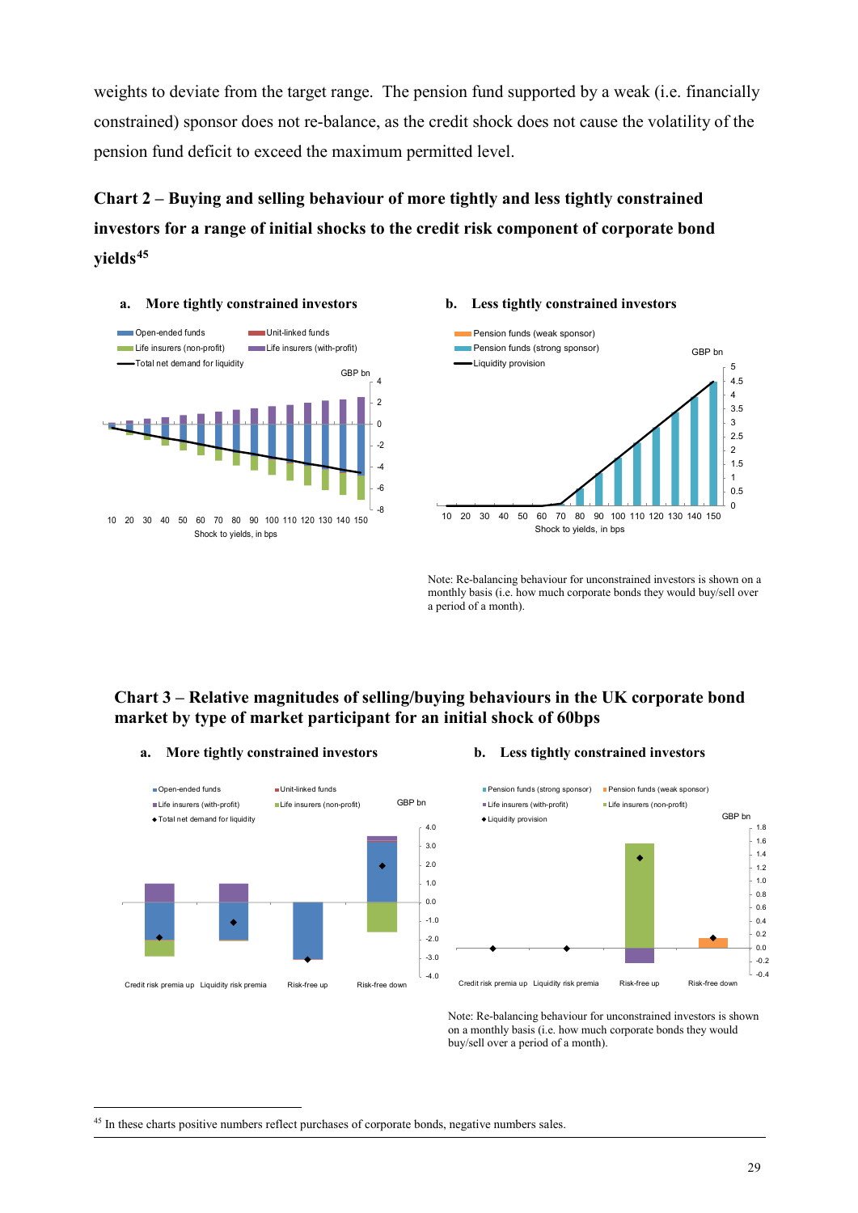weights to deviate from the target range. The pension fund supported by a weak (i.e. financially constrained) sponsor does not re-balance, as the credit shock does not cause the volatility of the pension fund deficit to exceed the maximum permitted level.

**Chart 2 – Buying and selling behaviour of more tightly and less tightly constrained investors for a range of initial shocks to the credit risk component of corporate bond yields[45]**

**a. More tightly constrained investors**

**b. Less tightly constrained investors**

Note: Re-balancing behaviour for unconstrained investors is shown on a monthly basis (i.e. how much corporate bonds they would buy/sell over a period of a month).

**Chart 3 – Relative magnitudes of selling/buying behaviours in the UK corporate bond market by type of market participant for an initial shock of 60bps**

**a. More tightly constrained investors**

**b. Less tightly constrained investors**

Note: Re-balancing behaviour for unconstrained investors is shown on a monthly basis (i.e. how much corporate bonds they would buy/sell over a period of a month).

---

[45] In these charts positive numbers reflect purchases of corporate bonds, negative numbers sales.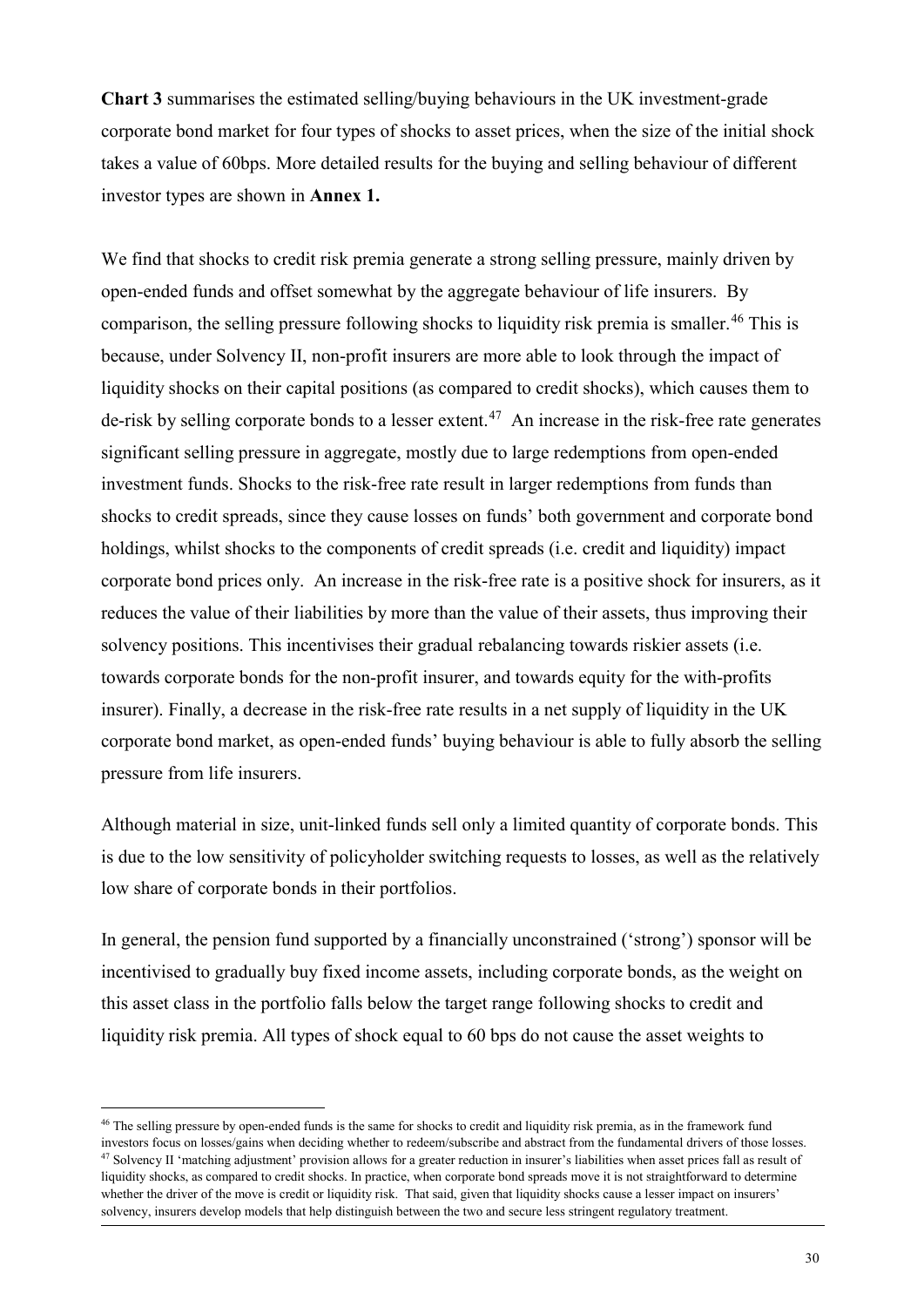**Chart 3** summarises the estimated selling/buying behaviours in the UK investment-grade corporate bond market for four types of shocks to asset prices, when the size of the initial shock takes a value of 60bps. More detailed results for the buying and selling behaviour of different investor types are shown in **Annex 1.**

We find that shocks to credit risk premia generate a strong selling pressure, mainly driven by open-ended funds and offset somewhat by the aggregate behaviour of life insurers. By comparison, the selling pressure following shocks to liquidity risk premia is smaller.[46] This is because, under Solvency II, non-profit insurers are more able to look through the impact of liquidity shocks on their capital positions (as compared to credit shocks), which causes them to de-risk by selling corporate bonds to a lesser extent.[47] An increase in the risk-free rate generates significant selling pressure in aggregate, mostly due to large redemptions from open-ended investment funds. Shocks to the risk-free rate result in larger redemptions from funds than shocks to credit spreads, since they cause losses on funds' both government and corporate bond holdings, whilst shocks to the components of credit spreads (i.e. credit and liquidity) impact corporate bond prices only. An increase in the risk-free rate is a positive shock for insurers, as it reduces the value of their liabilities by more than the value of their assets, thus improving their solvency positions. This incentivises their gradual rebalancing towards riskier assets (i.e. towards corporate bonds for the non-profit insurer, and towards equity for the with-profits insurer). Finally, a decrease in the risk-free rate results in a net supply of liquidity in the UK corporate bond market, as open-ended funds' buying behaviour is able to fully absorb the selling pressure from life insurers.

Although material in size, unit-linked funds sell only a limited quantity of corporate bonds. This is due to the low sensitivity of policyholder switching requests to losses, as well as the relatively low share of corporate bonds in their portfolios.

In general, the pension fund supported by a financially unconstrained ('strong') sponsor will be incentivised to gradually buy fixed income assets, including corporate bonds, as the weight on this asset class in the portfolio falls below the target range following shocks to credit and liquidity risk premia. All types of shock equal to 60 bps do not cause the asset weights to

---

[46] The selling pressure by open-ended funds is the same for shocks to credit and liquidity risk premia, as in the framework fund investors focus on losses/gains when deciding whether to redeem/subscribe and abstract from the fundamental drivers of those losses.

[47] Solvency II 'matching adjustment' provision allows for a greater reduction in insurer's liabilities when asset prices fall as result of liquidity shocks, as compared to credit shocks. In practice, when corporate bond spreads move it is not straightforward to determine whether the driver of the move is credit or liquidity risk. That said, given that liquidity shocks cause a lesser impact on insurers' solvency, insurers develop models that help distinguish between the two and secure less stringent regulatory treatment.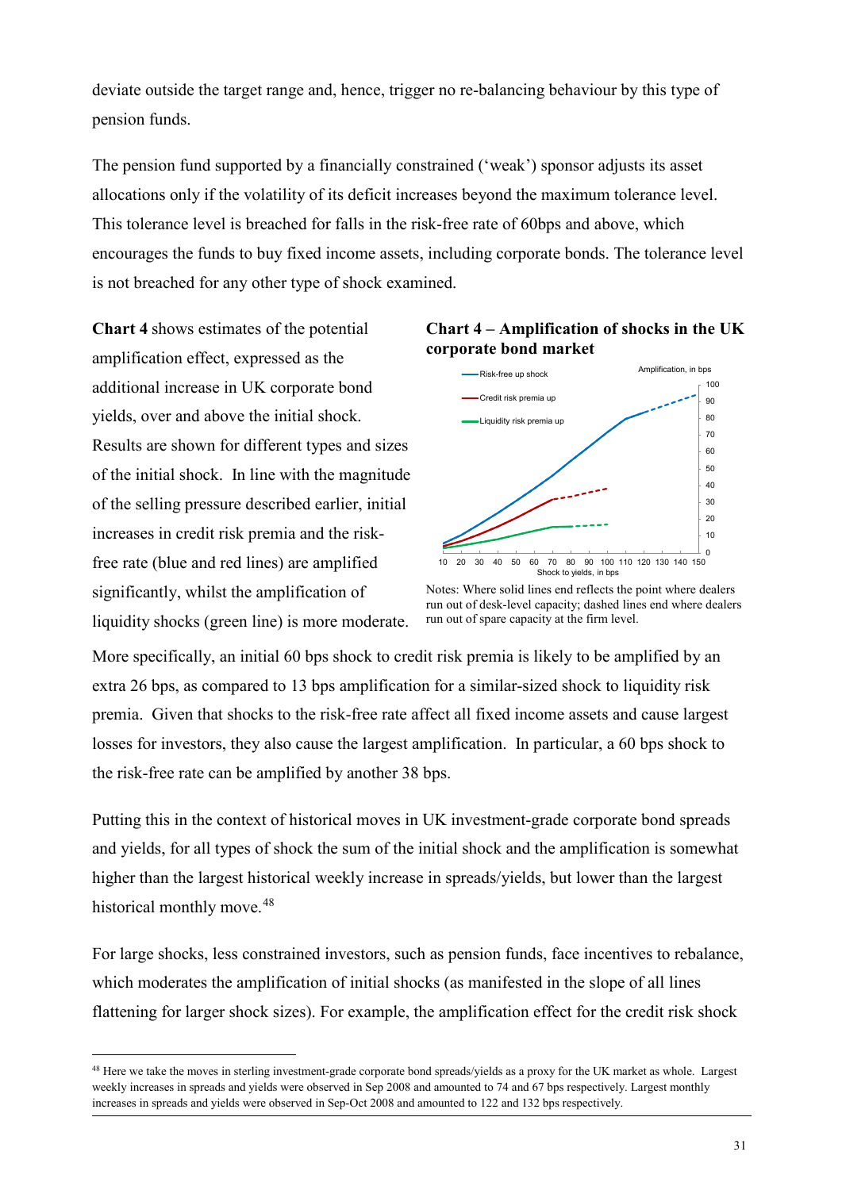deviate outside the target range and, hence, trigger no re-balancing behaviour by this type of pension funds.

The pension fund supported by a financially constrained ('weak') sponsor adjusts its asset allocations only if the volatility of its deficit increases beyond the maximum tolerance level. This tolerance level is breached for falls in the risk-free rate of 60bps and above, which encourages the funds to buy fixed income assets, including corporate bonds. The tolerance level is not breached for any other type of shock examined.

**Chart 4** shows estimates of the potential amplification effect, expressed as the additional increase in UK corporate bond yields, over and above the initial shock. Results are shown for different types and sizes of the initial shock. In line with the magnitude of the selling pressure described earlier, initial increases in credit risk premia and the risk-free rate (blue and red lines) are amplified significantly, whilst the amplification of liquidity shocks (green line) is more moderate.

**Chart 4 – Amplification of shocks in the UK corporate bond market**

Notes: Where solid lines end reflects the point where dealers run out of desk-level capacity; dashed lines end where dealers run out of spare capacity at the firm level.

More specifically, an initial 60 bps shock to credit risk premia is likely to be amplified by an extra 26 bps, as compared to 13 bps amplification for a similar-sized shock to liquidity risk premia. Given that shocks to the risk-free rate affect all fixed income assets and cause largest losses for investors, they also cause the largest amplification. In particular, a 60 bps shock to the risk-free rate can be amplified by another 38 bps.

Putting this in the context of historical moves in UK investment-grade corporate bond spreads and yields, for all types of shock the sum of the initial shock and the amplification is somewhat higher than the largest historical weekly increase in spreads/yields, but lower than the largest historical monthly move.[48]

For large shocks, less constrained investors, such as pension funds, face incentives to rebalance, which moderates the amplification of initial shocks (as manifested in the slope of all lines flattening for larger shock sizes). For example, the amplification effect for the credit risk shock

[48] Here we take the moves in sterling investment-grade corporate bond spreads/yields as a proxy for the UK market as whole. Largest weekly increases in spreads and yields were observed in Sep 2008 and amounted to 74 and 67 bps respectively. Largest monthly increases in spreads and yields were observed in Sep-Oct 2008 and amounted to 122 and 132 bps respectively.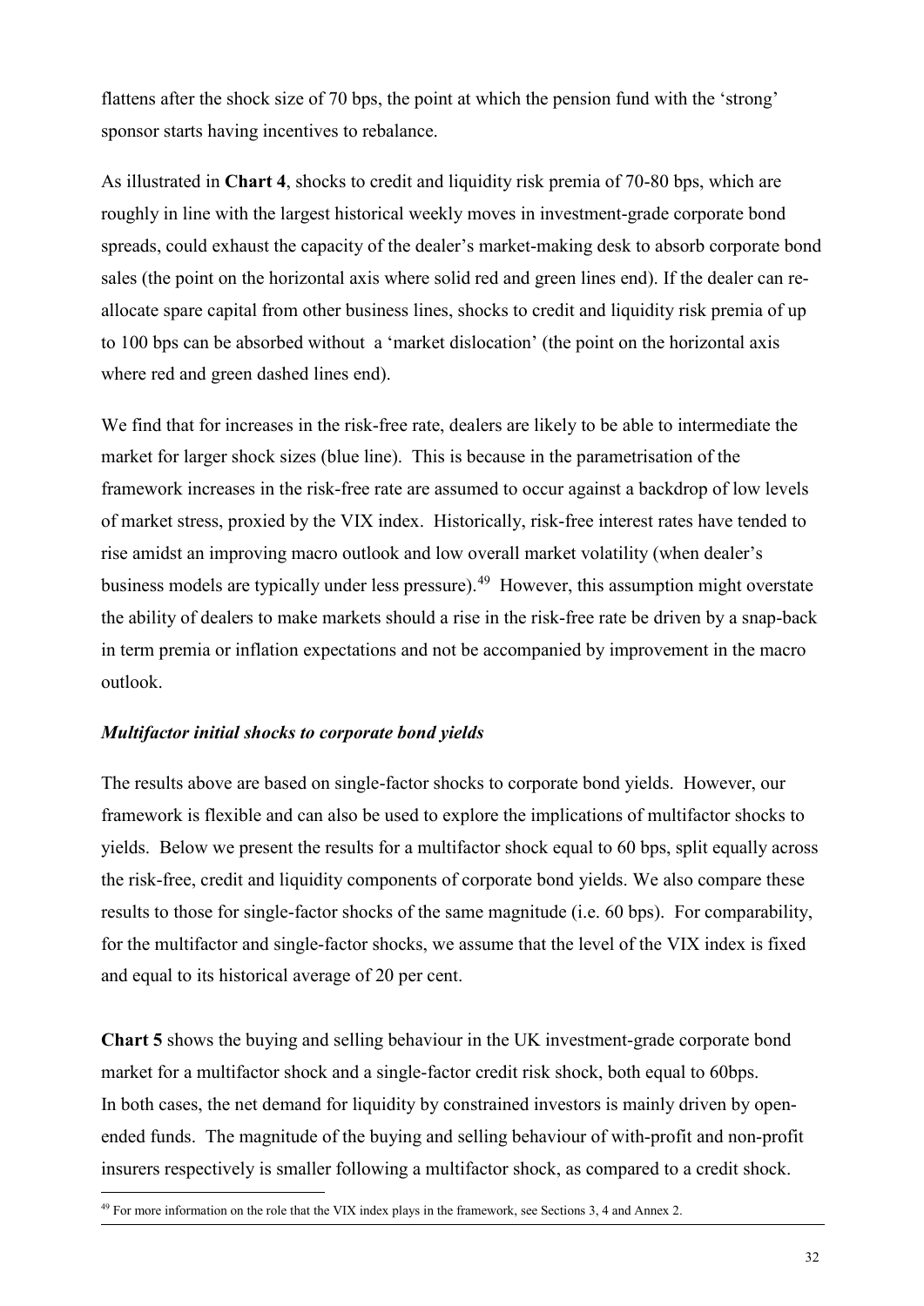flattens after the shock size of 70 bps, the point at which the pension fund with the 'strong' sponsor starts having incentives to rebalance.

As illustrated in **Chart 4**, shocks to credit and liquidity risk premia of 70-80 bps, which are roughly in line with the largest historical weekly moves in investment-grade corporate bond spreads, could exhaust the capacity of the dealer's market-making desk to absorb corporate bond sales (the point on the horizontal axis where solid red and green lines end). If the dealer can re-allocate spare capital from other business lines, shocks to credit and liquidity risk premia of up to 100 bps can be absorbed without a 'market dislocation' (the point on the horizontal axis where red and green dashed lines end).

We find that for increases in the risk-free rate, dealers are likely to be able to intermediate the market for larger shock sizes (blue line). This is because in the parametrisation of the framework increases in the risk-free rate are assumed to occur against a backdrop of low levels of market stress, proxied by the VIX index. Historically, risk-free interest rates have tended to rise amidst an improving macro outlook and low overall market volatility (when dealer's business models are typically under less pressure).[49] However, this assumption might overstate the ability of dealers to make markets should a rise in the risk-free rate be driven by a snap-back in term premia or inflation expectations and not be accompanied by improvement in the macro outlook.

### *Multifactor initial shocks to corporate bond yields*

The results above are based on single-factor shocks to corporate bond yields. However, our framework is flexible and can also be used to explore the implications of multifactor shocks to yields. Below we present the results for a multifactor shock equal to 60 bps, split equally across the risk-free, credit and liquidity components of corporate bond yields. We also compare these results to those for single-factor shocks of the same magnitude (i.e. 60 bps). For comparability, for the multifactor and single-factor shocks, we assume that the level of the VIX index is fixed and equal to its historical average of 20 per cent.

**Chart 5** shows the buying and selling behaviour in the UK investment-grade corporate bond market for a multifactor shock and a single-factor credit risk shock, both equal to 60bps. In both cases, the net demand for liquidity by constrained investors is mainly driven by open-ended funds. The magnitude of the buying and selling behaviour of with-profit and non-profit insurers respectively is smaller following a multifactor shock, as compared to a credit shock.

[49] For more information on the role that the VIX index plays in the framework, see Sections 3, 4 and Annex 2.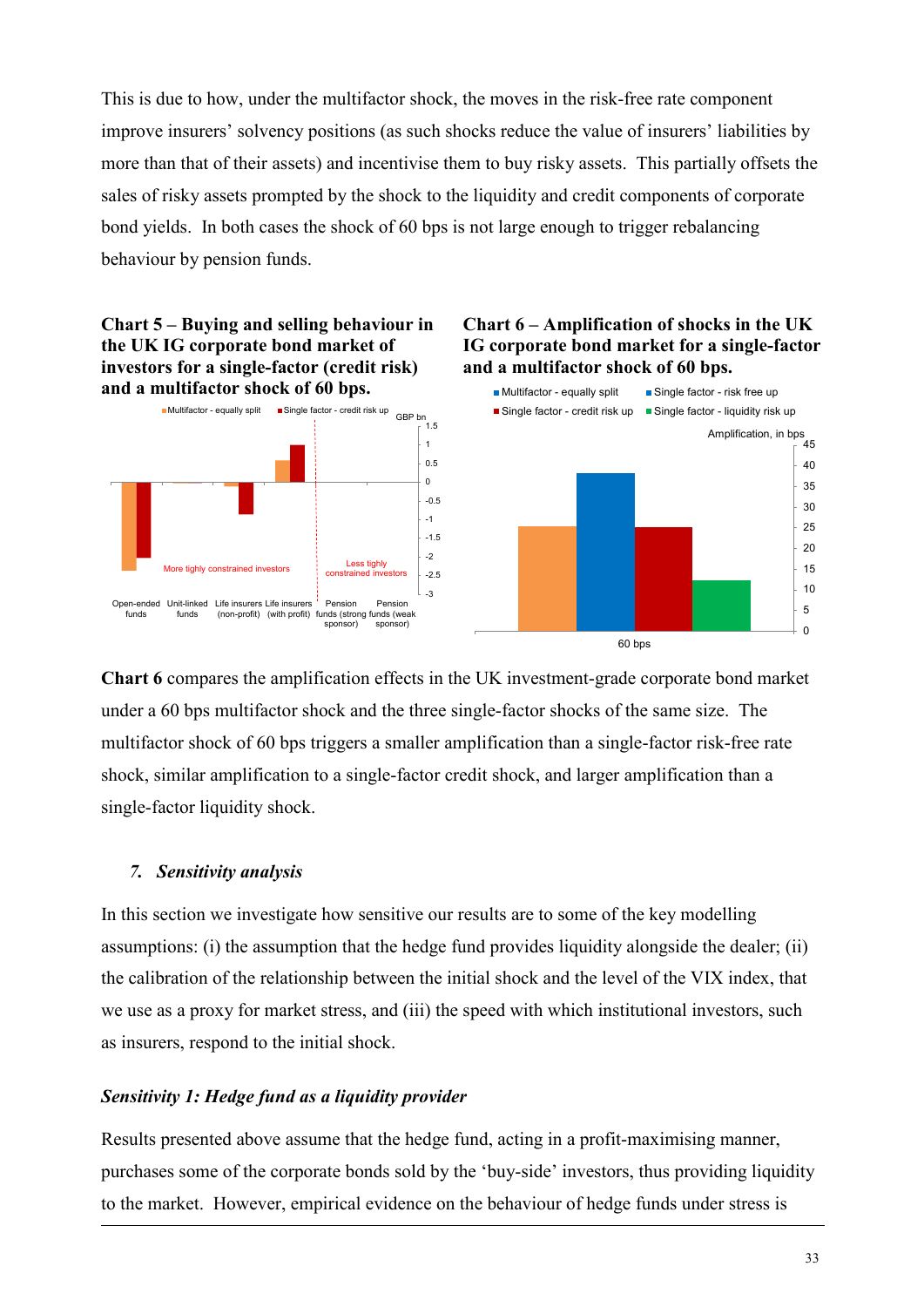This is due to how, under the multifactor shock, the moves in the risk-free rate component improve insurers' solvency positions (as such shocks reduce the value of insurers' liabilities by more than that of their assets) and incentivise them to buy risky assets. This partially offsets the sales of risky assets prompted by the shock to the liquidity and credit components of corporate bond yields. In both cases the shock of 60 bps is not large enough to trigger rebalancing behaviour by pension funds.

**Chart 5 – Buying and selling behaviour in the UK IG corporate bond market of investors for a single-factor (credit risk) and a multifactor shock of 60 bps.**

**Chart 6 – Amplification of shocks in the UK IG corporate bond market for a single-factor and a multifactor shock of 60 bps.**

**Chart 6** compares the amplification effects in the UK investment-grade corporate bond market under a 60 bps multifactor shock and the three single-factor shocks of the same size. The multifactor shock of 60 bps triggers a smaller amplification than a single-factor risk-free rate shock, similar amplification to a single-factor credit shock, and larger amplification than a single-factor liquidity shock.

## 7. *Sensitivity analysis*

In this section we investigate how sensitive our results are to some of the key modelling assumptions: (i) the assumption that the hedge fund provides liquidity alongside the dealer; (ii) the calibration of the relationship between the initial shock and the level of the VIX index, that we use as a proxy for market stress, and (iii) the speed with which institutional investors, such as insurers, respond to the initial shock.

### *Sensitivity 1: Hedge fund as a liquidity provider*

Results presented above assume that the hedge fund, acting in a profit-maximising manner, purchases some of the corporate bonds sold by the 'buy-side' investors, thus providing liquidity to the market. However, empirical evidence on the behaviour of hedge funds under stress is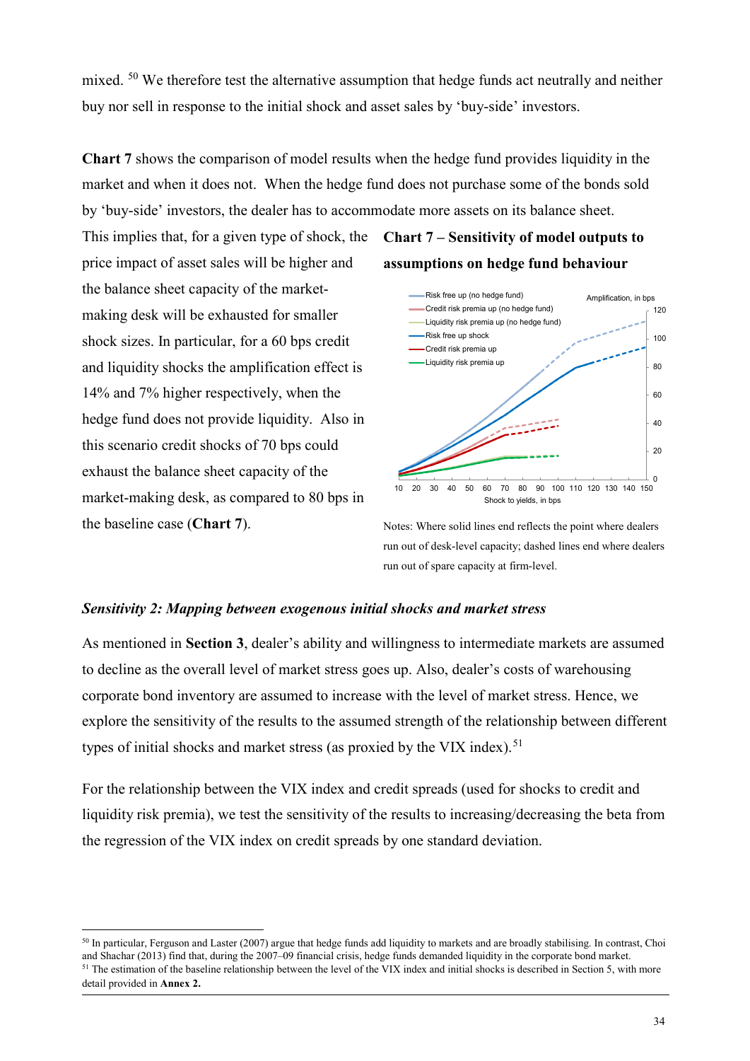mixed. [50] We therefore test the alternative assumption that hedge funds act neutrally and neither buy nor sell in response to the initial shock and asset sales by 'buy-side' investors.

**Chart 7** shows the comparison of model results when the hedge fund provides liquidity in the market and when it does not. When the hedge fund does not purchase some of the bonds sold by 'buy-side' investors, the dealer has to accommodate more assets on its balance sheet. This implies that, for a given type of shock, the price impact of asset sales will be higher and the balance sheet capacity of the market-making desk will be exhausted for smaller shock sizes. In particular, for a 60 bps credit and liquidity shocks the amplification effect is 14% and 7% higher respectively, when the hedge fund does not provide liquidity. Also in this scenario credit shocks of 70 bps could exhaust the balance sheet capacity of the market-making desk, as compared to 80 bps in the baseline case (**Chart 7**).

**Chart 7 – Sensitivity of model outputs to assumptions on hedge fund behaviour**

Notes: Where solid lines end reflects the point where dealers run out of desk-level capacity; dashed lines end where dealers run out of spare capacity at firm-level.

### *Sensitivity 2: Mapping between exogenous initial shocks and market stress*

As mentioned in **Section 3**, dealer's ability and willingness to intermediate markets are assumed to decline as the overall level of market stress goes up. Also, dealer's costs of warehousing corporate bond inventory are assumed to increase with the level of market stress. Hence, we explore the sensitivity of the results to the assumed strength of the relationship between different types of initial shocks and market stress (as proxied by the VIX index).[51]

For the relationship between the VIX index and credit spreads (used for shocks to credit and liquidity risk premia), we test the sensitivity of the results to increasing/decreasing the beta from the regression of the VIX index on credit spreads by one standard deviation.

---

[50] In particular, Ferguson and Laster (2007) argue that hedge funds add liquidity to markets and are broadly stabilising. In contrast, Choi and Shachar (2013) find that, during the 2007–09 financial crisis, hedge funds demanded liquidity in the corporate bond market.

[51] The estimation of the baseline relationship between the level of the VIX index and initial shocks is described in Section 5, with more detail provided in **Annex 2.**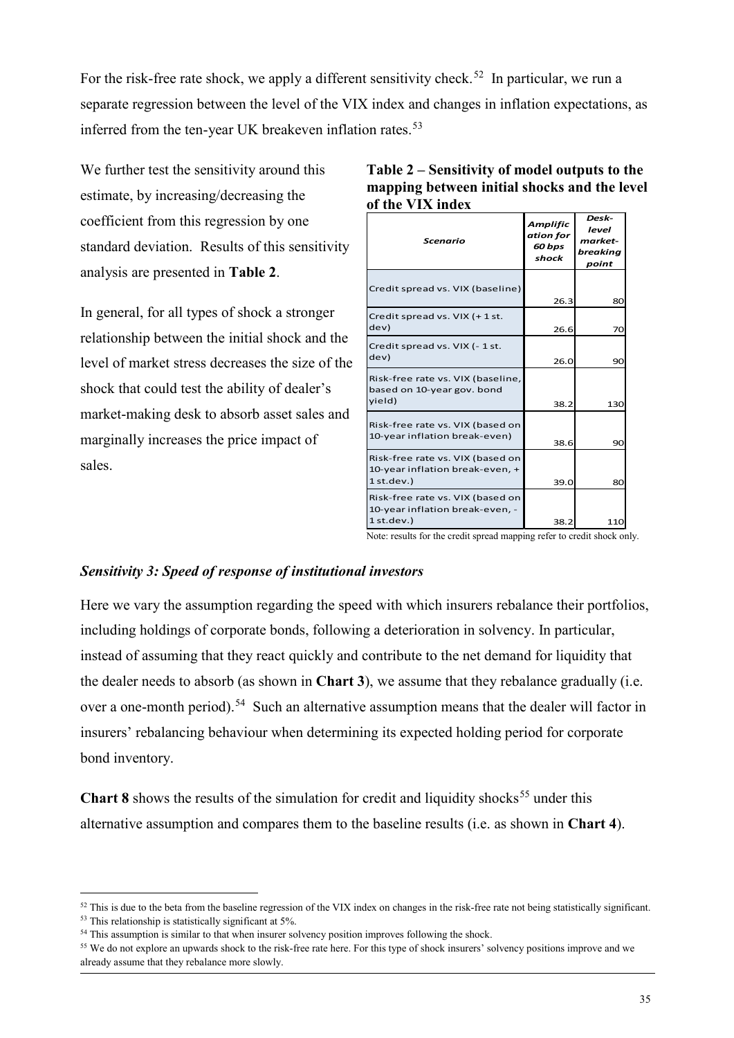For the risk-free rate shock, we apply a different sensitivity check.[52] In particular, we run a separate regression between the level of the VIX index and changes in inflation expectations, as inferred from the ten-year UK breakeven inflation rates.[53]

We further test the sensitivity around this estimate, by increasing/decreasing the coefficient from this regression by one standard deviation. Results of this sensitivity analysis are presented in **Table 2**.

In general, for all types of shock a stronger relationship between the initial shock and the level of market stress decreases the size of the shock that could test the ability of dealer's market-making desk to absorb asset sales and marginally increases the price impact of sales.

**Table 2 – Sensitivity of model outputs to the mapping between initial shocks and the level of the VIX index**

| *Scenario* | *Amplification for 60 bps shock* | *Desk-level market-breaking point* |
|---|---|---|
| Credit spread vs. VIX (baseline) | 26.3 | 80 |
| Credit spread vs. VIX (+ 1 st. dev) | 26.6 | 70 |
| Credit spread vs. VIX (- 1 st. dev) | 26.0 | 90 |
| Risk-free rate vs. VIX (baseline, based on 10-year gov. bond yield) | 38.2 | 130 |
| Risk-free rate vs. VIX (based on 10-year inflation break-even) | 38.6 | 90 |
| Risk-free rate vs. VIX (based on 10-year inflation break-even, + 1 st.dev.) | 39.0 | 80 |
| Risk-free rate vs. VIX (based on 10-year inflation break-even, - 1 st.dev.) | 38.2 | 110 |

Note: results for the credit spread mapping refer to credit shock only.

### *Sensitivity 3: Speed of response of institutional investors*

Here we vary the assumption regarding the speed with which insurers rebalance their portfolios, including holdings of corporate bonds, following a deterioration in solvency. In particular, instead of assuming that they react quickly and contribute to the net demand for liquidity that the dealer needs to absorb (as shown in **Chart 3**), we assume that they rebalance gradually (i.e. over a one-month period).[54] Such an alternative assumption means that the dealer will factor in insurers' rebalancing behaviour when determining its expected holding period for corporate bond inventory.

**Chart 8** shows the results of the simulation for credit and liquidity shocks[55] under this alternative assumption and compares them to the baseline results (i.e. as shown in **Chart 4**).

---

[52] This is due to the beta from the baseline regression of the VIX index on changes in the risk-free rate not being statistically significant.

[53] This relationship is statistically significant at 5%.

[54] This assumption is similar to that when insurer solvency position improves following the shock.

[55] We do not explore an upwards shock to the risk-free rate here. For this type of shock insurers' solvency positions improve and we already assume that they rebalance more slowly.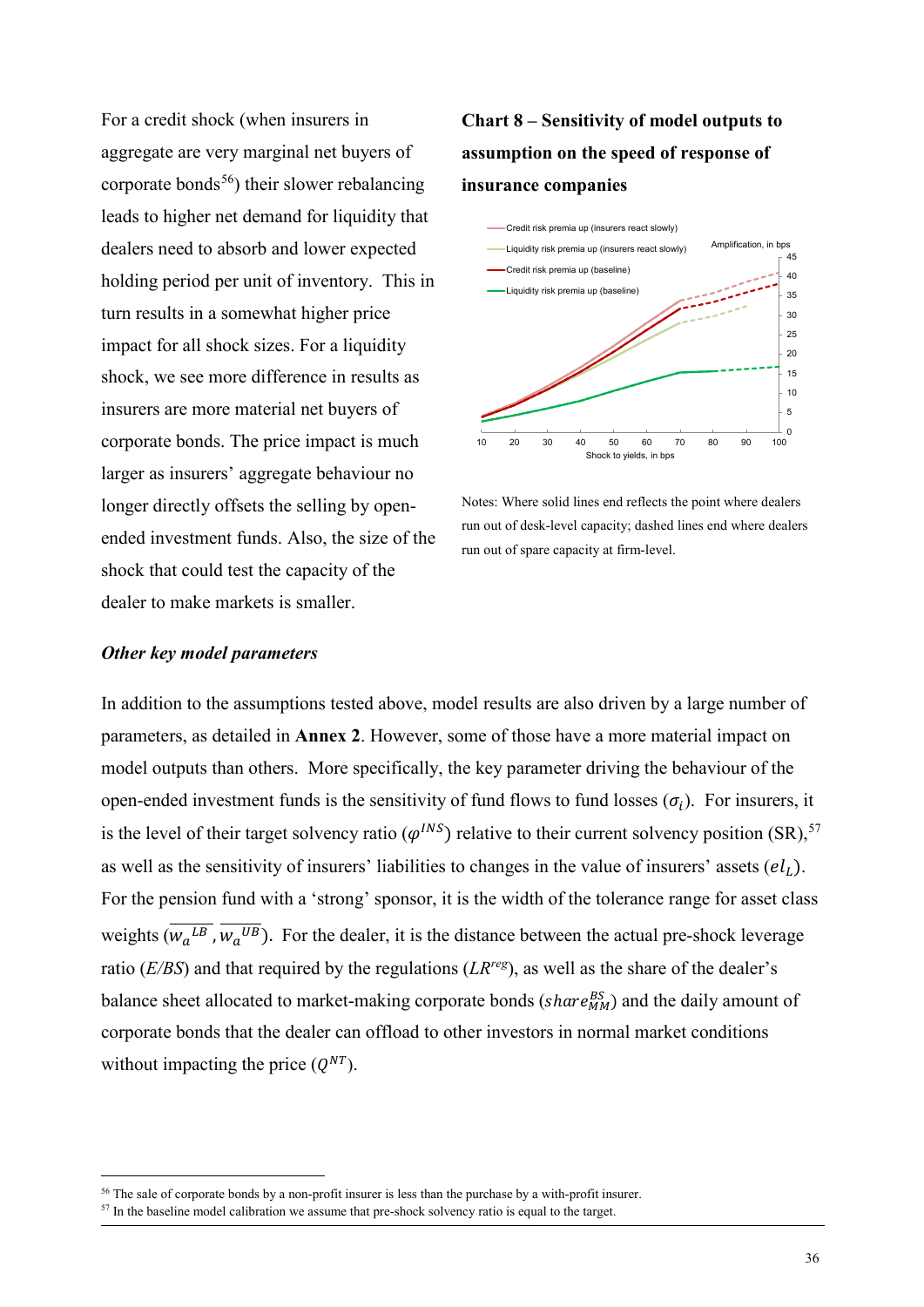For a credit shock (when insurers in aggregate are very marginal net buyers of corporate bonds[56]) their slower rebalancing leads to higher net demand for liquidity that dealers need to absorb and lower expected holding period per unit of inventory. This in turn results in a somewhat higher price impact for all shock sizes. For a liquidity shock, we see more difference in results as insurers are more material net buyers of corporate bonds. The price impact is much larger as insurers' aggregate behaviour no longer directly offsets the selling by open-ended investment funds. Also, the size of the shock that could test the capacity of the dealer to make markets is smaller.

**Chart 8 – Sensitivity of model outputs to assumption on the speed of response of insurance companies**

Notes: Where solid lines end reflects the point where dealers run out of desk-level capacity; dashed lines end where dealers run out of spare capacity at firm-level.

### *Other key model parameters*

In addition to the assumptions tested above, model results are also driven by a large number of parameters, as detailed in **Annex 2**. However, some of those have a more material impact on model outputs than others. More specifically, the key parameter driving the behaviour of the open-ended investment funds is the sensitivity of fund flows to fund losses ($\sigma_i$). For insurers, it is the level of their target solvency ratio ($\varphi^{INS}$) relative to their current solvency position (SR),[57] as well as the sensitivity of insurers' liabilities to changes in the value of insurers' assets ($el_L$). For the pension fund with a 'strong' sponsor, it is the width of the tolerance range for asset class weights ($\overline{w_a}^{LB}$, $\overline{w_a}^{UB}$). For the dealer, it is the distance between the actual pre-shock leverage ratio (*E/BS*) and that required by the regulations ($LR^{reg}$), as well as the share of the dealer's balance sheet allocated to market-making corporate bonds ($share_{MM}^{BS}$) and the daily amount of corporate bonds that the dealer can offload to other investors in normal market conditions without impacting the price ($Q^{NT}$).

[56] The sale of corporate bonds by a non-profit insurer is less than the purchase by a with-profit insurer.

[57] In the baseline model calibration we assume that pre-shock solvency ratio is equal to the target.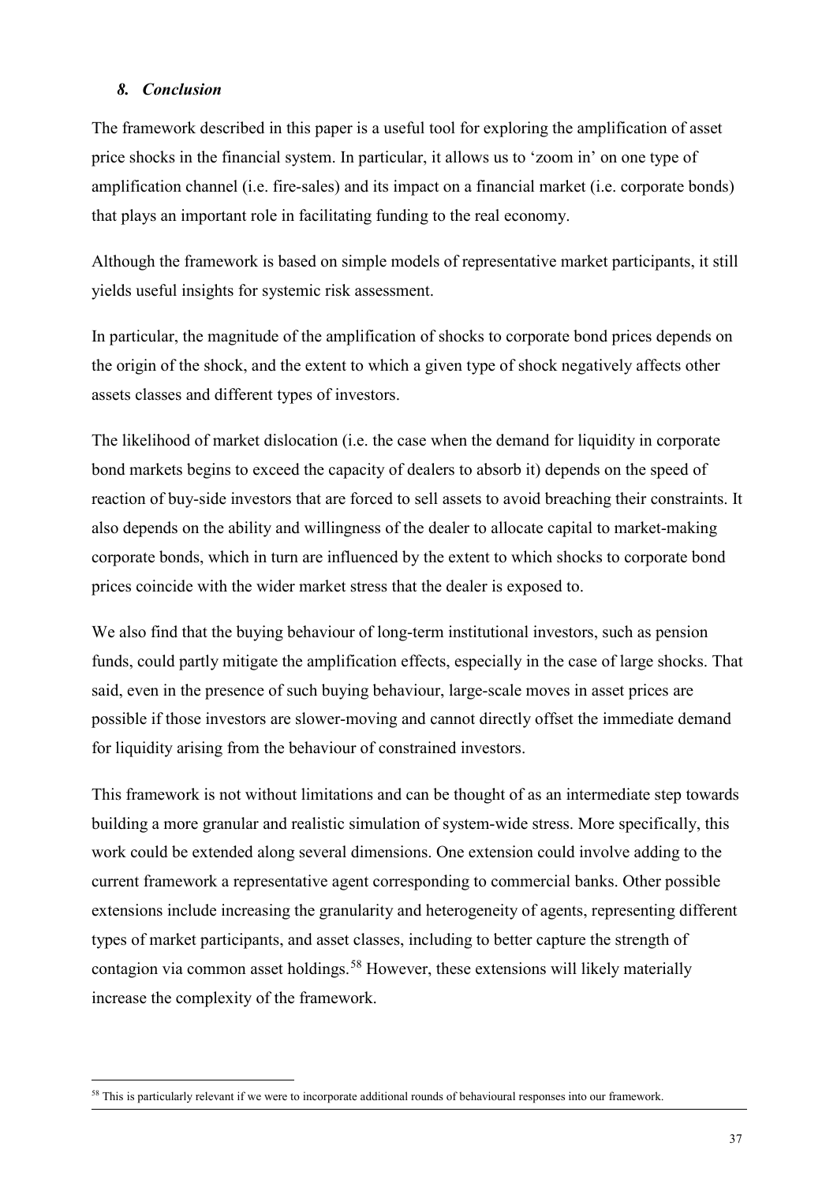## *8. Conclusion*

The framework described in this paper is a useful tool for exploring the amplification of asset price shocks in the financial system. In particular, it allows us to 'zoom in' on one type of amplification channel (i.e. fire-sales) and its impact on a financial market (i.e. corporate bonds) that plays an important role in facilitating funding to the real economy.

Although the framework is based on simple models of representative market participants, it still yields useful insights for systemic risk assessment.

In particular, the magnitude of the amplification of shocks to corporate bond prices depends on the origin of the shock, and the extent to which a given type of shock negatively affects other assets classes and different types of investors.

The likelihood of market dislocation (i.e. the case when the demand for liquidity in corporate bond markets begins to exceed the capacity of dealers to absorb it) depends on the speed of reaction of buy-side investors that are forced to sell assets to avoid breaching their constraints. It also depends on the ability and willingness of the dealer to allocate capital to market-making corporate bonds, which in turn are influenced by the extent to which shocks to corporate bond prices coincide with the wider market stress that the dealer is exposed to.

We also find that the buying behaviour of long-term institutional investors, such as pension funds, could partly mitigate the amplification effects, especially in the case of large shocks. That said, even in the presence of such buying behaviour, large-scale moves in asset prices are possible if those investors are slower-moving and cannot directly offset the immediate demand for liquidity arising from the behaviour of constrained investors.

This framework is not without limitations and can be thought of as an intermediate step towards building a more granular and realistic simulation of system-wide stress. More specifically, this work could be extended along several dimensions. One extension could involve adding to the current framework a representative agent corresponding to commercial banks. Other possible extensions include increasing the granularity and heterogeneity of agents, representing different types of market participants, and asset classes, including to better capture the strength of contagion via common asset holdings.[58] However, these extensions will likely materially increase the complexity of the framework.

[58] This is particularly relevant if we were to incorporate additional rounds of behavioural responses into our framework.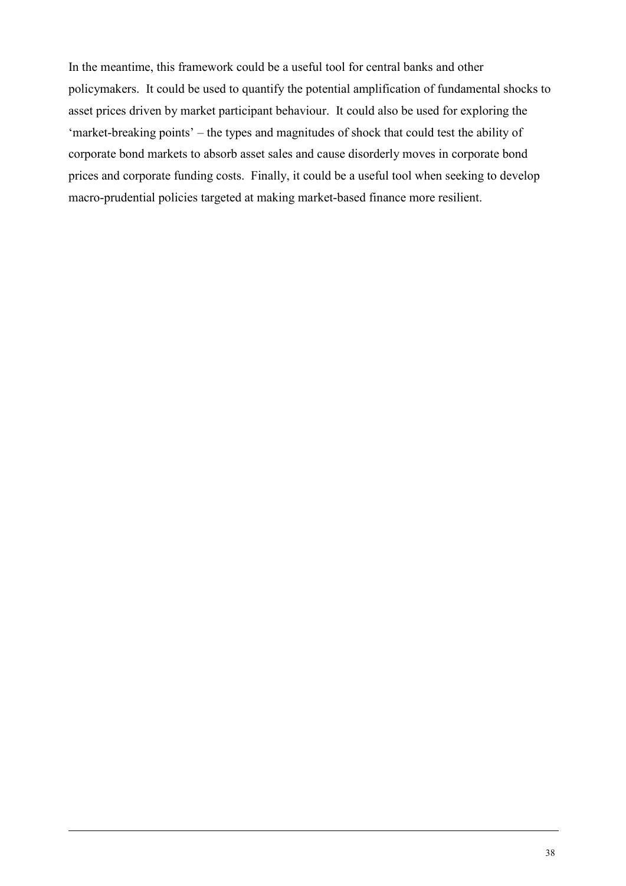In the meantime, this framework could be a useful tool for central banks and other policymakers. It could be used to quantify the potential amplification of fundamental shocks to asset prices driven by market participant behaviour. It could also be used for exploring the 'market-breaking points' – the types and magnitudes of shock that could test the ability of corporate bond markets to absorb asset sales and cause disorderly moves in corporate bond prices and corporate funding costs. Finally, it could be a useful tool when seeking to develop macro-prudential policies targeted at making market-based finance more resilient.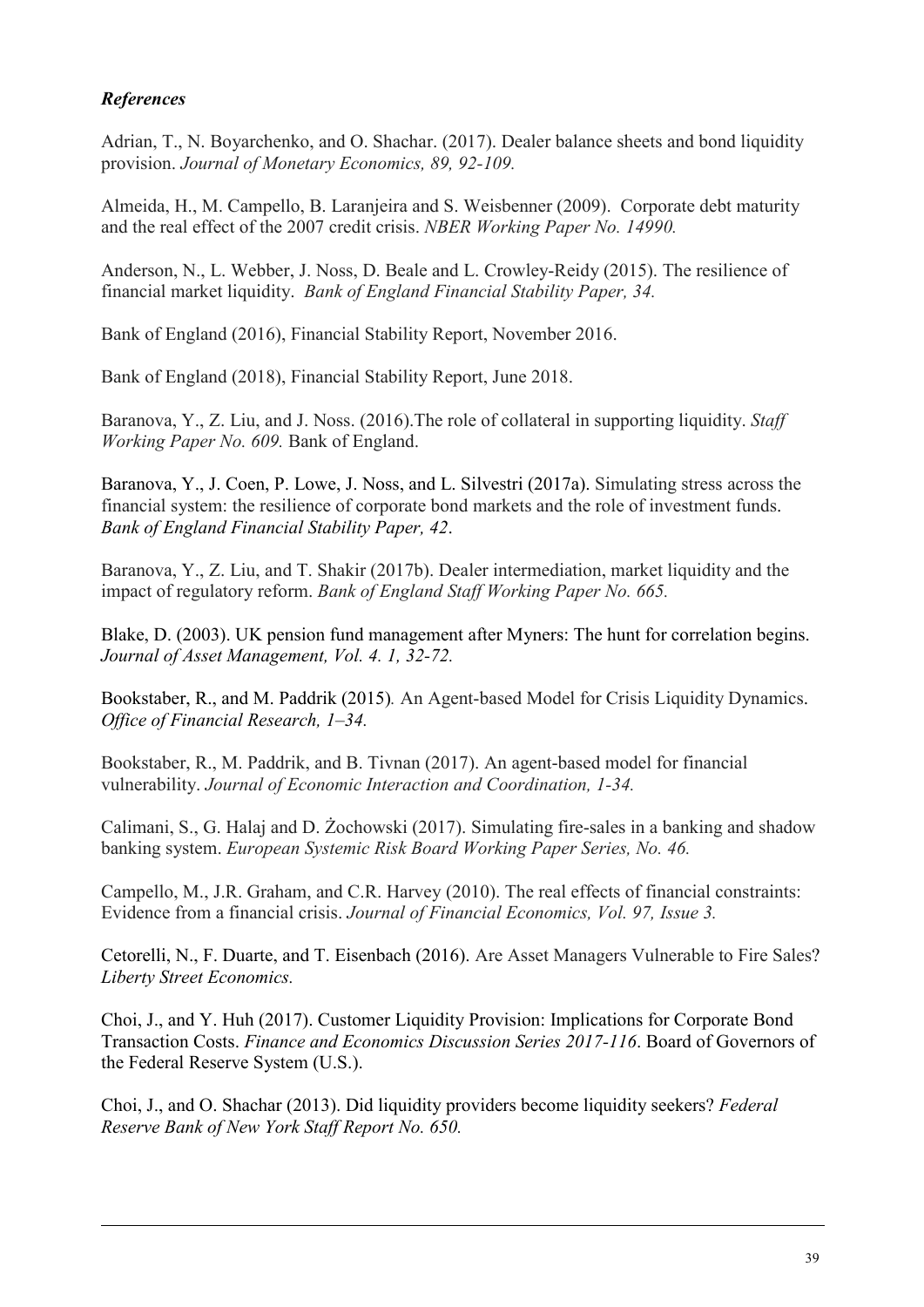### *References*

Adrian, T., N. Boyarchenko, and O. Shachar. (2017). Dealer balance sheets and bond liquidity provision. *Journal of Monetary Economics, 89, 92-109.*

Almeida, H., M. Campello, B. Laranjeira and S. Weisbenner (2009). Corporate debt maturity and the real effect of the 2007 credit crisis. *NBER Working Paper No. 14990.*

Anderson, N., L. Webber, J. Noss, D. Beale and L. Crowley-Reidy (2015). The resilience of financial market liquidity. *Bank of England Financial Stability Paper, 34.*

Bank of England (2016), Financial Stability Report, November 2016.

Bank of England (2018), Financial Stability Report, June 2018.

Baranova, Y., Z. Liu, and J. Noss. (2016).The role of collateral in supporting liquidity. *Staff Working Paper No. 609.* Bank of England.

Baranova, Y., J. Coen, P. Lowe, J. Noss, and L. Silvestri (2017a). Simulating stress across the financial system: the resilience of corporate bond markets and the role of investment funds. *Bank of England Financial Stability Paper, 42*.

Baranova, Y., Z. Liu, and T. Shakir (2017b). Dealer intermediation, market liquidity and the impact of regulatory reform. *Bank of England Staff Working Paper No. 665.*

Blake, D. (2003). UK pension fund management after Myners: The hunt for correlation begins. *Journal of Asset Management, Vol. 4. 1, 32-72.*

Bookstaber, R., and M. Paddrik (2015)*.* An Agent-based Model for Crisis Liquidity Dynamics. *Office of Financial Research, 1–34.*

Bookstaber, R., M. Paddrik, and B. Tivnan (2017). An agent-based model for financial vulnerability. *Journal of Economic Interaction and Coordination, 1-34.*

Calimani, S., G. Halaj and D. Żochowski (2017). Simulating fire-sales in a banking and shadow banking system. *European Systemic Risk Board Working Paper Series, No. 46.*

Campello, M., J.R. Graham, and C.R. Harvey (2010). The real effects of financial constraints: Evidence from a financial crisis. *Journal of Financial Economics, Vol. 97, Issue 3.*

Cetorelli, N., F. Duarte, and T. Eisenbach (2016). Are Asset Managers Vulnerable to Fire Sales? *Liberty Street Economics.*

Choi, J., and Y. Huh (2017). Customer Liquidity Provision: Implications for Corporate Bond Transaction Costs. *Finance and Economics Discussion Series 2017-116*. Board of Governors of the Federal Reserve System (U.S.).

Choi, J., and O. Shachar (2013). Did liquidity providers become liquidity seekers? *Federal Reserve Bank of New York Staff Report No. 650.*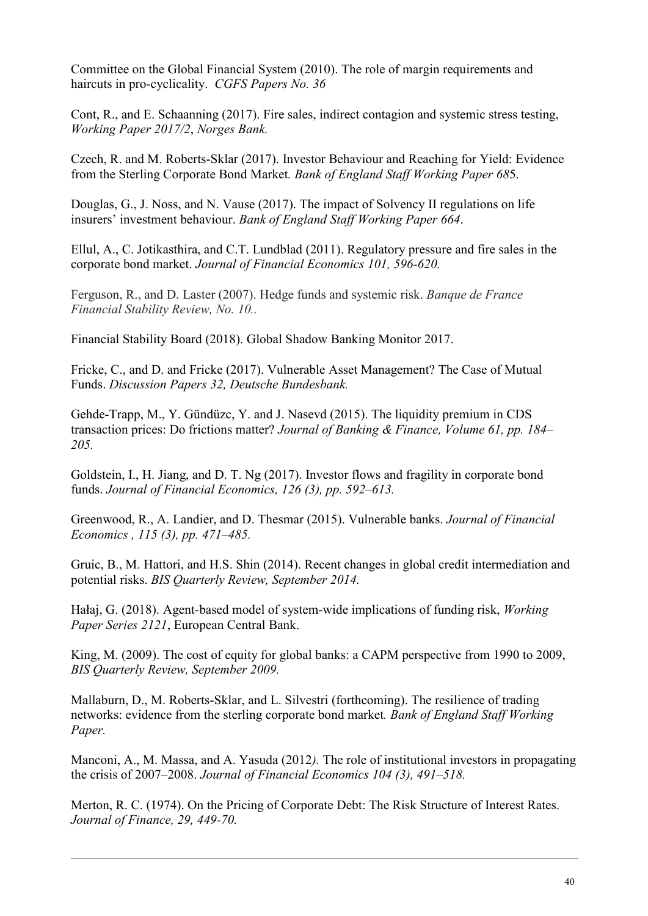Committee on the Global Financial System (2010). The role of margin requirements and haircuts in pro-cyclicality. *CGFS Papers No. 36*

Cont, R., and E. Schaanning (2017). Fire sales, indirect contagion and systemic stress testing, *Working Paper 2017/2*, *Norges Bank.*

Czech, R. and M. Roberts-Sklar (2017). Investor Behaviour and Reaching for Yield: Evidence from the Sterling Corporate Bond Market*. Bank of England Staff Working Paper 68*5.

Douglas, G., J. Noss, and N. Vause (2017). The impact of Solvency II regulations on life insurers' investment behaviour. *Bank of England Staff Working Paper 664*.

Ellul, A., C. Jotikasthira, and C.T. Lundblad (2011). Regulatory pressure and fire sales in the corporate bond market. *Journal of Financial Economics 101, 596-620.*

Ferguson, R., and D. Laster (2007). Hedge funds and systemic risk. *Banque de France Financial Stability Review, No. 10..*

Financial Stability Board (2018). Global Shadow Banking Monitor 2017.

Fricke, C., and D. and Fricke (2017). Vulnerable Asset Management? The Case of Mutual Funds. *Discussion Papers 32, Deutsche Bundesbank.*

Gehde-Trapp, M., Y. Gündüzc, Y. and J. Nasevd (2015). The liquidity premium in CDS transaction prices: Do frictions matter? *Journal of Banking & Finance, Volume 61, pp. 184–205.*

Goldstein, I., H. Jiang, and D. T. Ng (2017). Investor flows and fragility in corporate bond funds. *Journal of Financial Economics, 126 (3), pp. 592–613.*

Greenwood, R., A. Landier, and D. Thesmar (2015). Vulnerable banks. *Journal of Financial Economics , 115 (3), pp. 471–485.*

Gruic, B., M. Hattori, and H.S. Shin (2014). Recent changes in global credit intermediation and potential risks. *BIS Quarterly Review, September 2014.*

Hałaj, G. (2018). Agent-based model of system-wide implications of funding risk, *Working Paper Series 2121*, European Central Bank.

King, M. (2009). The cost of equity for global banks: a CAPM perspective from 1990 to 2009, *BIS Quarterly Review, September 2009.*

Mallaburn, D., M. Roberts-Sklar, and L. Silvestri (forthcoming). The resilience of trading networks: evidence from the sterling corporate bond market*. Bank of England Staff Working Paper.*

Manconi, A., M. Massa, and A. Yasuda (2012*).* The role of institutional investors in propagating the crisis of 2007–2008. *Journal of Financial Economics 104 (3), 491–518.*

Merton, R. C. (1974). On the Pricing of Corporate Debt: The Risk Structure of Interest Rates. *Journal of Finance, 29, 449-70.*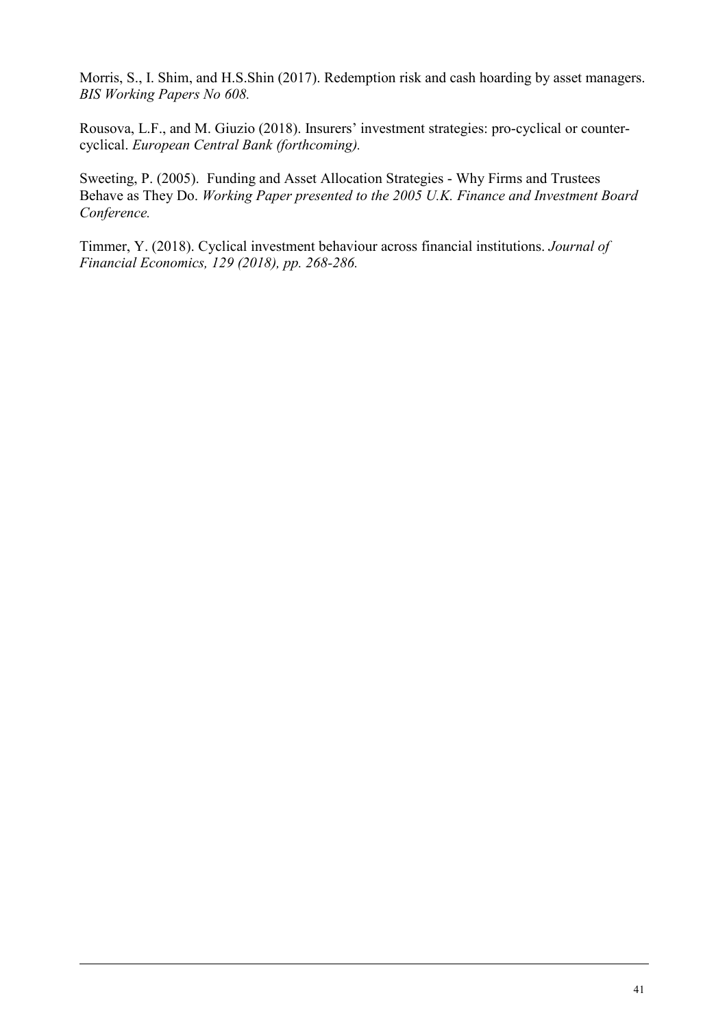Morris, S., I. Shim, and H.S.Shin (2017). Redemption risk and cash hoarding by asset managers. *BIS Working Papers No 608.*

Rousova, L.F., and M. Giuzio (2018). Insurers' investment strategies: pro-cyclical or counter-cyclical. *European Central Bank (forthcoming).*

Sweeting, P. (2005). Funding and Asset Allocation Strategies - Why Firms and Trustees Behave as They Do. *Working Paper presented to the 2005 U.K. Finance and Investment Board Conference.*

Timmer, Y. (2018). Cyclical investment behaviour across financial institutions. *Journal of Financial Economics, 129 (2018), pp. 268-286.*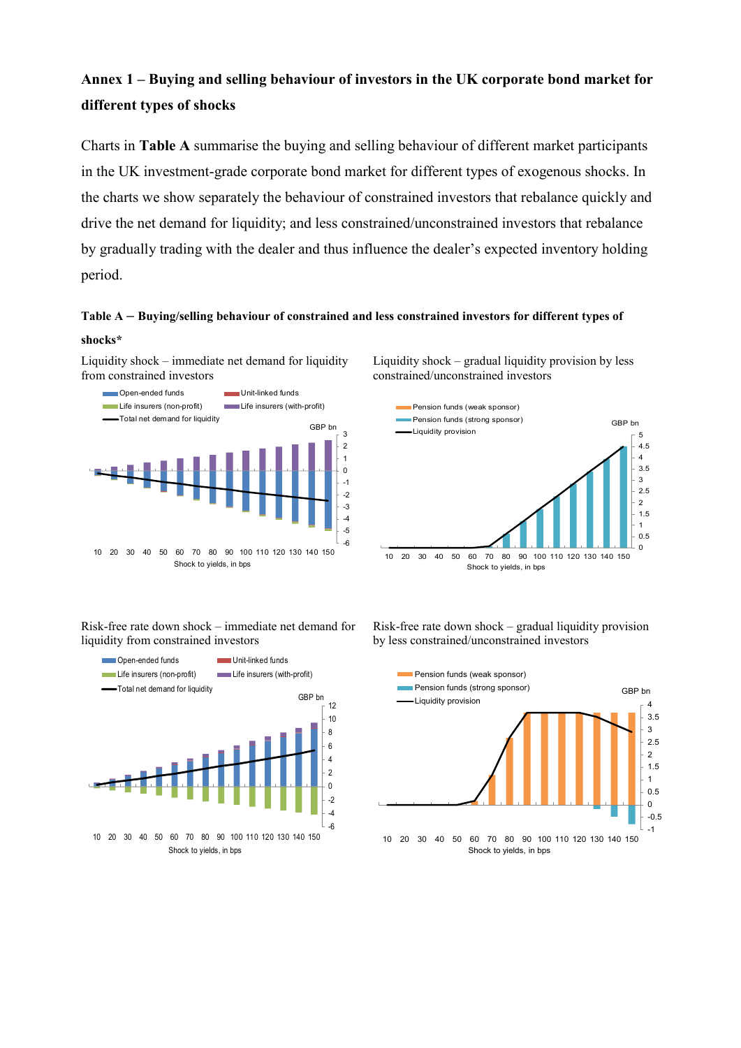## Annex 1 – Buying and selling behaviour of investors in the UK corporate bond market for different types of shocks

Charts in **Table A** summarise the buying and selling behaviour of different market participants in the UK investment-grade corporate bond market for different types of exogenous shocks. In the charts we show separately the behaviour of constrained investors that rebalance quickly and drive the net demand for liquidity; and less constrained/unconstrained investors that rebalance by gradually trading with the dealer and thus influence the dealer's expected inventory holding period.

**Table A – Buying/selling behaviour of constrained and less constrained investors for different types of shocks***

Liquidity shock – immediate net demand for liquidity from constrained investors

Open-ended funds; Unit-linked funds; Life insurers (non-profit); Life insurers (with-profit); Total net demand for liquidity

GBP bn

Shock to yields, in bps

Liquidity shock – gradual liquidity provision by less constrained/unconstrained investors

Pension funds (weak sponsor); Pension funds (strong sponsor); Liquidity provision

GBP bn

Shock to yields, in bps

Risk-free rate down shock – immediate net demand for liquidity from constrained investors

Open-ended funds; Unit-linked funds; Life insurers (non-profit); Life insurers (with-profit); Total net demand for liquidity

GBP bn

Shock to yields, in bps

Risk-free rate down shock – gradual liquidity provision by less constrained/unconstrained investors

Pension funds (weak sponsor); Pension funds (strong sponsor); Liquidity provision

GBP bn

Shock to yields, in bps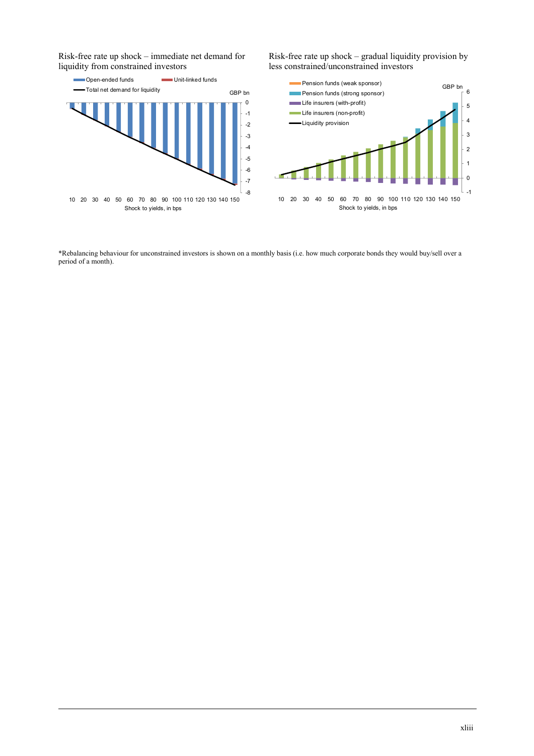Risk-free rate up shock – immediate net demand for liquidity from constrained investors

Open-ended funds | Unit-linked funds | Total net demand for liquidity

GBP bn

0, -1, -2, -3, -4, -5, -6, -7, -8

10 20 30 40 50 60 70 80 90 100 110 120 130 140 150

Shock to yields, in bps

Risk-free rate up shock – gradual liquidity provision by less constrained/unconstrained investors

Pension funds (weak sponsor) | Pension funds (strong sponsor) | Life insurers (with-profit) | Life insurers (non-profit) | Liquidity provision

GBP bn

6, 5, 4, 3, 2, 1, 0, -1

10 20 30 40 50 60 70 80 90 100 110 120 130 140 150

Shock to yields, in bps

*Rebalancing behaviour for unconstrained investors is shown on a monthly basis (i.e. how much corporate bonds they would buy/sell over a period of a month).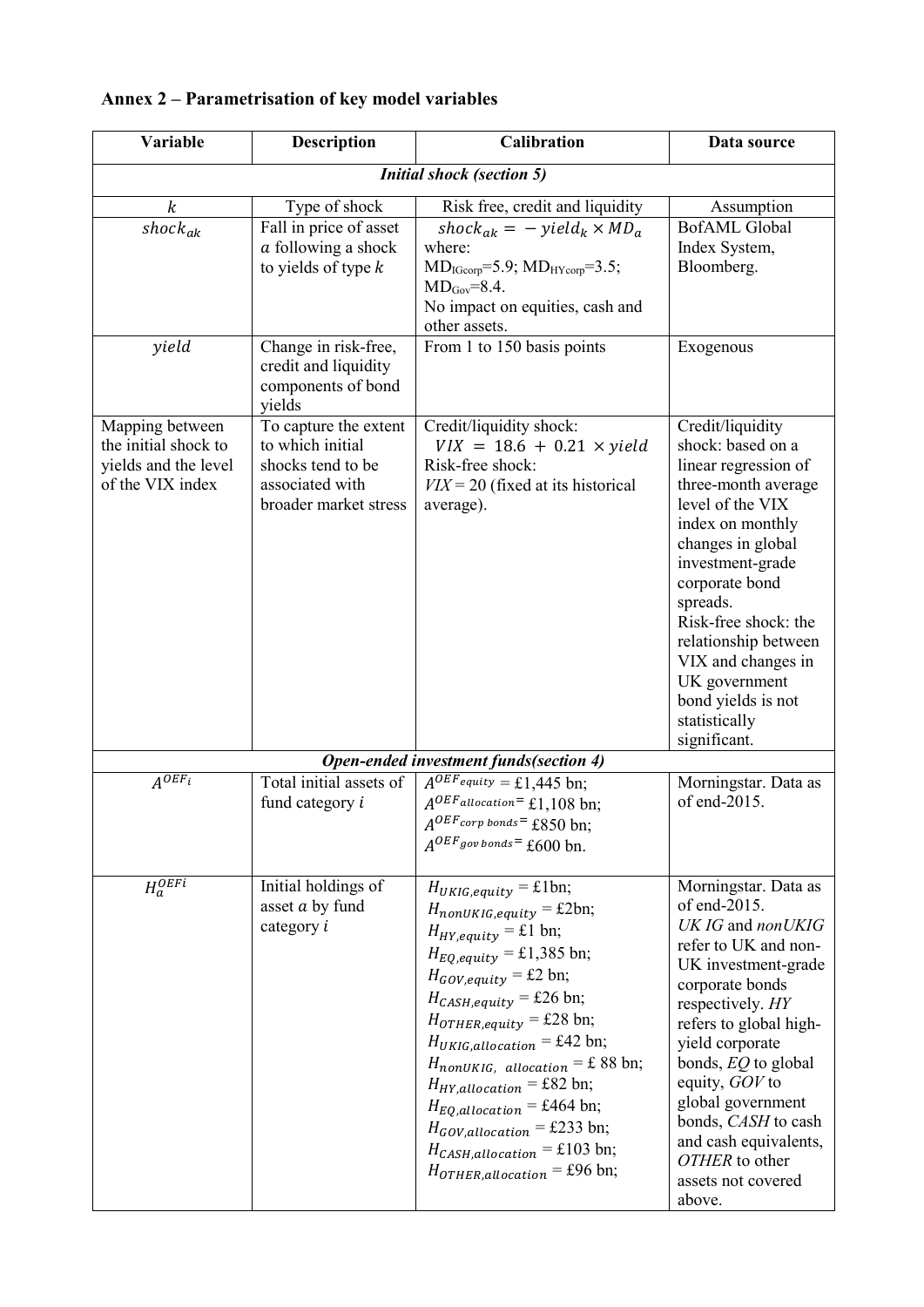## Annex 2 – Parametrisation of key model variables

| Variable | Description | Calibration | Data source |
|---|---|---|---|
| ***Initial shock (section 5)*** | | | |
| $k$ | Type of shock | Risk free, credit and liquidity | Assumption |
| $shock_{ak}$ | Fall in price of asset $a$ following a shock to yields of type $k$ | $shock_{ak} = -yield_k \times MD_a$ where: $MD_{IGcorp}$=5.9; $MD_{HYcorp}$=3.5; $MD_{Gov}$=8.4. No impact on equities, cash and other assets. | BofAML Global Index System, Bloomberg. |
| $yield$ | Change in risk-free, credit and liquidity components of bond yields | From 1 to 150 basis points | Exogenous |
| Mapping between the initial shock to yields and the level of the VIX index | To capture the extent to which initial shocks tend to be associated with broader market stress | Credit/liquidity shock: $VIX = 18.6 + 0.21 \times yield$ Risk-free shock: $VIX$ = 20 (fixed at its historical average). | Credit/liquidity shock: based on a linear regression of three-month average level of the VIX index on monthly changes in global investment-grade corporate bond spreads. Risk-free shock: the relationship between VIX and changes in UK government bond yields is not statistically significant. |
| ***Open-ended investment funds(section 4)*** | | | |
| $A^{OEF_i}$ | Total initial assets of fund category $i$ | $A^{OEF_{equity}}$ = £1,445 bn; $A^{OEF_{allocation}}$= £1,108 bn; $A^{OEF_{corp\ bonds}}$= £850 bn; $A^{OEF_{gov\ bonds}}$= £600 bn. | Morningstar. Data as of end-2015. |
| $H_a^{OEFi}$ | Initial holdings of asset $a$ by fund category $i$ | $H_{UKIG,equity}$ = £1bn; $H_{nonUKIG,equity}$ = £2bn; $H_{HY,equity}$ = £1 bn; $H_{EQ,equity}$ = £1,385 bn; $H_{GOV,equity}$ = £2 bn; $H_{CASH,equity}$ = £26 bn; $H_{OTHER,equity}$ = £28 bn; $H_{UKIG,allocation}$ = £42 bn; $H_{nonUKIG,\ allocation}$ = £ 88 bn; $H_{HY,allocation}$ = £82 bn; $H_{EQ,allocation}$ = £464 bn; $H_{GOV,allocation}$ = £233 bn; $H_{CASH,allocation}$ = £103 bn; $H_{OTHER,allocation}$ = £96 bn; | Morningstar. Data as of end-2015. *UK IG* and *nonUKIG* refer to UK and non-UK investment-grade corporate bonds respectively. *HY* refers to global high-yield corporate bonds, *EQ* to global equity, *GOV* to global government bonds, *CASH* to cash and cash equivalents, *OTHER* to other assets not covered above. |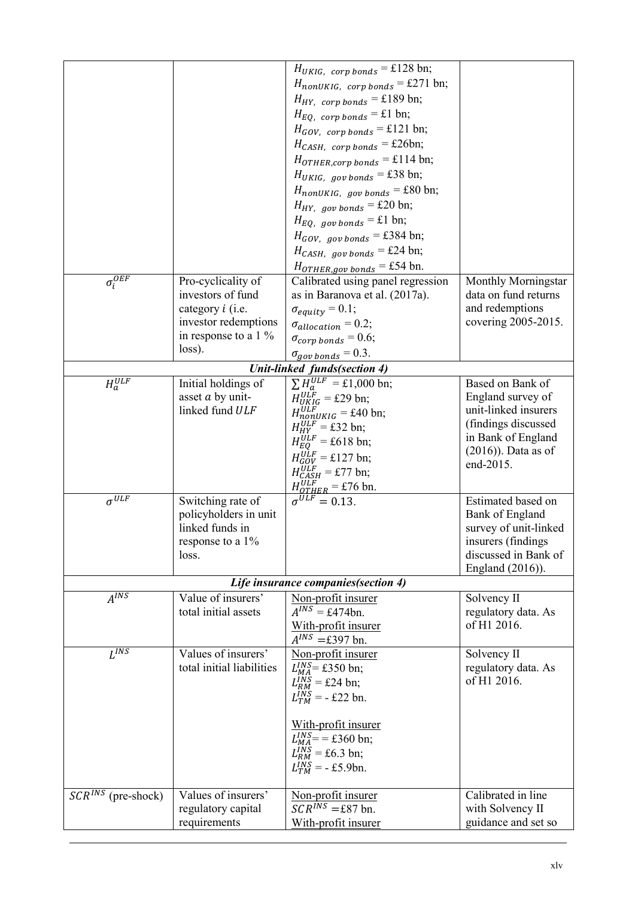| | | | |
|---|---|---|---|
| | | $H_{UKIG,\ corp\ bonds}$ = £128 bn;<br>$H_{nonUKIG,\ corp\ bonds}$ = £271 bn;<br>$H_{HY,\ corp\ bonds}$ = £189 bn;<br>$H_{EQ,\ corp\ bonds}$ = £1 bn;<br>$H_{GOV,\ corp\ bonds}$ = £121 bn;<br>$H_{CASH,\ corp\ bonds}$ = £26bn;<br>$H_{OTHER,corp\ bonds}$ = £114 bn;<br>$H_{UKIG,\ gov\ bonds}$ = £38 bn;<br>$H_{nonUKIG,\ gov\ bonds}$ = £80 bn;<br>$H_{HY,\ gov\ bonds}$ = £20 bn;<br>$H_{EQ,\ gov\ bonds}$ = £1 bn;<br>$H_{GOV,\ gov\ bonds}$ = £384 bn;<br>$H_{CASH,\ gov\ bonds}$ = £24 bn;<br>$H_{OTHER,gov\ bonds}$ = £54 bn. | |
| $\sigma_i^{OEF}$ | Pro-cyclicality of investors of fund category $i$ (i.e. investor redemptions in response to a 1 % loss). | Calibrated using panel regression as in Baranova et al. (2017a).<br>$\sigma_{equity} = 0.1$;<br>$\sigma_{allocation} = 0.2$;<br>$\sigma_{corp\ bonds} = 0.6$;<br>$\sigma_{gov\ bonds} = 0.3$. | Monthly Morningstar data on fund returns and redemptions covering 2005-2015. |
| ***Unit-linked funds(section 4)*** | | | |
| $H_a^{ULF}$ | Initial holdings of asset $a$ by unit-linked fund $ULF$ | $\sum H_a^{ULF}$ = £1,000 bn;<br>$H_{UKIG}^{ULF}$ = £29 bn;<br>$H_{nonUKIG}^{ULF}$ = £40 bn;<br>$H_{HY}^{ULF}$ = £32 bn;<br>$H_{EQ}^{ULF}$ = £618 bn;<br>$H_{GOV}^{ULF}$ = £127 bn;<br>$H_{CASH}^{ULF}$ = £77 bn;<br>$H_{OTHER}^{ULF}$ = £76 bn. | Based on Bank of England survey of unit-linked insurers (findings discussed in Bank of England (2016)). Data as of end-2015. |
| $\sigma^{ULF}$ | Switching rate of policyholders in unit linked funds in response to a 1% loss. | $\sigma^{ULF} = 0.13$. | Estimated based on Bank of England survey of unit-linked insurers (findings discussed in Bank of England (2016)). |
| ***Life insurance companies(section 4)*** | | | |
| $A^{INS}$ | Value of insurers' total initial assets | <u>Non-profit insurer</u><br>$A^{INS}$ = £474bn.<br><u>With-profit insurer</u><br>$A^{INS}$ =£397 bn. | Solvency II regulatory data. As of H1 2016. |
| $L^{INS}$ | Values of insurers' total initial liabilities | <u>Non-profit insurer</u><br>$L_{MA}^{INS}$= £350 bn;<br>$L_{RM}^{INS}$ = £24 bn;<br>$L_{TM}^{INS}$ = - £22 bn.<br><br><u>With-profit insurer</u><br>$L_{MA}^{INS}$= = £360 bn;<br>$L_{RM}^{INS}$ = £6.3 bn;<br>$L_{TM}^{INS}$ = - £5.9bn. | Solvency II regulatory data. As of H1 2016. |
| $SCR^{INS}$ (pre-shock) | Values of insurers' regulatory capital requirements | <u>Non-profit insurer</u><br>$SCR^{INS}$ =£87 bn.<br><u>With-profit insurer</u> | Calibrated in line with Solvency II guidance and set so |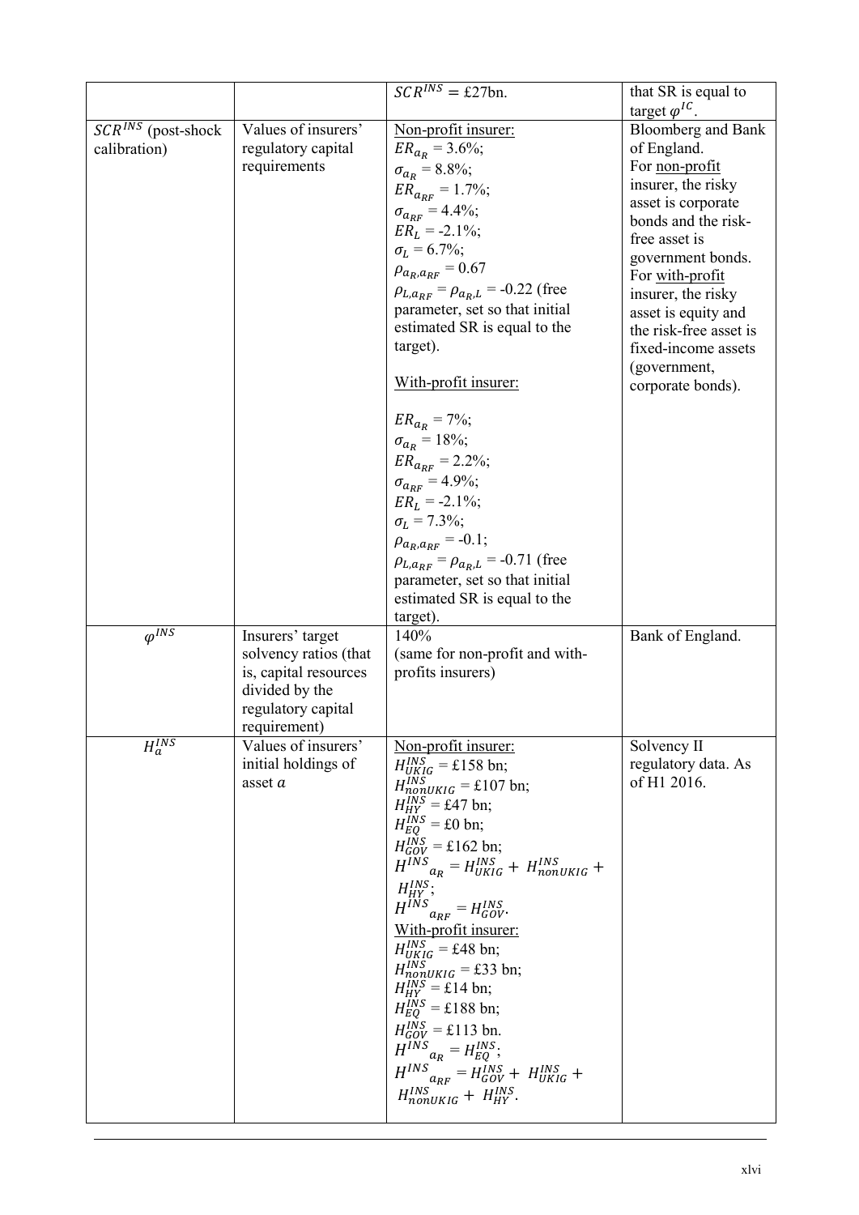| | | $SCR^{INS}$ = £27bn. | that SR is equal to target $\varphi^{IC}$. |
|---|---|---|---|
| $SCR^{INS}$ (post-shock calibration) | Values of insurers' regulatory capital requirements | Non-profit insurer:<br>$ER_{a_R}$ = 3.6%;<br>$\sigma_{a_R}$ = 8.8%;<br>$ER_{a_{RF}}$ = 1.7%;<br>$\sigma_{a_{RF}}$ = 4.4%;<br>$ER_L$ = -2.1%;<br>$\sigma_L$ = 6.7%;<br>$\rho_{a_R,a_{RF}}$ = 0.67<br>$\rho_{L,a_{RF}} = \rho_{a_R,L}$ = -0.22 (free parameter, set so that initial estimated SR is equal to the target).<br><br>With-profit insurer:<br><br>$ER_{a_R}$ = 7%;<br>$\sigma_{a_R}$ = 18%;<br>$ER_{a_{RF}}$ = 2.2%;<br>$\sigma_{a_{RF}}$ = 4.9%;<br>$ER_L$ = -2.1%;<br>$\sigma_L$ = 7.3%;<br>$\rho_{a_R,a_{RF}}$ = -0.1;<br>$\rho_{L,a_{RF}} = \rho_{a_R,L}$ = -0.71 (free parameter, set so that initial estimated SR is equal to the target). | Bloomberg and Bank of England.<br>For non-profit insurer, the risky asset is corporate bonds and the risk-free asset is government bonds.<br>For with-profit insurer, the risky asset is equity and the risk-free asset is fixed-income assets (government, corporate bonds). |
| $\varphi^{INS}$ | Insurers' target solvency ratios (that is, capital resources divided by the regulatory capital requirement) | 140%<br>(same for non-profit and with-profits insurers) | Bank of England. |
| $H_a^{INS}$ | Values of insurers' initial holdings of asset $a$ | Non-profit insurer:<br>$H_{UKIG}^{INS}$ = £158 bn;<br>$H_{nonUKIG}^{INS}$ = £107 bn;<br>$H_{HY}^{INS}$ = £47 bn;<br>$H_{EQ}^{INS}$ = £0 bn;<br>$H_{GOV}^{INS}$ = £162 bn;<br>${H^{INS}}_{a_R} = H_{UKIG}^{INS} + H_{nonUKIG}^{INS} + H_{HY}^{INS}$;<br>${H^{INS}}_{a_{RF}} = H_{GOV}^{INS}$.<br>With-profit insurer:<br>$H_{UKIG}^{INS}$ = £48 bn;<br>$H_{nonUKIG}^{INS}$ = £33 bn;<br>$H_{HY}^{INS}$ = £14 bn;<br>$H_{EQ}^{INS}$ = £188 bn;<br>$H_{GOV}^{INS}$ = £113 bn.<br>${H^{INS}}_{a_R} = H_{EQ}^{INS}$;<br>${H^{INS}}_{a_{RF}} = H_{GOV}^{INS} + H_{UKIG}^{INS} + H_{nonUKIG}^{INS} + H_{HY}^{INS}$. | Solvency II regulatory data. As of H1 2016. |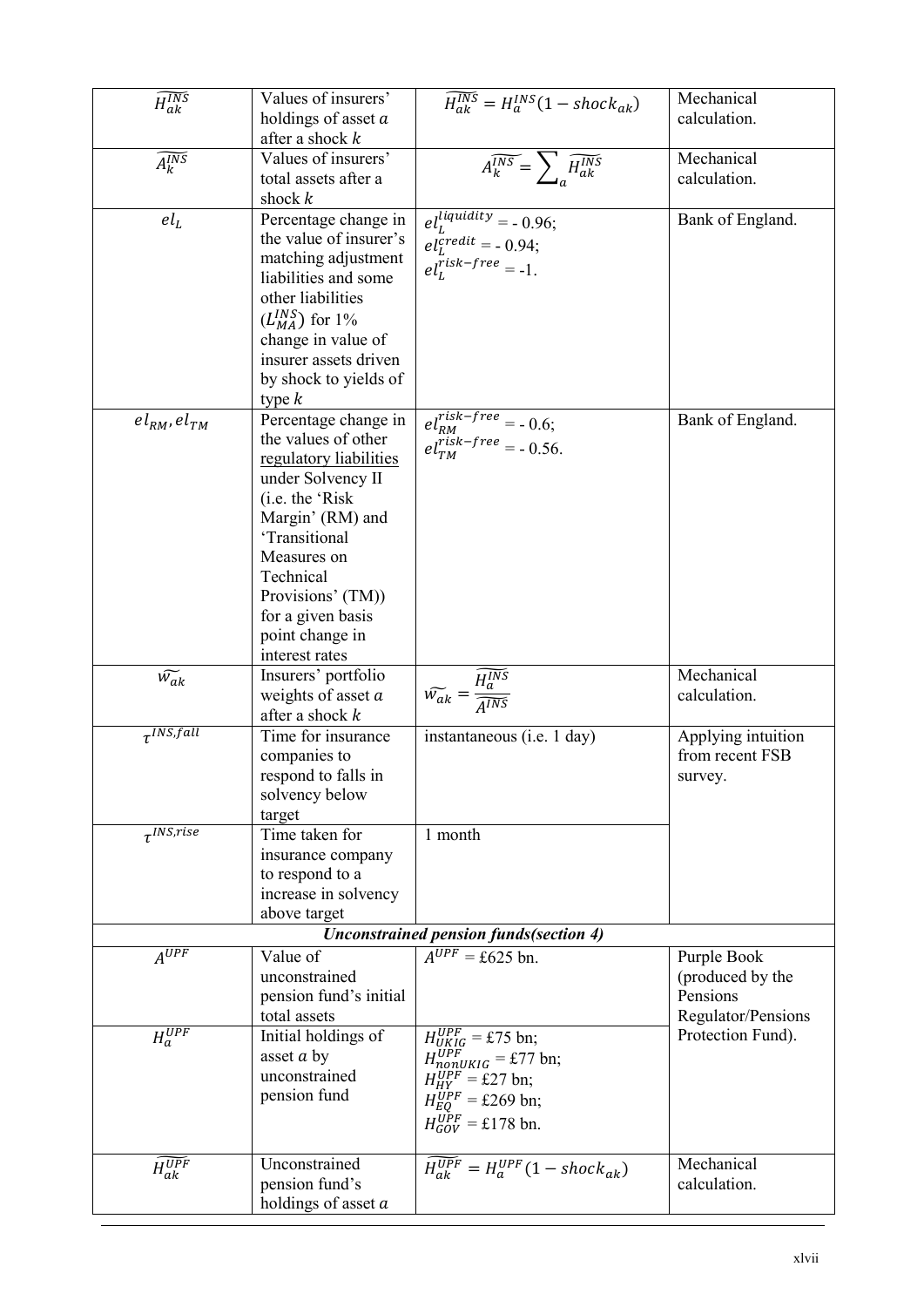| | | | |
|---|---|---|---|
| $\widetilde{H_{ak}^{INS}}$ | Values of insurers' holdings of asset $a$ after a shock $k$ | $\widetilde{H_{ak}^{INS}} = H_a^{INS}(1 - shock_{ak})$ | Mechanical calculation. |
| $\widetilde{A_k^{INS}}$ | Values of insurers' total assets after a shock $k$ | $\widetilde{A_k^{INS}} = \sum_a \widetilde{H_{ak}^{INS}}$ | Mechanical calculation. |
| $el_L$ | Percentage change in the value of insurer's matching adjustment liabilities and some other liabilities ($L_{MA}^{INS}$) for 1% change in value of insurer assets driven by shock to yields of type $k$ | $el_L^{liquidity}$ = - 0.96; $el_L^{credit}$ = - 0.94; $el_L^{risk-free}$ = -1. | Bank of England. |
| $el_{RM}, el_{TM}$ | Percentage change in the values of other regulatory liabilities under Solvency II (i.e. the 'Risk Margin' (RM) and 'Transitional Measures on Technical Provisions' (TM)) for a given basis point change in interest rates | $el_{RM}^{risk-free}$ = - 0.6; $el_{TM}^{risk-free}$ = - 0.56. | Bank of England. |
| $\widetilde{w_{ak}}$ | Insurers' portfolio weights of asset $a$ after a shock $k$ | $\widetilde{w_{ak}} = \frac{\widetilde{H_a^{INS}}}{\widetilde{A^{INS}}}$ | Mechanical calculation. |
| $\tau^{INS,fall}$ | Time for insurance companies to respond to falls in solvency below target | instantaneous (i.e. 1 day) | Applying intuition from recent FSB survey. |
| $\tau^{INS,rise}$ | Time taken for insurance company to respond to a increase in solvency above target | 1 month | |
| ***Unconstrained pension funds(section 4)*** | | | |
| $A^{UPF}$ | Value of unconstrained pension fund's initial total assets | $A^{UPF}$ = £625 bn. | Purple Book (produced by the Pensions Regulator/Pensions Protection Fund). |
| $H_a^{UPF}$ | Initial holdings of asset $a$ by unconstrained pension fund | $H_{UKIG}^{UPF}$ = £75 bn; $H_{nonUKIG}^{UPF}$ = £77 bn; $H_{HY}^{UPF}$ = £27 bn; $H_{EQ}^{UPF}$ = £269 bn; $H_{GOV}^{UPF}$ = £178 bn. | |
| $\widetilde{H_{ak}^{UPF}}$ | Unconstrained pension fund's holdings of asset $a$ | $\widetilde{H_{ak}^{UPF}} = H_a^{UPF}(1 - shock_{ak})$ | Mechanical calculation. |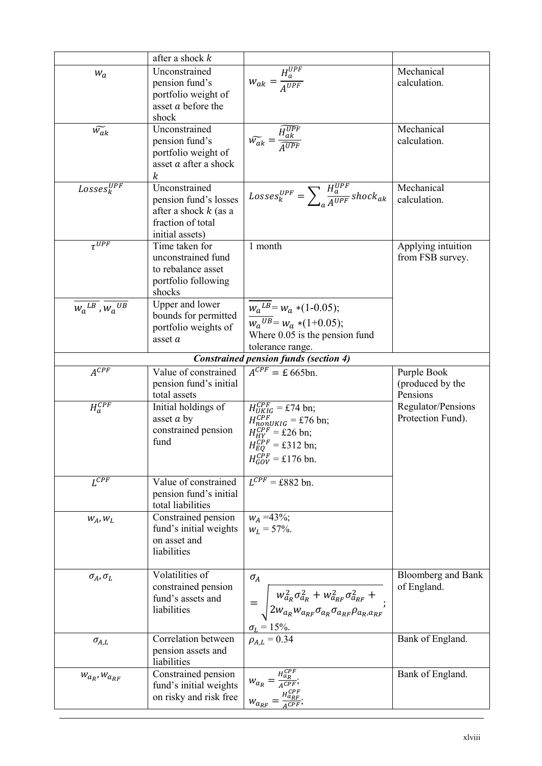| | after a shock $k$ | | |
|---|---|---|---|
| $w_a$ | Unconstrained pension fund's portfolio weight of asset $a$ before the shock | $w_{ak} = \frac{H_a^{UPF}}{A^{UPF}}$ | Mechanical calculation. |
| $\widetilde{w_{ak}}$ | Unconstrained pension fund's portfolio weight of asset $a$ after a shock $k$ | $\widetilde{w_{ak}} = \frac{\widetilde{H_{ak}^{UPF}}}{\widetilde{A^{UPF}}}$ | Mechanical calculation. |
| $Losses_k^{UPF}$ | Unconstrained pension fund's losses after a shock $k$ (as a fraction of total initial assets) | $Losses_k^{UPF} = \sum_a \frac{H_a^{UPF}}{A^{UPF}} shock_{ak}$ | Mechanical calculation. |
| $\tau^{UPF}$ | Time taken for unconstrained fund to rebalance asset portfolio following shocks | 1 month | Applying intuition from FSB survey. |
| $\overline{w_a}^{LB}, \overline{w_a}^{UB}$ | Upper and lower bounds for permitted portfolio weights of asset $a$ | $\overline{w_a}^{LB} = w_a *(1-0.05)$; $\overline{w_a}^{UB} = w_a *(1+0.05)$; Where 0.05 is the pension fund tolerance range. | |
| ***Constrained pension funds (section 4)*** | | | |
| $A^{CPF}$ | Value of constrained pension fund's initial total assets | $A^{CPF} =$ £ 665bn. | Purple Book (produced by the Pensions Regulator/Pensions Protection Fund). |
| $H_a^{CPF}$ | Initial holdings of asset $a$ by constrained pension fund | $H_{UKIG}^{CPF}$ = £74 bn; $H_{nonUKIG}^{CPF}$ = £76 bn; $H_{HY}^{CPF}$ = £26 bn; $H_{EQ}^{CPF}$ = £312 bn; $H_{GOV}^{CPF}$ = £176 bn. | |
| $L^{CPF}$ | Value of constrained pension fund's initial total liabilities | $L^{CPF}$ = £882 bn. | |
| $w_A, w_L$ | Constrained pension fund's initial weights on asset and liabilities | $w_A$ =43%; $w_L$ = 57%. | |
| $\sigma_A, \sigma_L$ | Volatilities of constrained pension fund's assets and liabilities | $\sigma_A = \sqrt{w_{a_R}^2\sigma_{a_R}^2 + w_{a_{RF}}^2\sigma_{a_{RF}}^2 + 2w_{a_R}w_{a_{RF}}\sigma_{a_R}\sigma_{a_{RF}}\rho_{a_R,a_{RF}}}$; $\sigma_L$ = 15%. | Bloomberg and Bank of England. |
| $\sigma_{A,L}$ | Correlation between pension assets and liabilities | $\rho_{A,L}$ = 0.34 | Bank of England. |
| $w_{a_R}, w_{a_{RF}}$ | Constrained pension fund's initial weights on risky and risk free | $w_{a_R} = \frac{H_{a_R}^{CPF}}{A^{CPF}}$; $w_{a_{RF}} = \frac{H_{a_{RF}}^{CPF}}{A^{CPF}}$; | Bank of England. |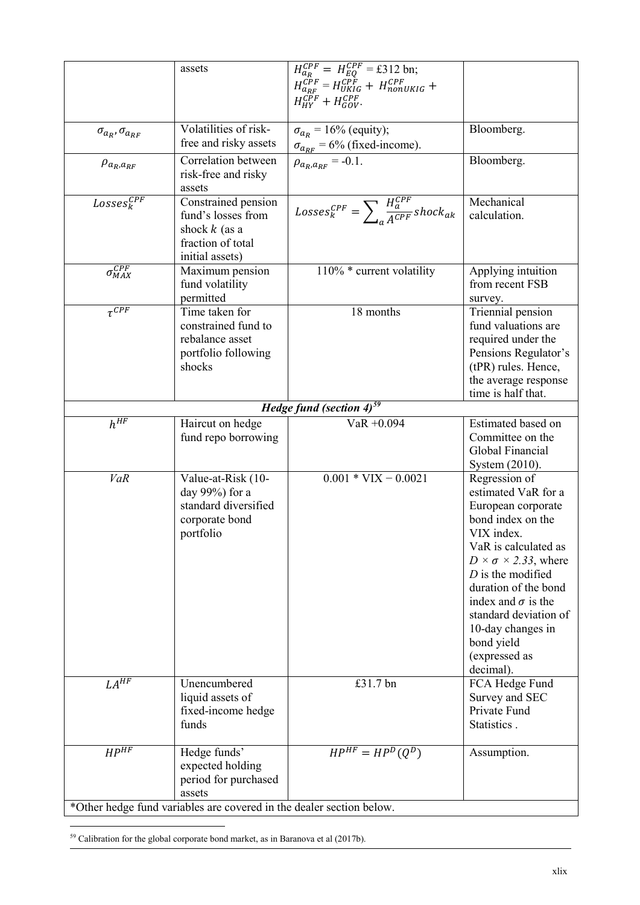| | assets | $H_{a_R}^{CPF} = H_{EQ}^{CPF}$ = £312 bn; $H_{a_{RF}}^{CPF} = H_{UKIG}^{CPF} + H_{nonUKIG}^{CPF} + H_{HY}^{CPF} + H_{GOV}^{CPF}$. | |
|---|---|---|---|
| $\sigma_{a_R}, \sigma_{a_{RF}}$ | Volatilities of risk-free and risky assets | $\sigma_{a_R}$ = 16% (equity); $\sigma_{a_{RF}}$ = 6% (fixed-income). | Bloomberg. |
| $\rho_{a_R, a_{RF}}$ | Correlation between risk-free and risky assets | $\rho_{a_R, a_{RF}}$ = -0.1. | Bloomberg. |
| $Losses_k^{CPF}$ | Constrained pension fund's losses from shock $k$ (as a fraction of total initial assets) | $Losses_k^{CPF} = \sum_a \frac{H_a^{CPF}}{A^{CPF}} shock_{ak}$ | Mechanical calculation. |
| $\sigma_{MAX}^{CPF}$ | Maximum pension fund volatility permitted | 110% * current volatility | Applying intuition from recent FSB survey. |
| $\tau^{CPF}$ | Time taken for constrained fund to rebalance asset portfolio following shocks | 18 months | Triennial pension fund valuations are required under the Pensions Regulator's (tPR) rules. Hence, the average response time is half that. |
| ***Hedge fund (section 4)***[59] | | | |
| $h^{HF}$ | Haircut on hedge fund repo borrowing | VaR +0.094 | Estimated based on Committee on the Global Financial System (2010). |
| *VaR* | Value-at-Risk (10-day 99%) for a standard diversified corporate bond portfolio | 0.001 * VIX − 0.0021 | Regression of estimated VaR for a European corporate bond index on the VIX index. VaR is calculated as $D \times \sigma \times 2.33$, where $D$ is the modified duration of the bond index and $\sigma$ is the standard deviation of 10-day changes in bond yield (expressed as decimal). |
| $LA^{HF}$ | Unencumbered liquid assets of fixed-income hedge funds | £31.7 bn | FCA Hedge Fund Survey and SEC Private Fund Statistics . |
| $HP^{HF}$ | Hedge funds' expected holding period for purchased assets | $HP^{HF} = HP^D(Q^D)$ | Assumption. |
| *Other hedge fund variables are covered in the dealer section below. | | | |

[59] Calibration for the global corporate bond market, as in Baranova et al (2017b).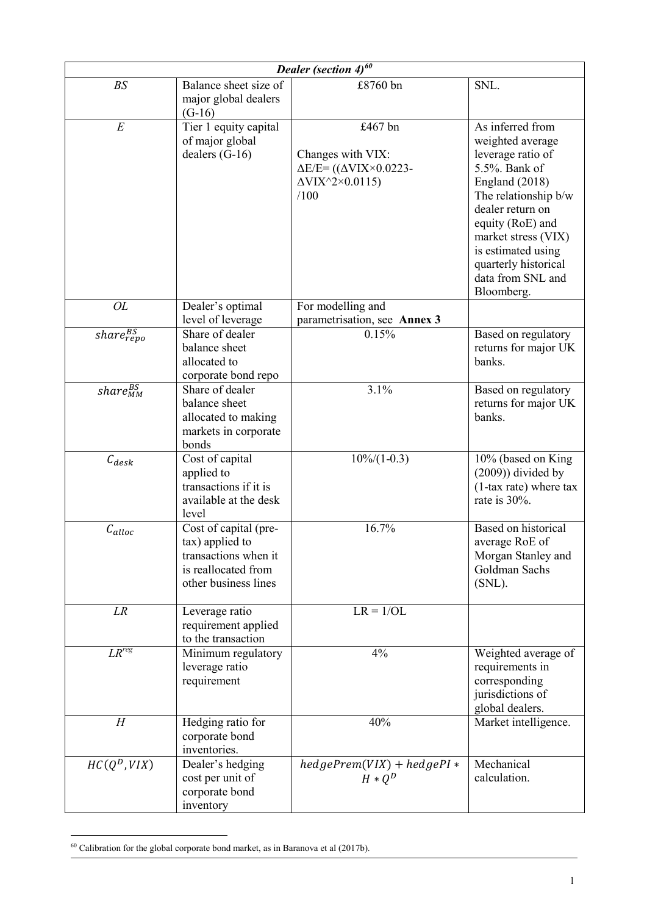| ***Dealer (section 4)***[60] | | | |
|---|---|---|---|
| $BS$ | Balance sheet size of major global dealers (G-16) | £8760 bn | SNL. |
| $E$ | Tier 1 equity capital of major global dealers (G-16) | £467 bn<br><br>Changes with VIX:<br>$\Delta E/E = ((\Delta VIX \times 0.0223 - \Delta VIX^2 \times 0.0115)/100$ | As inferred from weighted average leverage ratio of 5.5%. Bank of England (2018)<br>The relationship b/w dealer return on equity (RoE) and market stress (VIX) is estimated using quarterly historical data from SNL and Bloomberg. |
| $OL$ | Dealer's optimal level of leverage | For modelling and parametrisation, see **Annex 3** | |
| $share_{repo}^{BS}$ | Share of dealer balance sheet allocated to corporate bond repo | 0.15% | Based on regulatory returns for major UK banks. |
| $share_{MM}^{BS}$ | Share of dealer balance sheet allocated to making markets in corporate bonds | 3.1% | Based on regulatory returns for major UK banks. |
| $C_{desk}$ | Cost of capital applied to transactions if it is available at the desk level | 10%/(1-0.3) | 10% (based on King (2009)) divided by (1-tax rate) where tax rate is 30%. |
| $C_{alloc}$ | Cost of capital (pre-tax) applied to transactions when it is reallocated from other business lines | 16.7% | Based on historical average RoE of Morgan Stanley and Goldman Sachs (SNL). |
| $LR$ | Leverage ratio requirement applied to the transaction | $LR = 1/OL$ | |
| $LR^{reg}$ | Minimum regulatory leverage ratio requirement | 4% | Weighted average of requirements in corresponding jurisdictions of global dealers. |
| $H$ | Hedging ratio for corporate bond inventories. | 40% | Market intelligence. |
| $HC(Q^D, VIX)$ | Dealer's hedging cost per unit of corporate bond inventory | $hedgePrem(VIX) + hedgePI * H * Q^D$ | Mechanical calculation. |

[60] Calibration for the global corporate bond market, as in Baranova et al (2017b).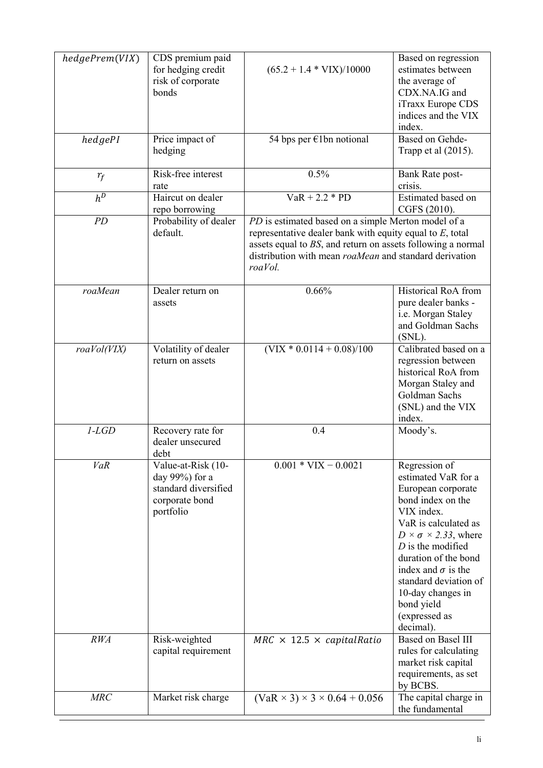| | | | |
|---|---|---|---|
| $hedgePrem(VIX)$ | CDS premium paid for hedging credit risk of corporate bonds | (65.2 + 1.4 * VIX)/10000 | Based on regression estimates between the average of CDX.NA.IG and iTraxx Europe CDS indices and the VIX index. |
| $hedgePI$ | Price impact of hedging | 54 bps per €1bn notional | Based on Gehde-Trapp et al (2015). |
| $r_f$ | Risk-free interest rate | 0.5% | Bank Rate post-crisis. |
| $h^D$ | Haircut on dealer repo borrowing | VaR + 2.2 * PD | Estimated based on CGFS (2010). |
| *PD* | Probability of dealer default. | *PD* is estimated based on a simple Merton model of a representative dealer bank with equity equal to *E*, total assets equal to *BS*, and return on assets following a normal distribution with mean *roaMean* and standard derivation *roaVol.* | |
| *roaMean* | Dealer return on assets | 0.66% | Historical RoA from pure dealer banks - i.e. Morgan Staley and Goldman Sachs (SNL). |
| *roaVol(VIX)* | Volatility of dealer return on assets | (VIX * 0.0114 + 0.08)/100 | Calibrated based on a regression between historical RoA from Morgan Staley and Goldman Sachs (SNL) and the VIX index. |
| *1-LGD* | Recovery rate for dealer unsecured debt | 0.4 | Moody's. |
| *VaR* | Value-at-Risk (10-day 99%) for a standard diversified corporate bond portfolio | 0.001 * VIX − 0.0021 | Regression of estimated VaR for a European corporate bond index on the VIX index. VaR is calculated as $D \times \sigma \times 2.33$, where $D$ is the modified duration of the bond index and $\sigma$ is the standard deviation of 10-day changes in bond yield (expressed as decimal). |
| *RWA* | Risk-weighted capital requirement | $MRC \times 12.5 \times capitalRatio$ | Based on Basel III rules for calculating market risk capital requirements, as set by BCBS. |
| *MRC* | Market risk charge | (VaR × 3) × 3 × 0.64 + 0.056 | The capital charge in the fundamental |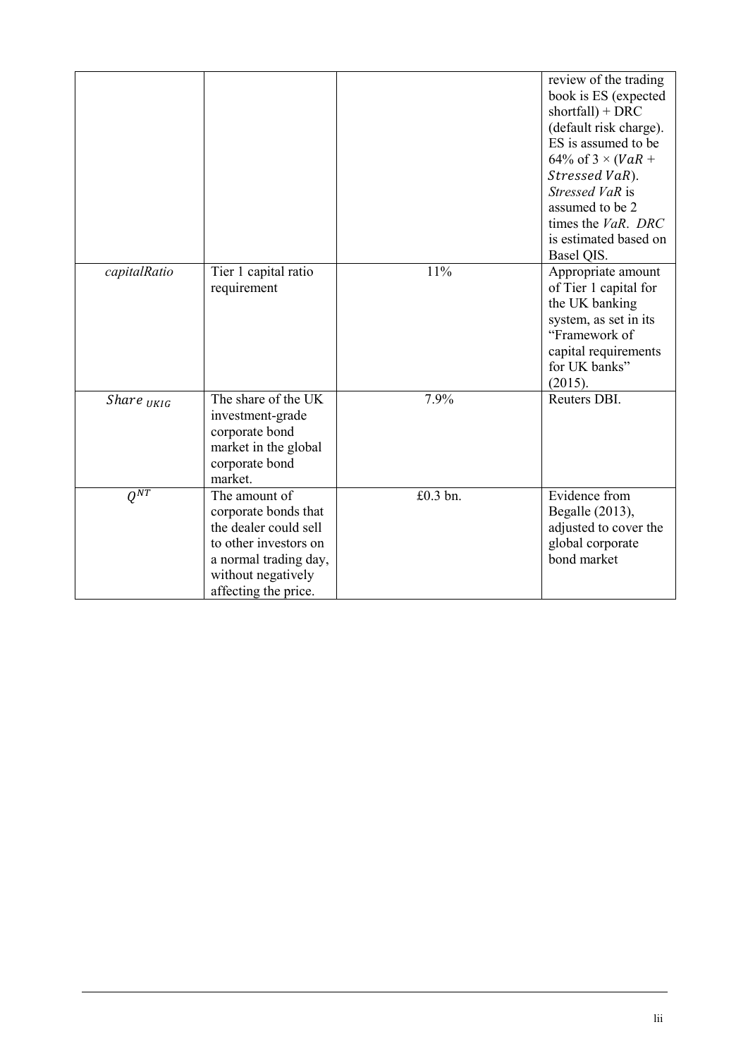| | | | review of the trading book is ES (expected shortfall) + DRC (default risk charge). ES is assumed to be 64% of 3 × ($VaR$ + $Stressed\ VaR$). *Stressed VaR* is assumed to be 2 times the *VaR*. *DRC* is estimated based on Basel QIS. |
|---|---|---|---|
| *capitalRatio* | Tier 1 capital ratio requirement | 11% | Appropriate amount of Tier 1 capital for the UK banking system, as set in its "Framework of capital requirements for UK banks" (2015). |
| $Share_{UKIG}$ | The share of the UK investment-grade corporate bond market in the global corporate bond market. | 7.9% | Reuters DBI. |
| $Q^{NT}$ | The amount of corporate bonds that the dealer could sell to other investors on a normal trading day, without negatively affecting the price. | £0.3 bn. | Evidence from Begalle (2013), adjusted to cover the global corporate bond market |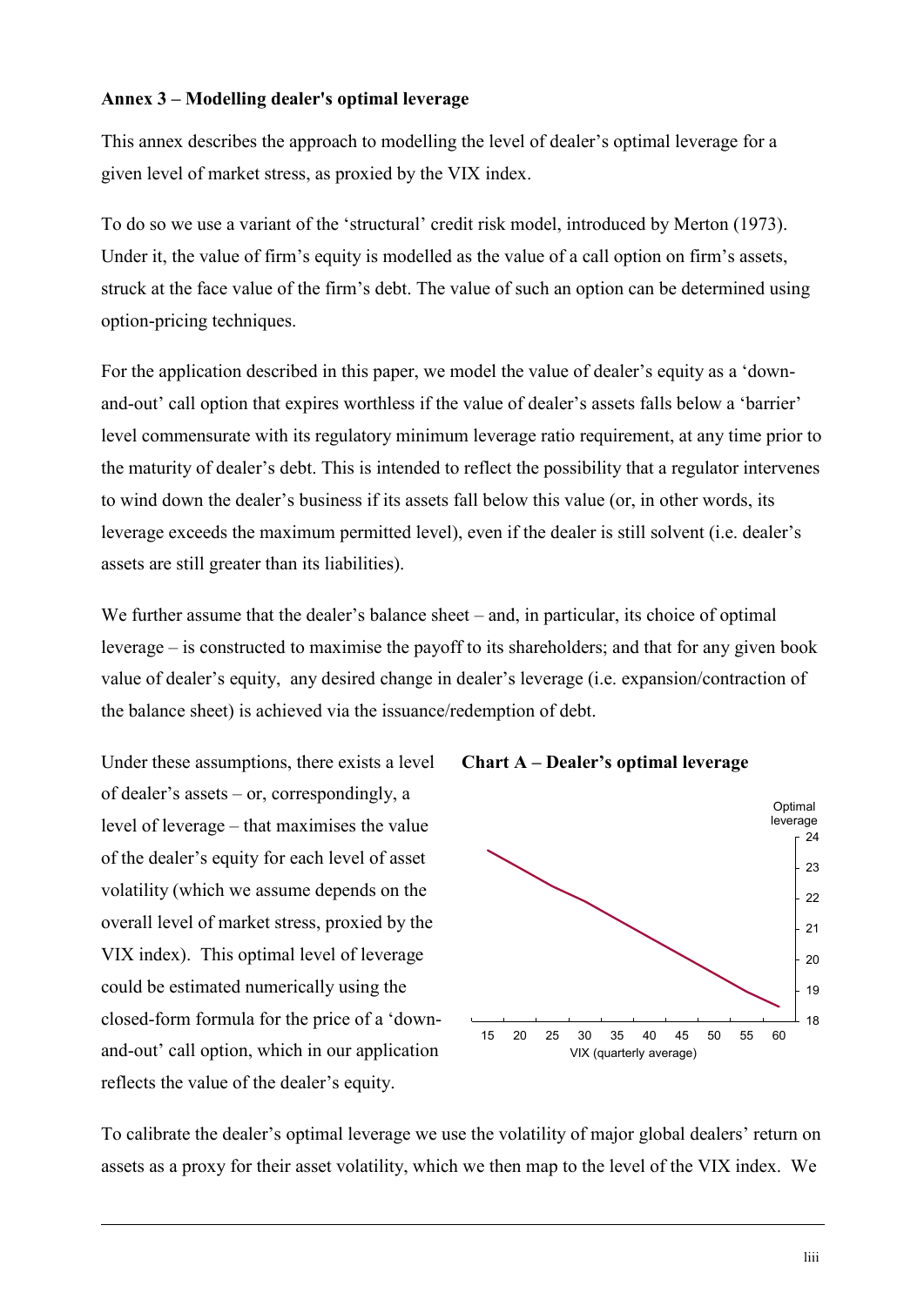**Annex 3 – Modelling dealer's optimal leverage**

This annex describes the approach to modelling the level of dealer's optimal leverage for a given level of market stress, as proxied by the VIX index.

To do so we use a variant of the 'structural' credit risk model, introduced by Merton (1973). Under it, the value of firm's equity is modelled as the value of a call option on firm's assets, struck at the face value of the firm's debt. The value of such an option can be determined using option-pricing techniques.

For the application described in this paper, we model the value of dealer's equity as a 'down-and-out' call option that expires worthless if the value of dealer's assets falls below a 'barrier' level commensurate with its regulatory minimum leverage ratio requirement, at any time prior to the maturity of dealer's debt. This is intended to reflect the possibility that a regulator intervenes to wind down the dealer's business if its assets fall below this value (or, in other words, its leverage exceeds the maximum permitted level), even if the dealer is still solvent (i.e. dealer's assets are still greater than its liabilities).

We further assume that the dealer's balance sheet – and, in particular, its choice of optimal leverage – is constructed to maximise the payoff to its shareholders; and that for any given book value of dealer's equity, any desired change in dealer's leverage (i.e. expansion/contraction of the balance sheet) is achieved via the issuance/redemption of debt.

Under these assumptions, there exists a level of dealer's assets – or, correspondingly, a level of leverage – that maximises the value of the dealer's equity for each level of asset volatility (which we assume depends on the overall level of market stress, proxied by the VIX index). This optimal level of leverage could be estimated numerically using the closed-form formula for the price of a 'down-and-out' call option, which in our application reflects the value of the dealer's equity.

**Chart A – Dealer's optimal leverage**

To calibrate the dealer's optimal leverage we use the volatility of major global dealers' return on assets as a proxy for their asset volatility, which we then map to the level of the VIX index. We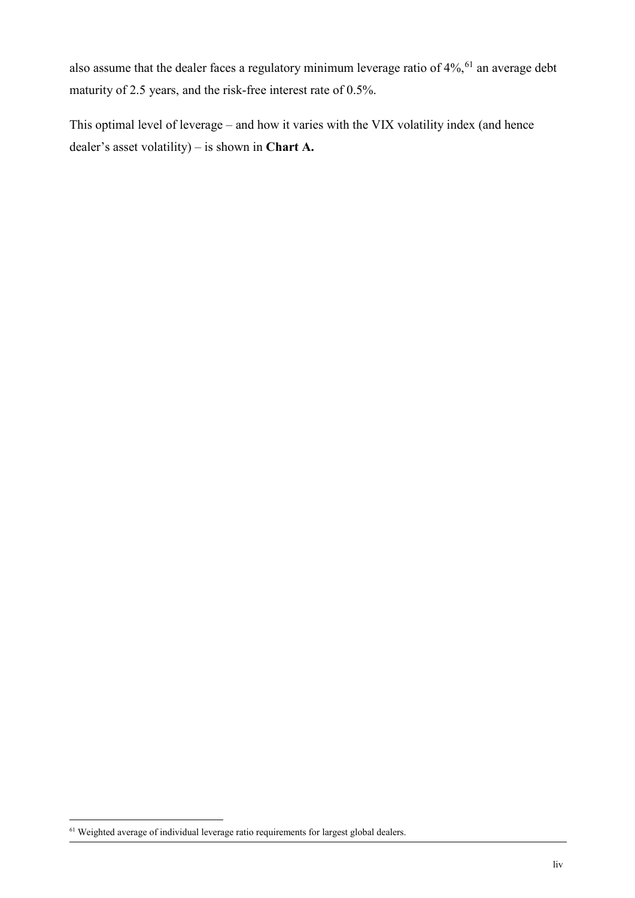also assume that the dealer faces a regulatory minimum leverage ratio of 4%,[61] an average debt maturity of 2.5 years, and the risk-free interest rate of 0.5%.

This optimal level of leverage – and how it varies with the VIX volatility index (and hence dealer's asset volatility) – is shown in **Chart A.**

[61] Weighted average of individual leverage ratio requirements for largest global dealers.